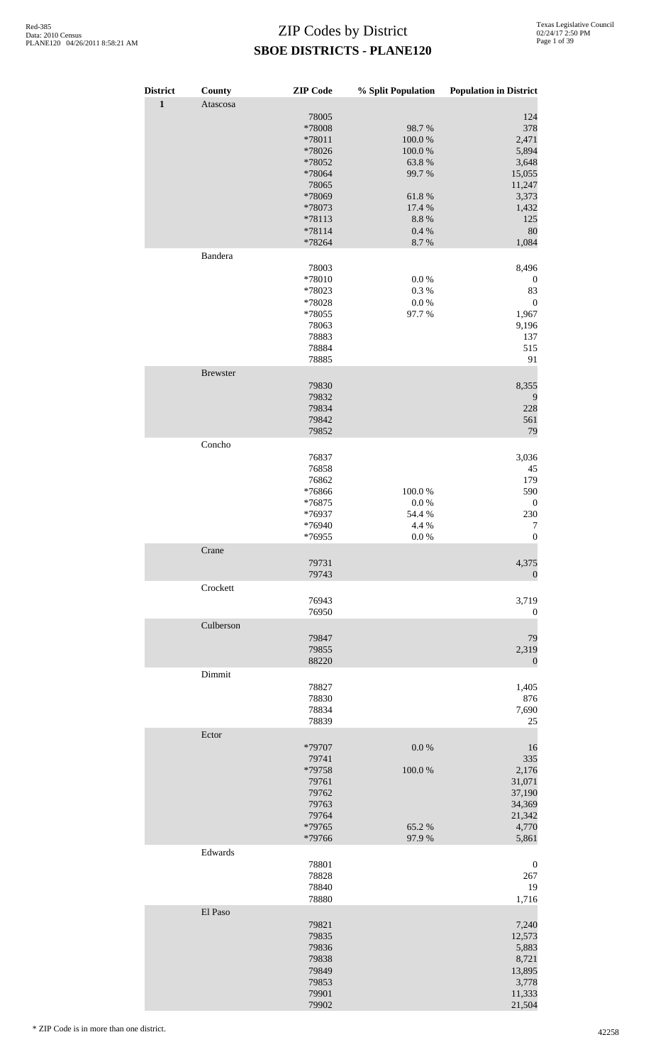# ZIP Codes by District

## SBOE DISTRICTS - PLANE120

| District | County | ZIP Code | % Split Population | Population in District |
|---|---|---|---|---|
| 1 | Atascosa | | | |
| | | 78005 | | 124 |
| | | *78008 | 98.7 % | 378 |
| | | *78011 | 100.0 % | 2,471 |
| | | *78026 | 100.0 % | 5,894 |
| | | *78052 | 63.8 % | 3,648 |
| | | *78064 | 99.7 % | 15,055 |
| | | 78065 | | 11,247 |
| | | *78069 | 61.8 % | 3,373 |
| | | *78073 | 17.4 % | 1,432 |
| | | *78113 | 8.8 % | 125 |
| | | *78114 | 0.4 % | 80 |
| | | *78264 | 8.7 % | 1,084 |
| | Bandera | | | |
| | | 78003 | | 8,496 |
| | | *78010 | 0.0 % | 0 |
| | | *78023 | 0.3 % | 83 |
| | | *78028 | 0.0 % | 0 |
| | | *78055 | 97.7 % | 1,967 |
| | | 78063 | | 9,196 |
| | | 78883 | | 137 |
| | | 78884 | | 515 |
| | | 78885 | | 91 |
| | Brewster | | | |
| | | 79830 | | 8,355 |
| | | 79832 | | 9 |
| | | 79834 | | 228 |
| | | 79842 | | 561 |
| | | 79852 | | 79 |
| | Concho | | | |
| | | 76837 | | 3,036 |
| | | 76858 | | 45 |
| | | 76862 | | 179 |
| | | *76866 | 100.0 % | 590 |
| | | *76875 | 0.0 % | 0 |
| | | *76937 | 54.4 % | 230 |
| | | *76940 | 4.4 % | 7 |
| | | *76955 | 0.0 % | 0 |
| | Crane | | | |
| | | 79731 | | 4,375 |
| | | 79743 | | 0 |
| | Crockett | | | |
| | | 76943 | | 3,719 |
| | | 76950 | | 0 |
| | Culberson | | | |
| | | 79847 | | 79 |
| | | 79855 | | 2,319 |
| | | 88220 | | 0 |
| | Dimmit | | | |
| | | 78827 | | 1,405 |
| | | 78830 | | 876 |
| | | 78834 | | 7,690 |
| | | 78839 | | 25 |
| | Ector | | | |
| | | *79707 | 0.0 % | 16 |
| | | 79741 | | 335 |
| | | *79758 | 100.0 % | 2,176 |
| | | 79761 | | 31,071 |
| | | 79762 | | 37,190 |
| | | 79763 | | 34,369 |
| | | 79764 | | 21,342 |
| | | *79765 | 65.2 % | 4,770 |
| | | *79766 | 97.9 % | 5,861 |
| | Edwards | | | |
| | | 78801 | | 0 |
| | | 78828 | | 267 |
| | | 78840 | | 19 |
| | | 78880 | | 1,716 |
| | El Paso | | | |
| | | 79821 | | 7,240 |
| | | 79835 | | 12,573 |
| | | 79836 | | 5,883 |
| | | 79838 | | 8,721 |
| | | 79849 | | 13,895 |
| | | 79853 | | 3,778 |
| | | 79901 | | 11,333 |
| | | 79902 | | 21,504 |

\* ZIP Code is in more than one district.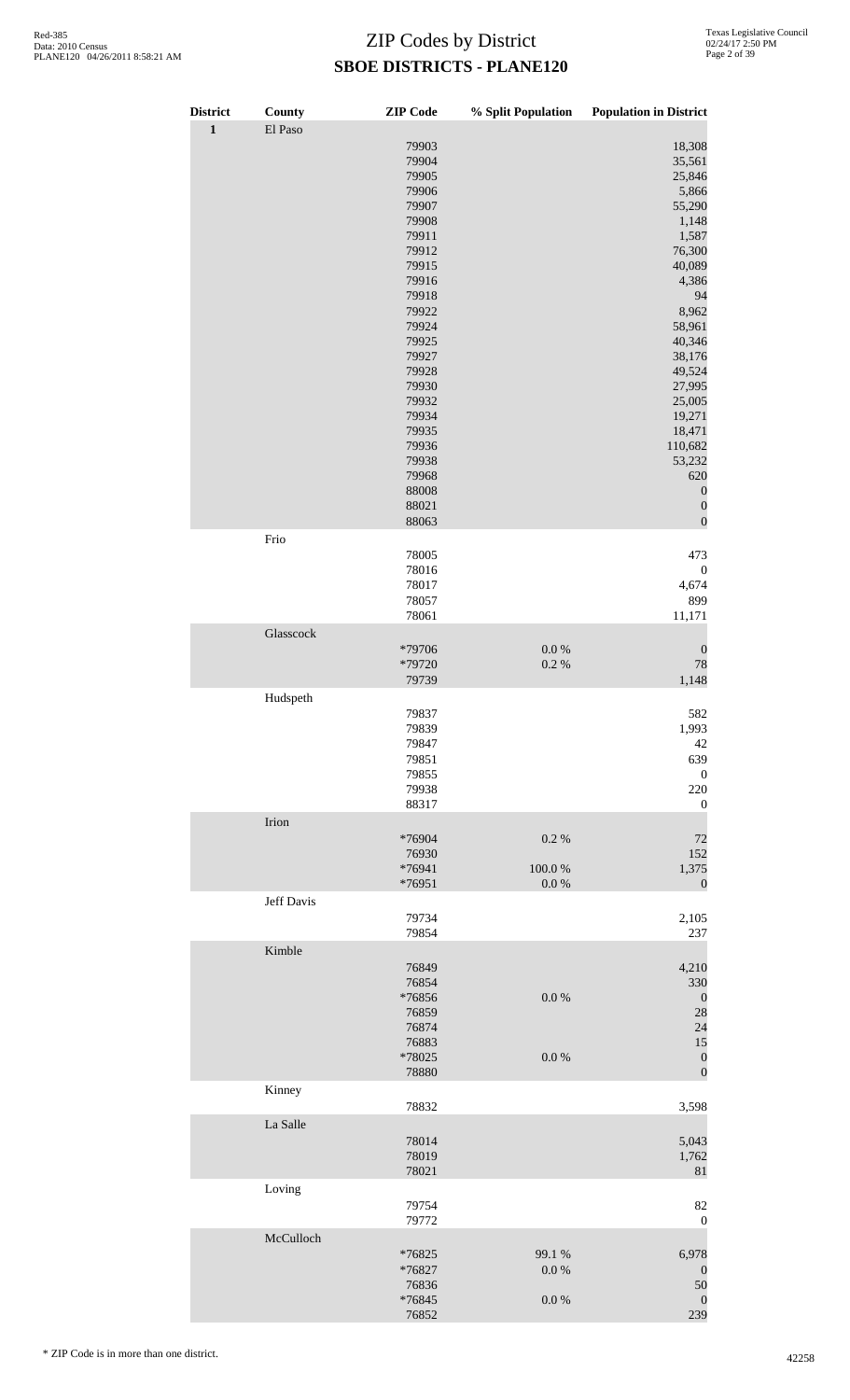# ZIP Codes by District
## SBOE DISTRICTS - PLANE120

| District | County | ZIP Code | % Split Population | Population in District |
|---|---|---|---|---|
| 1 | El Paso | | | |
| | | 79903 | | 18,308 |
| | | 79904 | | 35,561 |
| | | 79905 | | 25,846 |
| | | 79906 | | 5,866 |
| | | 79907 | | 55,290 |
| | | 79908 | | 1,148 |
| | | 79911 | | 1,587 |
| | | 79912 | | 76,300 |
| | | 79915 | | 40,089 |
| | | 79916 | | 4,386 |
| | | 79918 | | 94 |
| | | 79922 | | 8,962 |
| | | 79924 | | 58,961 |
| | | 79925 | | 40,346 |
| | | 79927 | | 38,176 |
| | | 79928 | | 49,524 |
| | | 79930 | | 27,995 |
| | | 79932 | | 25,005 |
| | | 79934 | | 19,271 |
| | | 79935 | | 18,471 |
| | | 79936 | | 110,682 |
| | | 79938 | | 53,232 |
| | | 79968 | | 620 |
| | | 88008 | | 0 |
| | | 88021 | | 0 |
| | | 88063 | | 0 |
| | Frio | | | |
| | | 78005 | | 473 |
| | | 78016 | | 0 |
| | | 78017 | | 4,674 |
| | | 78057 | | 899 |
| | | 78061 | | 11,171 |
| | Glasscock | | | |
| | | *79706 | 0.0 % | 0 |
| | | *79720 | 0.2 % | 78 |
| | | 79739 | | 1,148 |
| | Hudspeth | | | |
| | | 79837 | | 582 |
| | | 79839 | | 1,993 |
| | | 79847 | | 42 |
| | | 79851 | | 639 |
| | | 79855 | | 0 |
| | | 79938 | | 220 |
| | | 88317 | | 0 |
| | Irion | | | |
| | | *76904 | 0.2 % | 72 |
| | | 76930 | | 152 |
| | | *76941 | 100.0 % | 1,375 |
| | | *76951 | 0.0 % | 0 |
| | Jeff Davis | | | |
| | | 79734 | | 2,105 |
| | | 79854 | | 237 |
| | Kimble | | | |
| | | 76849 | | 4,210 |
| | | 76854 | | 330 |
| | | *76856 | 0.0 % | 0 |
| | | 76859 | | 28 |
| | | 76874 | | 24 |
| | | 76883 | | 15 |
| | | *78025 | 0.0 % | 0 |
| | | 78880 | | 0 |
| | Kinney | | | |
| | | 78832 | | 3,598 |
| | La Salle | | | |
| | | 78014 | | 5,043 |
| | | 78019 | | 1,762 |
| | | 78021 | | 81 |
| | Loving | | | |
| | | 79754 | | 82 |
| | | 79772 | | 0 |
| | McCulloch | | | |
| | | *76825 | 99.1 % | 6,978 |
| | | *76827 | 0.0 % | 0 |
| | | 76836 | | 50 |
| | | *76845 | 0.0 % | 0 |
| | | 76852 | | 239 |

\* ZIP Code is in more than one district.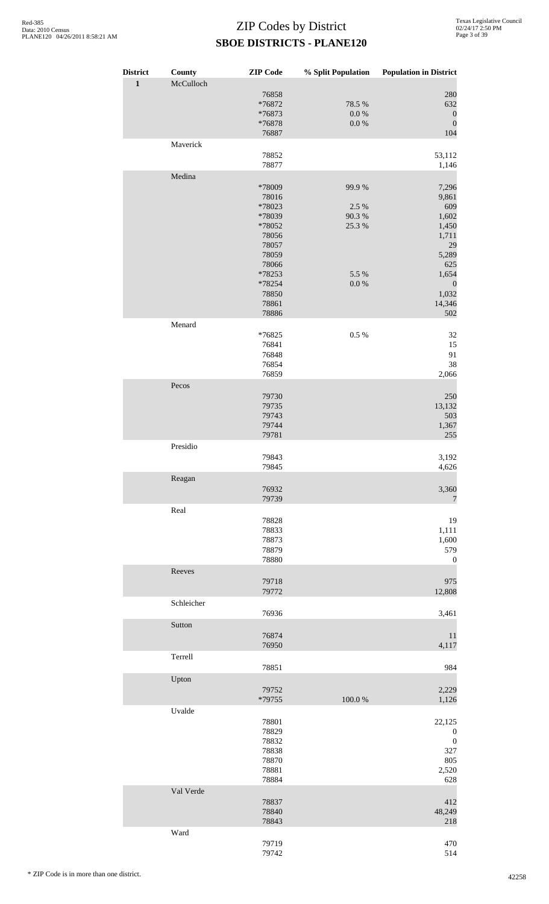# ZIP Codes by District
## SBOE DISTRICTS - PLANE120

| District | County | ZIP Code | % Split Population | Population in District |
|---|---|---|---|---|
| 1 | McCulloch | | | |
| | | 76858 | | 280 |
| | | *76872 | 78.5 % | 632 |
| | | *76873 | 0.0 % | 0 |
| | | *76878 | 0.0 % | 0 |
| | | 76887 | | 104 |
| | Maverick | | | |
| | | 78852 | | 53,112 |
| | | 78877 | | 1,146 |
| | Medina | | | |
| | | *78009 | 99.9 % | 7,296 |
| | | 78016 | | 9,861 |
| | | *78023 | 2.5 % | 609 |
| | | *78039 | 90.3 % | 1,602 |
| | | *78052 | 25.3 % | 1,450 |
| | | 78056 | | 1,711 |
| | | 78057 | | 29 |
| | | 78059 | | 5,289 |
| | | 78066 | | 625 |
| | | *78253 | 5.5 % | 1,654 |
| | | *78254 | 0.0 % | 0 |
| | | 78850 | | 1,032 |
| | | 78861 | | 14,346 |
| | | 78886 | | 502 |
| | Menard | | | |
| | | *76825 | 0.5 % | 32 |
| | | 76841 | | 15 |
| | | 76848 | | 91 |
| | | 76854 | | 38 |
| | | 76859 | | 2,066 |
| | Pecos | | | |
| | | 79730 | | 250 |
| | | 79735 | | 13,132 |
| | | 79743 | | 503 |
| | | 79744 | | 1,367 |
| | | 79781 | | 255 |
| | Presidio | | | |
| | | 79843 | | 3,192 |
| | | 79845 | | 4,626 |
| | Reagan | | | |
| | | 76932 | | 3,360 |
| | | 79739 | | 7 |
| | Real | | | |
| | | 78828 | | 19 |
| | | 78833 | | 1,111 |
| | | 78873 | | 1,600 |
| | | 78879 | | 579 |
| | | 78880 | | 0 |
| | Reeves | | | |
| | | 79718 | | 975 |
| | | 79772 | | 12,808 |
| | Schleicher | | | |
| | | 76936 | | 3,461 |
| | Sutton | | | |
| | | 76874 | | 11 |
| | | 76950 | | 4,117 |
| | Terrell | | | |
| | | 78851 | | 984 |
| | Upton | | | |
| | | 79752 | | 2,229 |
| | | *79755 | 100.0 % | 1,126 |
| | Uvalde | | | |
| | | 78801 | | 22,125 |
| | | 78829 | | 0 |
| | | 78832 | | 0 |
| | | 78838 | | 327 |
| | | 78870 | | 805 |
| | | 78881 | | 2,520 |
| | | 78884 | | 628 |
| | Val Verde | | | |
| | | 78837 | | 412 |
| | | 78840 | | 48,249 |
| | | 78843 | | 218 |
| | Ward | | | |
| | | 79719 | | 470 |
| | | 79742 | | 514 |

* ZIP Code is in more than one district.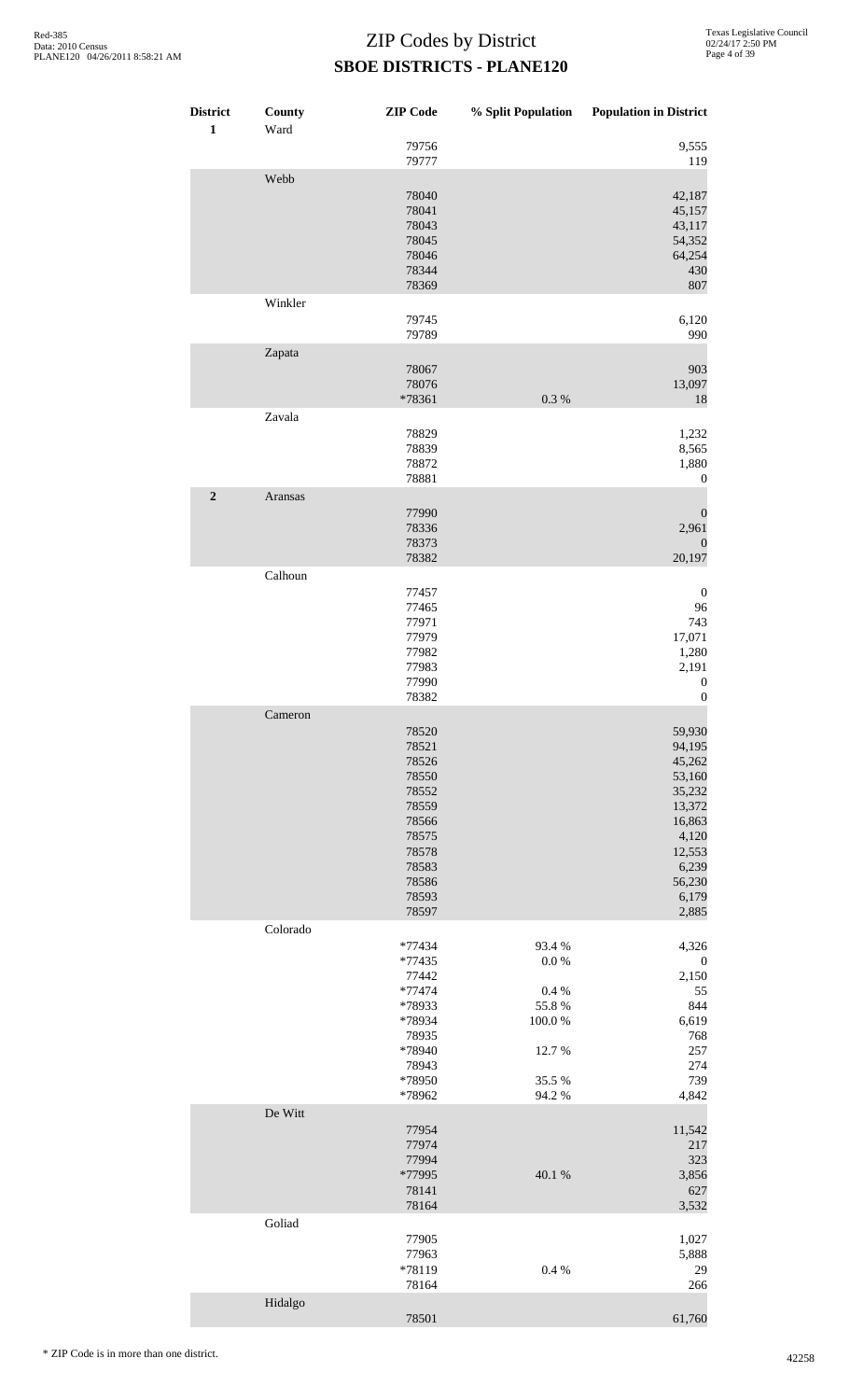# ZIP Codes by District

## SBOE DISTRICTS - PLANE120

| District | County | ZIP Code | % Split Population | Population in District |
|---|---|---|---|---|
| 1 | Ward | | | |
| | | 79756 | | 9,555 |
| | | 79777 | | 119 |
| | Webb | | | |
| | | 78040 | | 42,187 |
| | | 78041 | | 45,157 |
| | | 78043 | | 43,117 |
| | | 78045 | | 54,352 |
| | | 78046 | | 64,254 |
| | | 78344 | | 430 |
| | | 78369 | | 807 |
| | Winkler | | | |
| | | 79745 | | 6,120 |
| | | 79789 | | 990 |
| | Zapata | | | |
| | | 78067 | | 903 |
| | | 78076 | | 13,097 |
| | | *78361 | 0.3 % | 18 |
| | Zavala | | | |
| | | 78829 | | 1,232 |
| | | 78839 | | 8,565 |
| | | 78872 | | 1,880 |
| | | 78881 | | 0 |
| 2 | Aransas | | | |
| | | 77990 | | 0 |
| | | 78336 | | 2,961 |
| | | 78373 | | 0 |
| | | 78382 | | 20,197 |
| | Calhoun | | | |
| | | 77457 | | 0 |
| | | 77465 | | 96 |
| | | 77971 | | 743 |
| | | 77979 | | 17,071 |
| | | 77982 | | 1,280 |
| | | 77983 | | 2,191 |
| | | 77990 | | 0 |
| | | 78382 | | 0 |
| | Cameron | | | |
| | | 78520 | | 59,930 |
| | | 78521 | | 94,195 |
| | | 78526 | | 45,262 |
| | | 78550 | | 53,160 |
| | | 78552 | | 35,232 |
| | | 78559 | | 13,372 |
| | | 78566 | | 16,863 |
| | | 78575 | | 4,120 |
| | | 78578 | | 12,553 |
| | | 78583 | | 6,239 |
| | | 78586 | | 56,230 |
| | | 78593 | | 6,179 |
| | | 78597 | | 2,885 |
| | Colorado | | | |
| | | *77434 | 93.4 % | 4,326 |
| | | *77435 | 0.0 % | 0 |
| | | 77442 | | 2,150 |
| | | *77474 | 0.4 % | 55 |
| | | *78933 | 55.8 % | 844 |
| | | *78934 | 100.0 % | 6,619 |
| | | 78935 | | 768 |
| | | *78940 | 12.7 % | 257 |
| | | 78943 | | 274 |
| | | *78950 | 35.5 % | 739 |
| | | *78962 | 94.2 % | 4,842 |
| | De Witt | | | |
| | | 77954 | | 11,542 |
| | | 77974 | | 217 |
| | | 77994 | | 323 |
| | | *77995 | 40.1 % | 3,856 |
| | | 78141 | | 627 |
| | | 78164 | | 3,532 |
| | Goliad | | | |
| | | 77905 | | 1,027 |
| | | 77963 | | 5,888 |
| | | *78119 | 0.4 % | 29 |
| | | 78164 | | 266 |
| | Hidalgo | | | |
| | | 78501 | | 61,760 |

\* ZIP Code is in more than one district.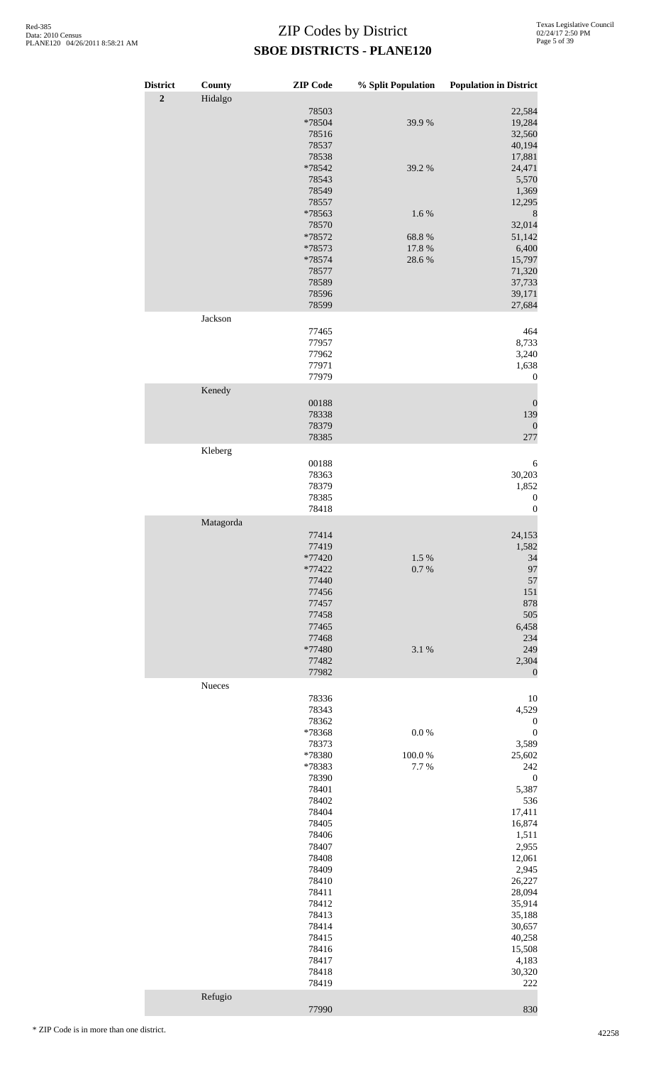# ZIP Codes by District

## SBOE DISTRICTS - PLANE120

| District | County | ZIP Code | % Split Population | Population in District |
|---|---|---|---|---|
| **2** | Hidalgo | | | |
| | | 78503 | | 22,584 |
| | | *78504 | 39.9 % | 19,284 |
| | | 78516 | | 32,560 |
| | | 78537 | | 40,194 |
| | | 78538 | | 17,881 |
| | | *78542 | 39.2 % | 24,471 |
| | | 78543 | | 5,570 |
| | | 78549 | | 1,369 |
| | | 78557 | | 12,295 |
| | | *78563 | 1.6 % | 8 |
| | | 78570 | | 32,014 |
| | | *78572 | 68.8 % | 51,142 |
| | | *78573 | 17.8 % | 6,400 |
| | | *78574 | 28.6 % | 15,797 |
| | | 78577 | | 71,320 |
| | | 78589 | | 37,733 |
| | | 78596 | | 39,171 |
| | | 78599 | | 27,684 |
| | Jackson | | | |
| | | 77465 | | 464 |
| | | 77957 | | 8,733 |
| | | 77962 | | 3,240 |
| | | 77971 | | 1,638 |
| | | 77979 | | 0 |
| | Kenedy | | | |
| | | 00188 | | 0 |
| | | 78338 | | 139 |
| | | 78379 | | 0 |
| | | 78385 | | 277 |
| | Kleberg | | | |
| | | 00188 | | 6 |
| | | 78363 | | 30,203 |
| | | 78379 | | 1,852 |
| | | 78385 | | 0 |
| | | 78418 | | 0 |
| | Matagorda | | | |
| | | 77414 | | 24,153 |
| | | 77419 | | 1,582 |
| | | *77420 | 1.5 % | 34 |
| | | *77422 | 0.7 % | 97 |
| | | 77440 | | 57 |
| | | 77456 | | 151 |
| | | 77457 | | 878 |
| | | 77458 | | 505 |
| | | 77465 | | 6,458 |
| | | 77468 | | 234 |
| | | *77480 | 3.1 % | 249 |
| | | 77482 | | 2,304 |
| | | 77982 | | 0 |
| | Nueces | | | |
| | | 78336 | | 10 |
| | | 78343 | | 4,529 |
| | | 78362 | | 0 |
| | | *78368 | 0.0 % | 0 |
| | | 78373 | | 3,589 |
| | | *78380 | 100.0 % | 25,602 |
| | | *78383 | 7.7 % | 242 |
| | | 78390 | | 0 |
| | | 78401 | | 5,387 |
| | | 78402 | | 536 |
| | | 78404 | | 17,411 |
| | | 78405 | | 16,874 |
| | | 78406 | | 1,511 |
| | | 78407 | | 2,955 |
| | | 78408 | | 12,061 |
| | | 78409 | | 2,945 |
| | | 78410 | | 26,227 |
| | | 78411 | | 28,094 |
| | | 78412 | | 35,914 |
| | | 78413 | | 35,188 |
| | | 78414 | | 30,657 |
| | | 78415 | | 40,258 |
| | | 78416 | | 15,508 |
| | | 78417 | | 4,183 |
| | | 78418 | | 30,320 |
| | | 78419 | | 222 |
| | Refugio | | | |
| | | 77990 | | 830 |

\* ZIP Code is in more than one district.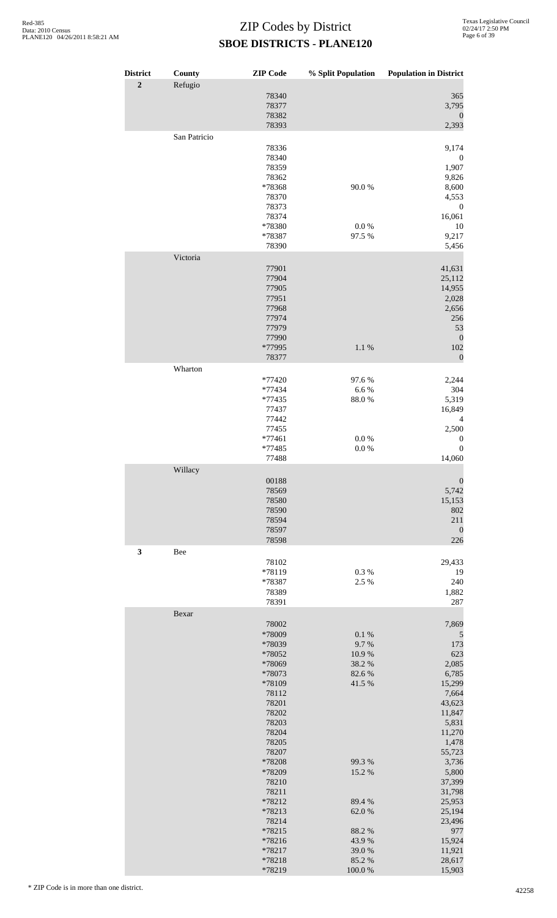# ZIP Codes by District
## SBOE DISTRICTS - PLANE120

| District | County | ZIP Code | % Split Population | Population in District |
|---|---|---|---|---|
| **2** | Refugio | | | |
| | | 78340 | | 365 |
| | | 78377 | | 3,795 |
| | | 78382 | | 0 |
| | | 78393 | | 2,393 |
| | San Patricio | | | |
| | | 78336 | | 9,174 |
| | | 78340 | | 0 |
| | | 78359 | | 1,907 |
| | | 78362 | | 9,826 |
| | | *78368 | 90.0 % | 8,600 |
| | | 78370 | | 4,553 |
| | | 78373 | | 0 |
| | | 78374 | | 16,061 |
| | | *78380 | 0.0 % | 10 |
| | | *78387 | 97.5 % | 9,217 |
| | | 78390 | | 5,456 |
| | Victoria | | | |
| | | 77901 | | 41,631 |
| | | 77904 | | 25,112 |
| | | 77905 | | 14,955 |
| | | 77951 | | 2,028 |
| | | 77968 | | 2,656 |
| | | 77974 | | 256 |
| | | 77979 | | 53 |
| | | 77990 | | 0 |
| | | *77995 | 1.1 % | 102 |
| | | 78377 | | 0 |
| | Wharton | | | |
| | | *77420 | 97.6 % | 2,244 |
| | | *77434 | 6.6 % | 304 |
| | | *77435 | 88.0 % | 5,319 |
| | | 77437 | | 16,849 |
| | | 77442 | | 4 |
| | | 77455 | | 2,500 |
| | | *77461 | 0.0 % | 0 |
| | | *77485 | 0.0 % | 0 |
| | | 77488 | | 14,060 |
| | Willacy | | | |
| | | 00188 | | 0 |
| | | 78569 | | 5,742 |
| | | 78580 | | 15,153 |
| | | 78590 | | 802 |
| | | 78594 | | 211 |
| | | 78597 | | 0 |
| | | 78598 | | 226 |
| **3** | Bee | | | |
| | | 78102 | | 29,433 |
| | | *78119 | 0.3 % | 19 |
| | | *78387 | 2.5 % | 240 |
| | | 78389 | | 1,882 |
| | | 78391 | | 287 |
| | Bexar | | | |
| | | 78002 | | 7,869 |
| | | *78009 | 0.1 % | 5 |
| | | *78039 | 9.7 % | 173 |
| | | *78052 | 10.9 % | 623 |
| | | *78069 | 38.2 % | 2,085 |
| | | *78073 | 82.6 % | 6,785 |
| | | *78109 | 41.5 % | 15,299 |
| | | 78112 | | 7,664 |
| | | 78201 | | 43,623 |
| | | 78202 | | 11,847 |
| | | 78203 | | 5,831 |
| | | 78204 | | 11,270 |
| | | 78205 | | 1,478 |
| | | 78207 | | 55,723 |
| | | *78208 | 99.3 % | 3,736 |
| | | *78209 | 15.2 % | 5,800 |
| | | 78210 | | 37,399 |
| | | 78211 | | 31,798 |
| | | *78212 | 89.4 % | 25,953 |
| | | *78213 | 62.0 % | 25,194 |
| | | 78214 | | 23,496 |
| | | *78215 | 88.2 % | 977 |
| | | *78216 | 43.9 % | 15,924 |
| | | *78217 | 39.0 % | 11,921 |
| | | *78218 | 85.2 % | 28,617 |
| | | *78219 | 100.0 % | 15,903 |

* ZIP Code is in more than one district.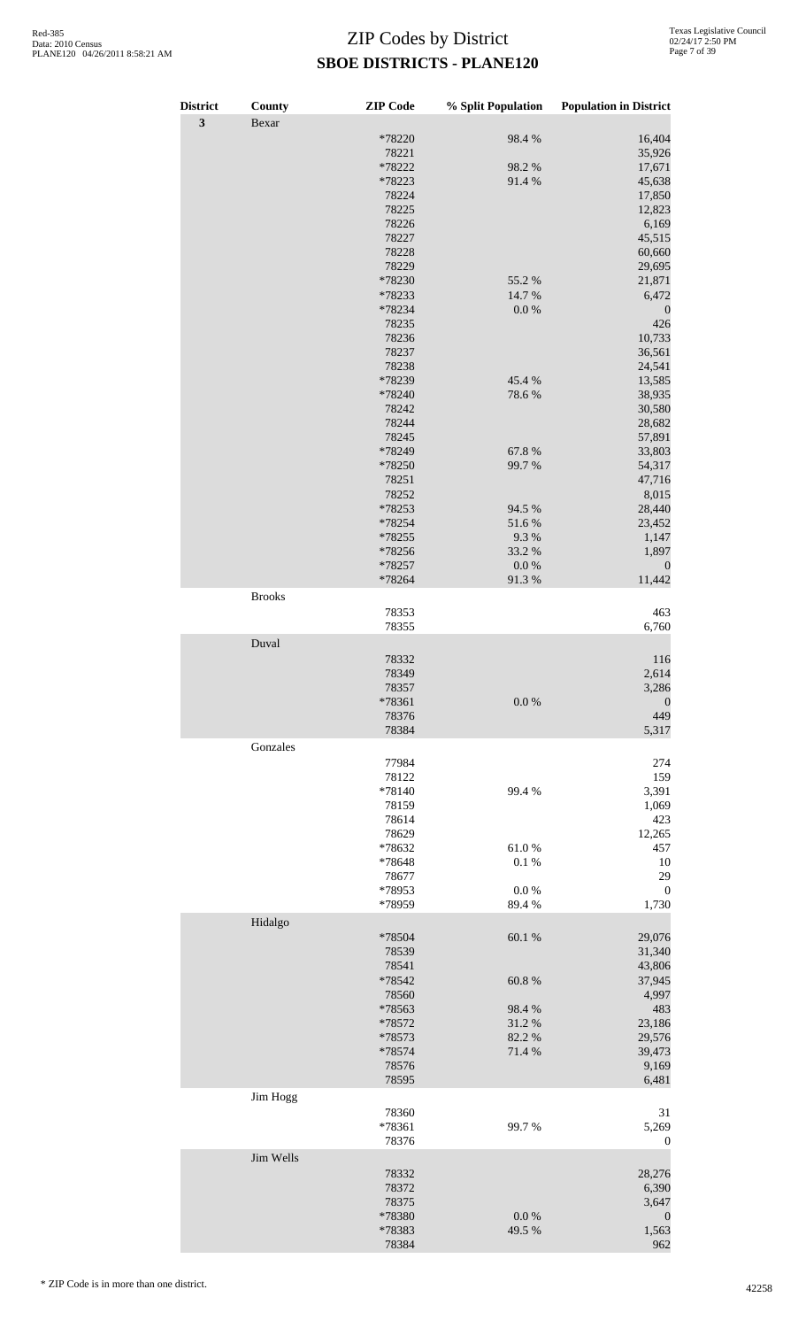# ZIP Codes by District

## SBOE DISTRICTS - PLANE120

| District | County | ZIP Code | % Split Population | Population in District |
|---|---|---|---|---|
| 3 | Bexar | | | |
| | | *78220 | 98.4 % | 16,404 |
| | | 78221 | | 35,926 |
| | | *78222 | 98.2 % | 17,671 |
| | | *78223 | 91.4 % | 45,638 |
| | | 78224 | | 17,850 |
| | | 78225 | | 12,823 |
| | | 78226 | | 6,169 |
| | | 78227 | | 45,515 |
| | | 78228 | | 60,660 |
| | | 78229 | | 29,695 |
| | | *78230 | 55.2 % | 21,871 |
| | | *78233 | 14.7 % | 6,472 |
| | | *78234 | 0.0 % | 0 |
| | | 78235 | | 426 |
| | | 78236 | | 10,733 |
| | | 78237 | | 36,561 |
| | | 78238 | | 24,541 |
| | | *78239 | 45.4 % | 13,585 |
| | | *78240 | 78.6 % | 38,935 |
| | | 78242 | | 30,580 |
| | | 78244 | | 28,682 |
| | | 78245 | | 57,891 |
| | | *78249 | 67.8 % | 33,803 |
| | | *78250 | 99.7 % | 54,317 |
| | | 78251 | | 47,716 |
| | | 78252 | | 8,015 |
| | | *78253 | 94.5 % | 28,440 |
| | | *78254 | 51.6 % | 23,452 |
| | | *78255 | 9.3 % | 1,147 |
| | | *78256 | 33.2 % | 1,897 |
| | | *78257 | 0.0 % | 0 |
| | | *78264 | 91.3 % | 11,442 |
| | Brooks | | | |
| | | 78353 | | 463 |
| | | 78355 | | 6,760 |
| | Duval | | | |
| | | 78332 | | 116 |
| | | 78349 | | 2,614 |
| | | 78357 | | 3,286 |
| | | *78361 | 0.0 % | 0 |
| | | 78376 | | 449 |
| | | 78384 | | 5,317 |
| | Gonzales | | | |
| | | 77984 | | 274 |
| | | 78122 | | 159 |
| | | *78140 | 99.4 % | 3,391 |
| | | 78159 | | 1,069 |
| | | 78614 | | 423 |
| | | 78629 | | 12,265 |
| | | *78632 | 61.0 % | 457 |
| | | *78648 | 0.1 % | 10 |
| | | 78677 | | 29 |
| | | *78953 | 0.0 % | 0 |
| | | *78959 | 89.4 % | 1,730 |
| | Hidalgo | | | |
| | | *78504 | 60.1 % | 29,076 |
| | | 78539 | | 31,340 |
| | | 78541 | | 43,806 |
| | | *78542 | 60.8 % | 37,945 |
| | | 78560 | | 4,997 |
| | | *78563 | 98.4 % | 483 |
| | | *78572 | 31.2 % | 23,186 |
| | | *78573 | 82.2 % | 29,576 |
| | | *78574 | 71.4 % | 39,473 |
| | | 78576 | | 9,169 |
| | | 78595 | | 6,481 |
| | Jim Hogg | | | |
| | | 78360 | | 31 |
| | | *78361 | 99.7 % | 5,269 |
| | | 78376 | | 0 |
| | Jim Wells | | | |
| | | 78332 | | 28,276 |
| | | 78372 | | 6,390 |
| | | 78375 | | 3,647 |
| | | *78380 | 0.0 % | 0 |
| | | *78383 | 49.5 % | 1,563 |
| | | 78384 | | 962 |

\* ZIP Code is in more than one district.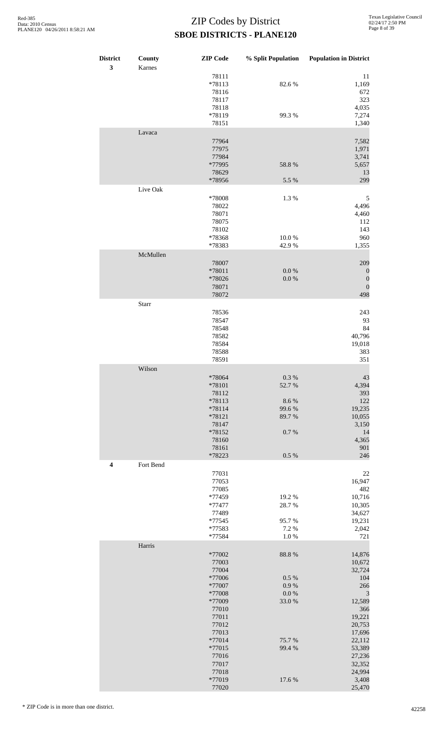# ZIP Codes by District
## SBOE DISTRICTS - PLANE120

| District | County | ZIP Code | % Split Population | Population in District |
|---|---|---|---|---|
| 3 | Karnes | | | |
| | | 78111 | | 11 |
| | | *78113 | 82.6 % | 1,169 |
| | | 78116 | | 672 |
| | | 78117 | | 323 |
| | | 78118 | | 4,035 |
| | | *78119 | 99.3 % | 7,274 |
| | | 78151 | | 1,340 |
| | Lavaca | | | |
| | | 77964 | | 7,582 |
| | | 77975 | | 1,971 |
| | | 77984 | | 3,741 |
| | | *77995 | 58.8 % | 5,657 |
| | | 78629 | | 13 |
| | | *78956 | 5.5 % | 299 |
| | Live Oak | | | |
| | | *78008 | 1.3 % | 5 |
| | | 78022 | | 4,496 |
| | | 78071 | | 4,460 |
| | | 78075 | | 112 |
| | | 78102 | | 143 |
| | | *78368 | 10.0 % | 960 |
| | | *78383 | 42.9 % | 1,355 |
| | McMullen | | | |
| | | 78007 | | 209 |
| | | *78011 | 0.0 % | 0 |
| | | *78026 | 0.0 % | 0 |
| | | 78071 | | 0 |
| | | 78072 | | 498 |
| | Starr | | | |
| | | 78536 | | 243 |
| | | 78547 | | 93 |
| | | 78548 | | 84 |
| | | 78582 | | 40,796 |
| | | 78584 | | 19,018 |
| | | 78588 | | 383 |
| | | 78591 | | 351 |
| | Wilson | | | |
| | | *78064 | 0.3 % | 43 |
| | | *78101 | 52.7 % | 4,394 |
| | | 78112 | | 393 |
| | | *78113 | 8.6 % | 122 |
| | | *78114 | 99.6 % | 19,235 |
| | | *78121 | 89.7 % | 10,055 |
| | | 78147 | | 3,150 |
| | | *78152 | 0.7 % | 14 |
| | | 78160 | | 4,365 |
| | | 78161 | | 901 |
| | | *78223 | 0.5 % | 246 |
| 4 | Fort Bend | | | |
| | | 77031 | | 22 |
| | | 77053 | | 16,947 |
| | | 77085 | | 482 |
| | | *77459 | 19.2 % | 10,716 |
| | | *77477 | 28.7 % | 10,305 |
| | | 77489 | | 34,627 |
| | | *77545 | 95.7 % | 19,231 |
| | | *77583 | 7.2 % | 2,042 |
| | | *77584 | 1.0 % | 721 |
| | Harris | | | |
| | | *77002 | 88.8 % | 14,876 |
| | | 77003 | | 10,672 |
| | | 77004 | | 32,724 |
| | | *77006 | 0.5 % | 104 |
| | | *77007 | 0.9 % | 266 |
| | | *77008 | 0.0 % | 3 |
| | | *77009 | 33.0 % | 12,589 |
| | | 77010 | | 366 |
| | | 77011 | | 19,221 |
| | | 77012 | | 20,753 |
| | | 77013 | | 17,696 |
| | | *77014 | 75.7 % | 22,112 |
| | | *77015 | 99.4 % | 53,389 |
| | | 77016 | | 27,236 |
| | | 77017 | | 32,352 |
| | | 77018 | | 24,994 |
| | | *77019 | 17.6 % | 3,408 |
| | | 77020 | | 25,470 |

\* ZIP Code is in more than one district.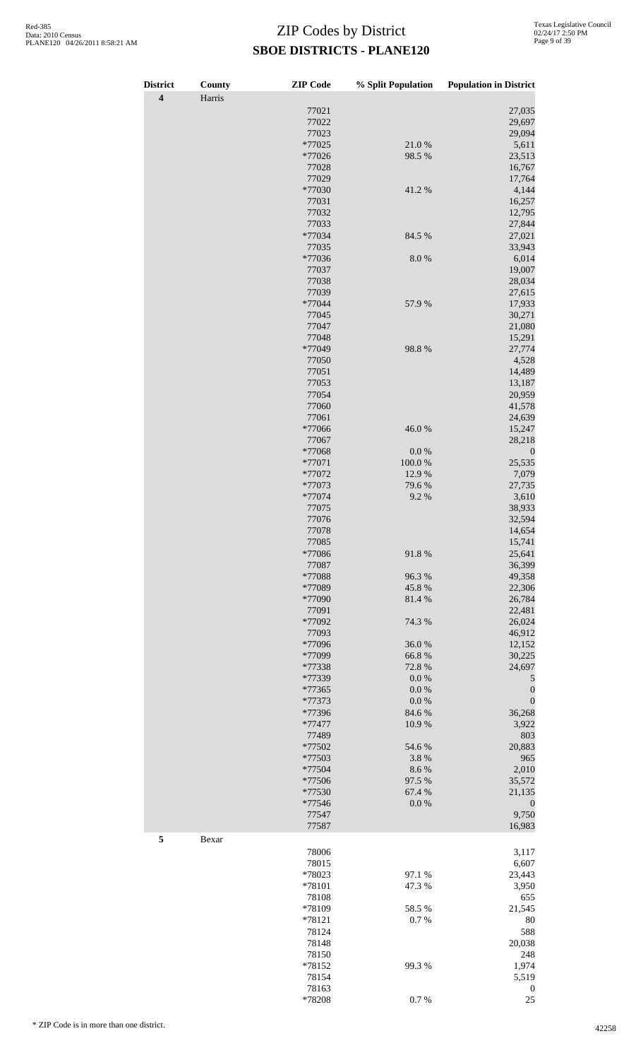# ZIP Codes by District
## SBOE DISTRICTS - PLANE120

| District | County | ZIP Code | % Split Population | Population in District |
|---|---|---|---|---|
| **4** | Harris | | | |
| | | 77021 | | 27,035 |
| | | 77022 | | 29,697 |
| | | 77023 | | 29,094 |
| | | *77025 | 21.0 % | 5,611 |
| | | *77026 | 98.5 % | 23,513 |
| | | 77028 | | 16,767 |
| | | 77029 | | 17,764 |
| | | *77030 | 41.2 % | 4,144 |
| | | 77031 | | 16,257 |
| | | 77032 | | 12,795 |
| | | 77033 | | 27,844 |
| | | *77034 | 84.5 % | 27,021 |
| | | 77035 | | 33,943 |
| | | *77036 | 8.0 % | 6,014 |
| | | 77037 | | 19,007 |
| | | 77038 | | 28,034 |
| | | 77039 | | 27,615 |
| | | *77044 | 57.9 % | 17,933 |
| | | 77045 | | 30,271 |
| | | 77047 | | 21,080 |
| | | 77048 | | 15,291 |
| | | *77049 | 98.8 % | 27,774 |
| | | 77050 | | 4,528 |
| | | 77051 | | 14,489 |
| | | 77053 | | 13,187 |
| | | 77054 | | 20,959 |
| | | 77060 | | 41,578 |
| | | 77061 | | 24,639 |
| | | *77066 | 46.0 % | 15,247 |
| | | 77067 | | 28,218 |
| | | *77068 | 0.0 % | 0 |
| | | *77071 | 100.0 % | 25,535 |
| | | *77072 | 12.9 % | 7,079 |
| | | *77073 | 79.6 % | 27,735 |
| | | *77074 | 9.2 % | 3,610 |
| | | 77075 | | 38,933 |
| | | 77076 | | 32,594 |
| | | 77078 | | 14,654 |
| | | 77085 | | 15,741 |
| | | *77086 | 91.8 % | 25,641 |
| | | 77087 | | 36,399 |
| | | *77088 | 96.3 % | 49,358 |
| | | *77089 | 45.8 % | 22,306 |
| | | *77090 | 81.4 % | 26,784 |
| | | 77091 | | 22,481 |
| | | *77092 | 74.3 % | 26,024 |
| | | 77093 | | 46,912 |
| | | *77096 | 36.0 % | 12,152 |
| | | *77099 | 66.8 % | 30,225 |
| | | *77338 | 72.8 % | 24,697 |
| | | *77339 | 0.0 % | 5 |
| | | *77365 | 0.0 % | 0 |
| | | *77373 | 0.0 % | 0 |
| | | *77396 | 84.6 % | 36,268 |
| | | *77477 | 10.9 % | 3,922 |
| | | 77489 | | 803 |
| | | *77502 | 54.6 % | 20,883 |
| | | *77503 | 3.8 % | 965 |
| | | *77504 | 8.6 % | 2,010 |
| | | *77506 | 97.5 % | 35,572 |
| | | *77530 | 67.4 % | 21,135 |
| | | *77546 | 0.0 % | 0 |
| | | 77547 | | 9,750 |
| | | 77587 | | 16,983 |
| **5** | Bexar | | | |
| | | 78006 | | 3,117 |
| | | 78015 | | 6,607 |
| | | *78023 | 97.1 % | 23,443 |
| | | *78101 | 47.3 % | 3,950 |
| | | 78108 | | 655 |
| | | *78109 | 58.5 % | 21,545 |
| | | *78121 | 0.7 % | 80 |
| | | 78124 | | 588 |
| | | 78148 | | 20,038 |
| | | 78150 | | 248 |
| | | *78152 | 99.3 % | 1,974 |
| | | 78154 | | 5,519 |
| | | 78163 | | 0 |
| | | *78208 | 0.7 % | 25 |

\* ZIP Code is in more than one district.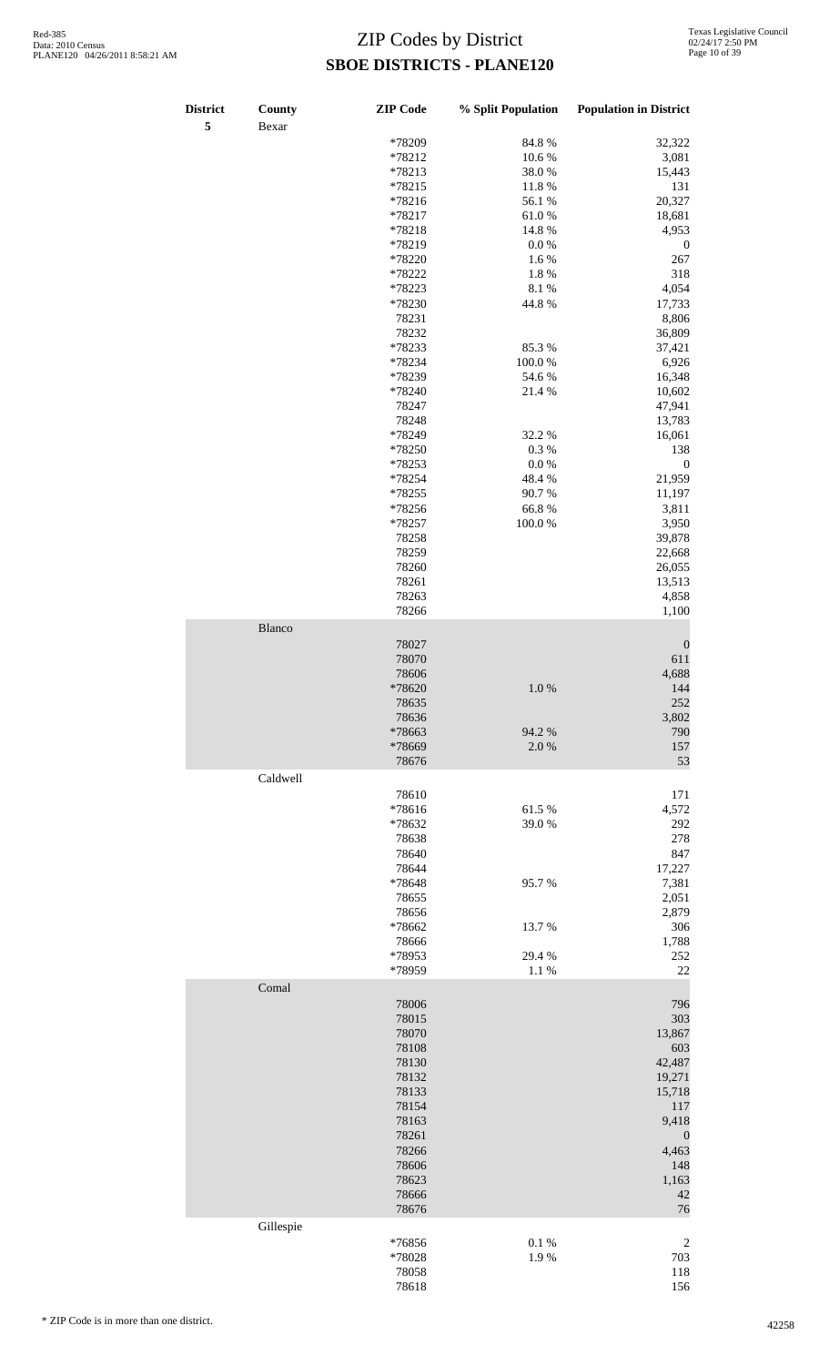# ZIP Codes by District

## SBOE DISTRICTS - PLANE120

| District | County | ZIP Code | % Split Population | Population in District |
|---|---|---|---|---|
| 5 | Bexar | | | |
| | | *78209 | 84.8 % | 32,322 |
| | | *78212 | 10.6 % | 3,081 |
| | | *78213 | 38.0 % | 15,443 |
| | | *78215 | 11.8 % | 131 |
| | | *78216 | 56.1 % | 20,327 |
| | | *78217 | 61.0 % | 18,681 |
| | | *78218 | 14.8 % | 4,953 |
| | | *78219 | 0.0 % | 0 |
| | | *78220 | 1.6 % | 267 |
| | | *78222 | 1.8 % | 318 |
| | | *78223 | 8.1 % | 4,054 |
| | | *78230 | 44.8 % | 17,733 |
| | | 78231 | | 8,806 |
| | | 78232 | | 36,809 |
| | | *78233 | 85.3 % | 37,421 |
| | | *78234 | 100.0 % | 6,926 |
| | | *78239 | 54.6 % | 16,348 |
| | | *78240 | 21.4 % | 10,602 |
| | | 78247 | | 47,941 |
| | | 78248 | | 13,783 |
| | | *78249 | 32.2 % | 16,061 |
| | | *78250 | 0.3 % | 138 |
| | | *78253 | 0.0 % | 0 |
| | | *78254 | 48.4 % | 21,959 |
| | | *78255 | 90.7 % | 11,197 |
| | | *78256 | 66.8 % | 3,811 |
| | | *78257 | 100.0 % | 3,950 |
| | | 78258 | | 39,878 |
| | | 78259 | | 22,668 |
| | | 78260 | | 26,055 |
| | | 78261 | | 13,513 |
| | | 78263 | | 4,858 |
| | | 78266 | | 1,100 |
| | Blanco | | | |
| | | 78027 | | 0 |
| | | 78070 | | 611 |
| | | 78606 | | 4,688 |
| | | *78620 | 1.0 % | 144 |
| | | 78635 | | 252 |
| | | 78636 | | 3,802 |
| | | *78663 | 94.2 % | 790 |
| | | *78669 | 2.0 % | 157 |
| | | 78676 | | 53 |
| | Caldwell | | | |
| | | 78610 | | 171 |
| | | *78616 | 61.5 % | 4,572 |
| | | *78632 | 39.0 % | 292 |
| | | 78638 | | 278 |
| | | 78640 | | 847 |
| | | 78644 | | 17,227 |
| | | *78648 | 95.7 % | 7,381 |
| | | 78655 | | 2,051 |
| | | 78656 | | 2,879 |
| | | *78662 | 13.7 % | 306 |
| | | 78666 | | 1,788 |
| | | *78953 | 29.4 % | 252 |
| | | *78959 | 1.1 % | 22 |
| | Comal | | | |
| | | 78006 | | 796 |
| | | 78015 | | 303 |
| | | 78070 | | 13,867 |
| | | 78108 | | 603 |
| | | 78130 | | 42,487 |
| | | 78132 | | 19,271 |
| | | 78133 | | 15,718 |
| | | 78154 | | 117 |
| | | 78163 | | 9,418 |
| | | 78261 | | 0 |
| | | 78266 | | 4,463 |
| | | 78606 | | 148 |
| | | 78623 | | 1,163 |
| | | 78666 | | 42 |
| | | 78676 | | 76 |
| | Gillespie | | | |
| | | *76856 | 0.1 % | 2 |
| | | *78028 | 1.9 % | 703 |
| | | 78058 | | 118 |
| | | 78618 | | 156 |

\* ZIP Code is in more than one district.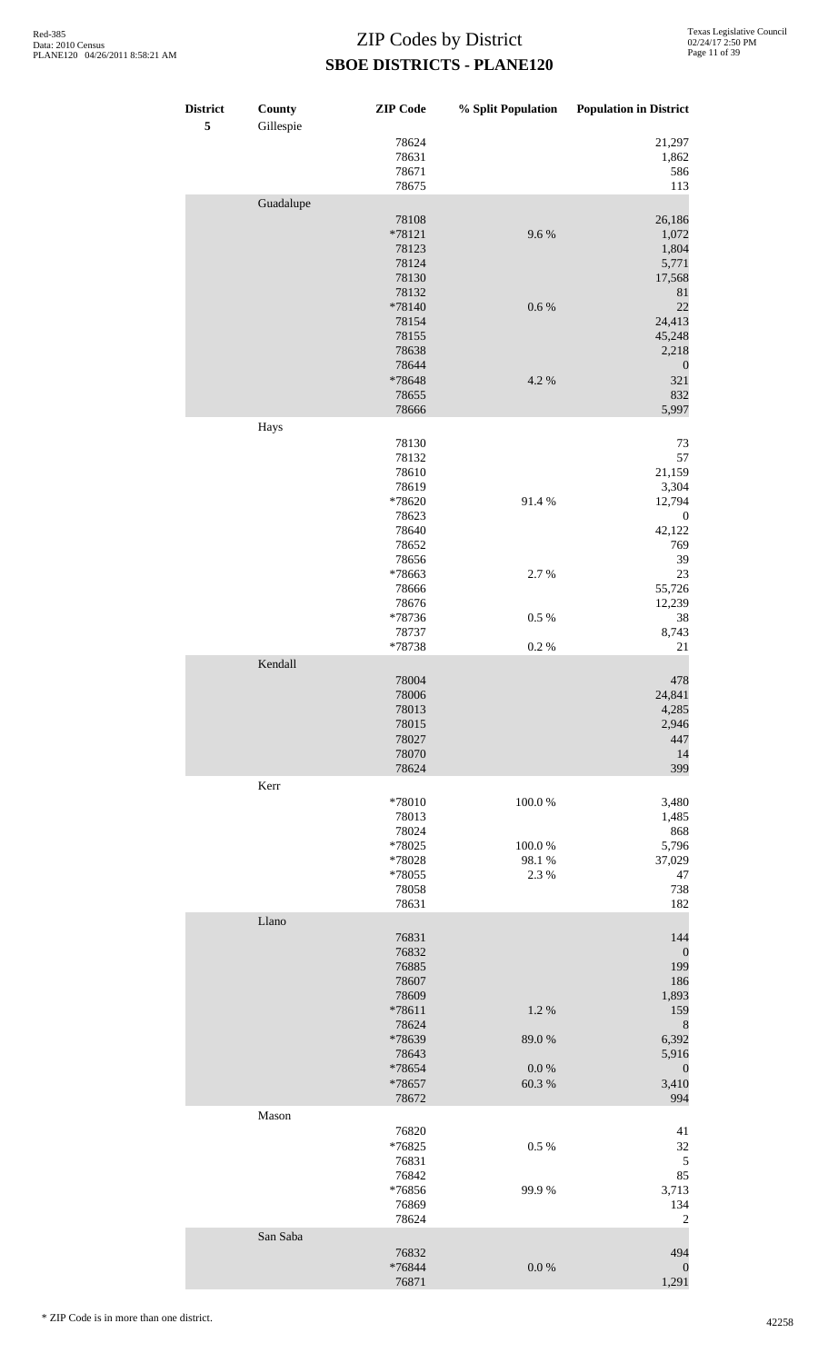# ZIP Codes by District
## SBOE DISTRICTS - PLANE120

| District | County | ZIP Code | % Split Population | Population in District |
|---|---|---|---|---|
| 5 | Gillespie | | | |
| | | 78624 | | 21,297 |
| | | 78631 | | 1,862 |
| | | 78671 | | 586 |
| | | 78675 | | 113 |
| | Guadalupe | | | |
| | | 78108 | | 26,186 |
| | | *78121 | 9.6 % | 1,072 |
| | | 78123 | | 1,804 |
| | | 78124 | | 5,771 |
| | | 78130 | | 17,568 |
| | | 78132 | | 81 |
| | | *78140 | 0.6 % | 22 |
| | | 78154 | | 24,413 |
| | | 78155 | | 45,248 |
| | | 78638 | | 2,218 |
| | | 78644 | | 0 |
| | | *78648 | 4.2 % | 321 |
| | | 78655 | | 832 |
| | | 78666 | | 5,997 |
| | Hays | | | |
| | | 78130 | | 73 |
| | | 78132 | | 57 |
| | | 78610 | | 21,159 |
| | | 78619 | | 3,304 |
| | | *78620 | 91.4 % | 12,794 |
| | | 78623 | | 0 |
| | | 78640 | | 42,122 |
| | | 78652 | | 769 |
| | | 78656 | | 39 |
| | | *78663 | 2.7 % | 23 |
| | | 78666 | | 55,726 |
| | | 78676 | | 12,239 |
| | | *78736 | 0.5 % | 38 |
| | | 78737 | | 8,743 |
| | | *78738 | 0.2 % | 21 |
| | Kendall | | | |
| | | 78004 | | 478 |
| | | 78006 | | 24,841 |
| | | 78013 | | 4,285 |
| | | 78015 | | 2,946 |
| | | 78027 | | 447 |
| | | 78070 | | 14 |
| | | 78624 | | 399 |
| | Kerr | | | |
| | | *78010 | 100.0 % | 3,480 |
| | | 78013 | | 1,485 |
| | | 78024 | | 868 |
| | | *78025 | 100.0 % | 5,796 |
| | | *78028 | 98.1 % | 37,029 |
| | | *78055 | 2.3 % | 47 |
| | | 78058 | | 738 |
| | | 78631 | | 182 |
| | Llano | | | |
| | | 76831 | | 144 |
| | | 76832 | | 0 |
| | | 76885 | | 199 |
| | | 78607 | | 186 |
| | | 78609 | | 1,893 |
| | | *78611 | 1.2 % | 159 |
| | | 78624 | | 8 |
| | | *78639 | 89.0 % | 6,392 |
| | | 78643 | | 5,916 |
| | | *78654 | 0.0 % | 0 |
| | | *78657 | 60.3 % | 3,410 |
| | | 78672 | | 994 |
| | Mason | | | |
| | | 76820 | | 41 |
| | | *76825 | 0.5 % | 32 |
| | | 76831 | | 5 |
| | | 76842 | | 85 |
| | | *76856 | 99.9 % | 3,713 |
| | | 76869 | | 134 |
| | | 78624 | | 2 |
| | San Saba | | | |
| | | 76832 | | 494 |
| | | *76844 | 0.0 % | 0 |
| | | 76871 | | 1,291 |

\* ZIP Code is in more than one district.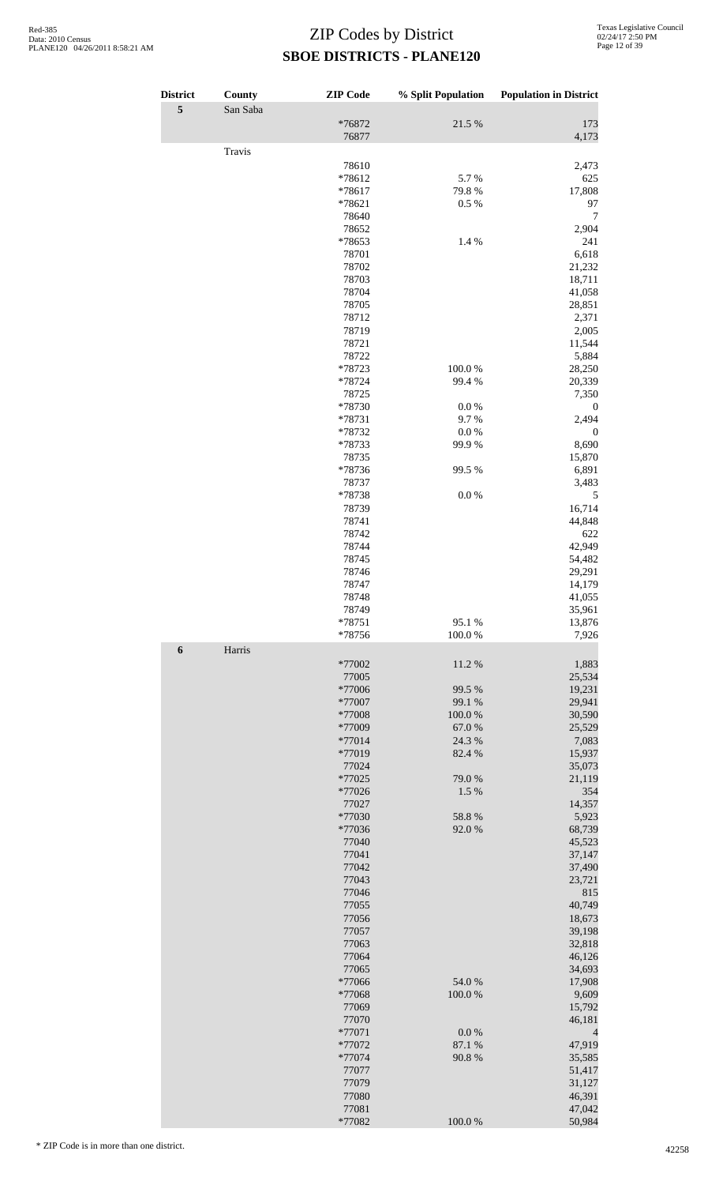# ZIP Codes by District

## SBOE DISTRICTS - PLANE120

| District | County | ZIP Code | % Split Population | Population in District |
|---|---|---|---|---|
| 5 | San Saba | | | |
| | | *76872 | 21.5 % | 173 |
| | | 76877 | | 4,173 |
| | Travis | | | |
| | | 78610 | | 2,473 |
| | | *78612 | 5.7 % | 625 |
| | | *78617 | 79.8 % | 17,808 |
| | | *78621 | 0.5 % | 97 |
| | | 78640 | | 7 |
| | | 78652 | | 2,904 |
| | | *78653 | 1.4 % | 241 |
| | | 78701 | | 6,618 |
| | | 78702 | | 21,232 |
| | | 78703 | | 18,711 |
| | | 78704 | | 41,058 |
| | | 78705 | | 28,851 |
| | | 78712 | | 2,371 |
| | | 78719 | | 2,005 |
| | | 78721 | | 11,544 |
| | | 78722 | | 5,884 |
| | | *78723 | 100.0 % | 28,250 |
| | | *78724 | 99.4 % | 20,339 |
| | | 78725 | | 7,350 |
| | | *78730 | 0.0 % | 0 |
| | | *78731 | 9.7 % | 2,494 |
| | | *78732 | 0.0 % | 0 |
| | | *78733 | 99.9 % | 8,690 |
| | | 78735 | | 15,870 |
| | | *78736 | 99.5 % | 6,891 |
| | | 78737 | | 3,483 |
| | | *78738 | 0.0 % | 5 |
| | | 78739 | | 16,714 |
| | | 78741 | | 44,848 |
| | | 78742 | | 622 |
| | | 78744 | | 42,949 |
| | | 78745 | | 54,482 |
| | | 78746 | | 29,291 |
| | | 78747 | | 14,179 |
| | | 78748 | | 41,055 |
| | | 78749 | | 35,961 |
| | | *78751 | 95.1 % | 13,876 |
| | | *78756 | 100.0 % | 7,926 |
| 6 | Harris | | | |
| | | *77002 | 11.2 % | 1,883 |
| | | 77005 | | 25,534 |
| | | *77006 | 99.5 % | 19,231 |
| | | *77007 | 99.1 % | 29,941 |
| | | *77008 | 100.0 % | 30,590 |
| | | *77009 | 67.0 % | 25,529 |
| | | *77014 | 24.3 % | 7,083 |
| | | *77019 | 82.4 % | 15,937 |
| | | 77024 | | 35,073 |
| | | *77025 | 79.0 % | 21,119 |
| | | *77026 | 1.5 % | 354 |
| | | 77027 | | 14,357 |
| | | *77030 | 58.8 % | 5,923 |
| | | *77036 | 92.0 % | 68,739 |
| | | 77040 | | 45,523 |
| | | 77041 | | 37,147 |
| | | 77042 | | 37,490 |
| | | 77043 | | 23,721 |
| | | 77046 | | 815 |
| | | 77055 | | 40,749 |
| | | 77056 | | 18,673 |
| | | 77057 | | 39,198 |
| | | 77063 | | 32,818 |
| | | 77064 | | 46,126 |
| | | 77065 | | 34,693 |
| | | *77066 | 54.0 % | 17,908 |
| | | *77068 | 100.0 % | 9,609 |
| | | 77069 | | 15,792 |
| | | 77070 | | 46,181 |
| | | *77071 | 0.0 % | 4 |
| | | *77072 | 87.1 % | 47,919 |
| | | *77074 | 90.8 % | 35,585 |
| | | 77077 | | 51,417 |
| | | 77079 | | 31,127 |
| | | 77080 | | 46,391 |
| | | 77081 | | 47,042 |
| | | *77082 | 100.0 % | 50,984 |

* ZIP Code is in more than one district.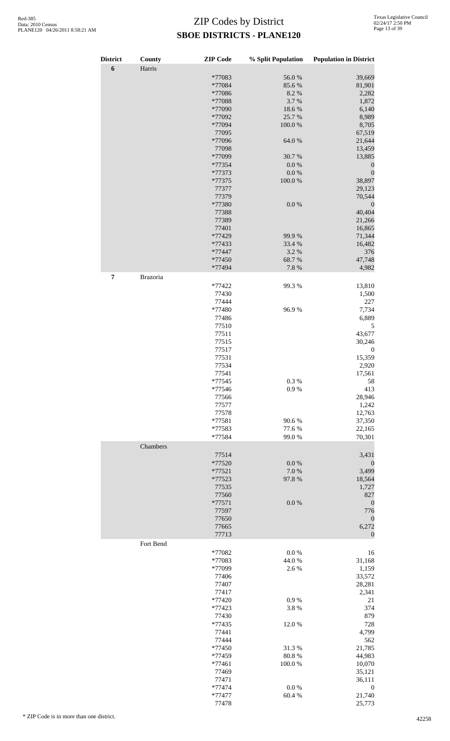# ZIP Codes by District

## SBOE DISTRICTS - PLANE120

| District | County | ZIP Code | % Split Population | Population in District |
|---|---|---|---|---|
| 6 | Harris | | | |
| | | *77083 | 56.0 % | 39,669 |
| | | *77084 | 85.6 % | 81,901 |
| | | *77086 | 8.2 % | 2,282 |
| | | *77088 | 3.7 % | 1,872 |
| | | *77090 | 18.6 % | 6,140 |
| | | *77092 | 25.7 % | 8,989 |
| | | *77094 | 100.0 % | 8,705 |
| | | 77095 | | 67,519 |
| | | *77096 | 64.0 % | 21,644 |
| | | 77098 | | 13,459 |
| | | *77099 | 30.7 % | 13,885 |
| | | *77354 | 0.0 % | 0 |
| | | *77373 | 0.0 % | 0 |
| | | *77375 | 100.0 % | 38,897 |
| | | 77377 | | 29,123 |
| | | 77379 | | 70,544 |
| | | *77380 | 0.0 % | 0 |
| | | 77388 | | 40,404 |
| | | 77389 | | 21,266 |
| | | 77401 | | 16,865 |
| | | *77429 | 99.9 % | 71,344 |
| | | *77433 | 33.4 % | 16,482 |
| | | *77447 | 3.2 % | 376 |
| | | *77450 | 68.7 % | 47,748 |
| | | *77494 | 7.8 % | 4,982 |
| 7 | Brazoria | | | |
| | | *77422 | 99.3 % | 13,810 |
| | | 77430 | | 1,500 |
| | | 77444 | | 227 |
| | | *77480 | 96.9 % | 7,734 |
| | | 77486 | | 6,889 |
| | | 77510 | | 5 |
| | | 77511 | | 43,677 |
| | | 77515 | | 30,246 |
| | | 77517 | | 0 |
| | | 77531 | | 15,359 |
| | | 77534 | | 2,920 |
| | | 77541 | | 17,561 |
| | | *77545 | 0.3 % | 58 |
| | | *77546 | 0.9 % | 413 |
| | | 77566 | | 28,946 |
| | | 77577 | | 1,242 |
| | | 77578 | | 12,763 |
| | | *77581 | 90.6 % | 37,350 |
| | | *77583 | 77.6 % | 22,165 |
| | | *77584 | 99.0 % | 70,301 |
| | Chambers | | | |
| | | 77514 | | 3,431 |
| | | *77520 | 0.0 % | 0 |
| | | *77521 | 7.0 % | 3,499 |
| | | *77523 | 97.8 % | 18,564 |
| | | 77535 | | 1,727 |
| | | 77560 | | 827 |
| | | *77571 | 0.0 % | 0 |
| | | 77597 | | 776 |
| | | 77650 | | 0 |
| | | 77665 | | 6,272 |
| | | 77713 | | 0 |
| | Fort Bend | | | |
| | | *77082 | 0.0 % | 16 |
| | | *77083 | 44.0 % | 31,168 |
| | | *77099 | 2.6 % | 1,159 |
| | | 77406 | | 33,572 |
| | | 77407 | | 28,281 |
| | | 77417 | | 2,341 |
| | | *77420 | 0.9 % | 21 |
| | | *77423 | 3.8 % | 374 |
| | | 77430 | | 879 |
| | | *77435 | 12.0 % | 728 |
| | | 77441 | | 4,799 |
| | | 77444 | | 562 |
| | | *77450 | 31.3 % | 21,785 |
| | | *77459 | 80.8 % | 44,983 |
| | | *77461 | 100.0 % | 10,070 |
| | | 77469 | | 35,121 |
| | | 77471 | | 36,111 |
| | | *77474 | 0.0 % | 0 |
| | | *77477 | 60.4 % | 21,740 |
| | | 77478 | | 25,773 |

\* ZIP Code is in more than one district.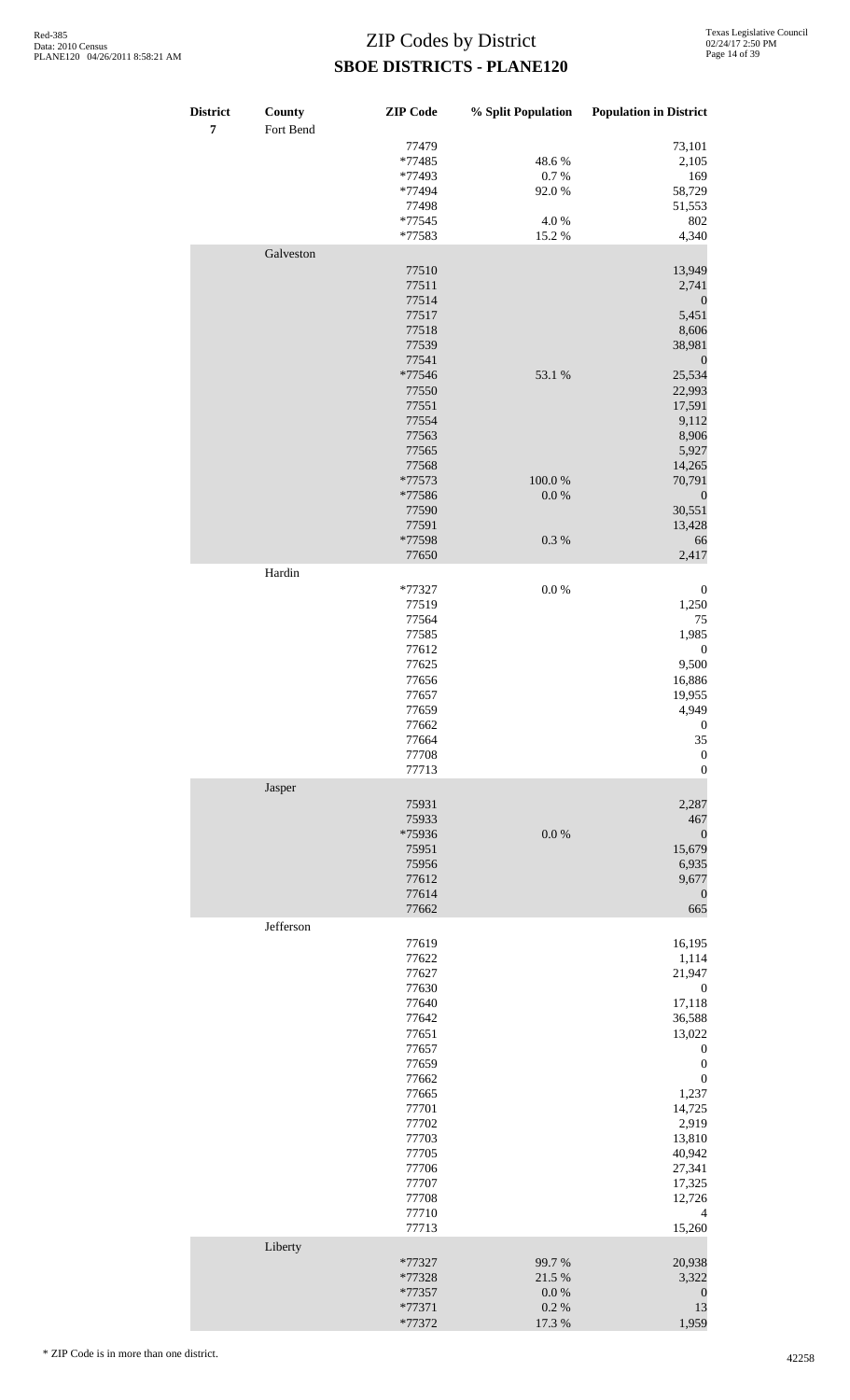# ZIP Codes by District

## SBOE DISTRICTS - PLANE120

| District | County | ZIP Code | % Split Population | Population in District |
|---|---|---|---|---|
| 7 | Fort Bend | | | |
| | | 77479 | | 73,101 |
| | | *77485 | 48.6 % | 2,105 |
| | | *77493 | 0.7 % | 169 |
| | | *77494 | 92.0 % | 58,729 |
| | | 77498 | | 51,553 |
| | | *77545 | 4.0 % | 802 |
| | | *77583 | 15.2 % | 4,340 |
| | Galveston | | | |
| | | 77510 | | 13,949 |
| | | 77511 | | 2,741 |
| | | 77514 | | 0 |
| | | 77517 | | 5,451 |
| | | 77518 | | 8,606 |
| | | 77539 | | 38,981 |
| | | 77541 | | 0 |
| | | *77546 | 53.1 % | 25,534 |
| | | 77550 | | 22,993 |
| | | 77551 | | 17,591 |
| | | 77554 | | 9,112 |
| | | 77563 | | 8,906 |
| | | 77565 | | 5,927 |
| | | 77568 | | 14,265 |
| | | *77573 | 100.0 % | 70,791 |
| | | *77586 | 0.0 % | 0 |
| | | 77590 | | 30,551 |
| | | 77591 | | 13,428 |
| | | *77598 | 0.3 % | 66 |
| | | 77650 | | 2,417 |
| | Hardin | | | |
| | | *77327 | 0.0 % | 0 |
| | | 77519 | | 1,250 |
| | | 77564 | | 75 |
| | | 77585 | | 1,985 |
| | | 77612 | | 0 |
| | | 77625 | | 9,500 |
| | | 77656 | | 16,886 |
| | | 77657 | | 19,955 |
| | | 77659 | | 4,949 |
| | | 77662 | | 0 |
| | | 77664 | | 35 |
| | | 77708 | | 0 |
| | | 77713 | | 0 |
| | Jasper | | | |
| | | 75931 | | 2,287 |
| | | 75933 | | 467 |
| | | *75936 | 0.0 % | 0 |
| | | 75951 | | 15,679 |
| | | 75956 | | 6,935 |
| | | 77612 | | 9,677 |
| | | 77614 | | 0 |
| | | 77662 | | 665 |
| | Jefferson | | | |
| | | 77619 | | 16,195 |
| | | 77622 | | 1,114 |
| | | 77627 | | 21,947 |
| | | 77630 | | 0 |
| | | 77640 | | 17,118 |
| | | 77642 | | 36,588 |
| | | 77651 | | 13,022 |
| | | 77657 | | 0 |
| | | 77659 | | 0 |
| | | 77662 | | 0 |
| | | 77665 | | 1,237 |
| | | 77701 | | 14,725 |
| | | 77702 | | 2,919 |
| | | 77703 | | 13,810 |
| | | 77705 | | 40,942 |
| | | 77706 | | 27,341 |
| | | 77707 | | 17,325 |
| | | 77708 | | 12,726 |
| | | 77710 | | 4 |
| | | 77713 | | 15,260 |
| | Liberty | | | |
| | | *77327 | 99.7 % | 20,938 |
| | | *77328 | 21.5 % | 3,322 |
| | | *77357 | 0.0 % | 0 |
| | | *77371 | 0.2 % | 13 |
| | | *77372 | 17.3 % | 1,959 |

\* ZIP Code is in more than one district.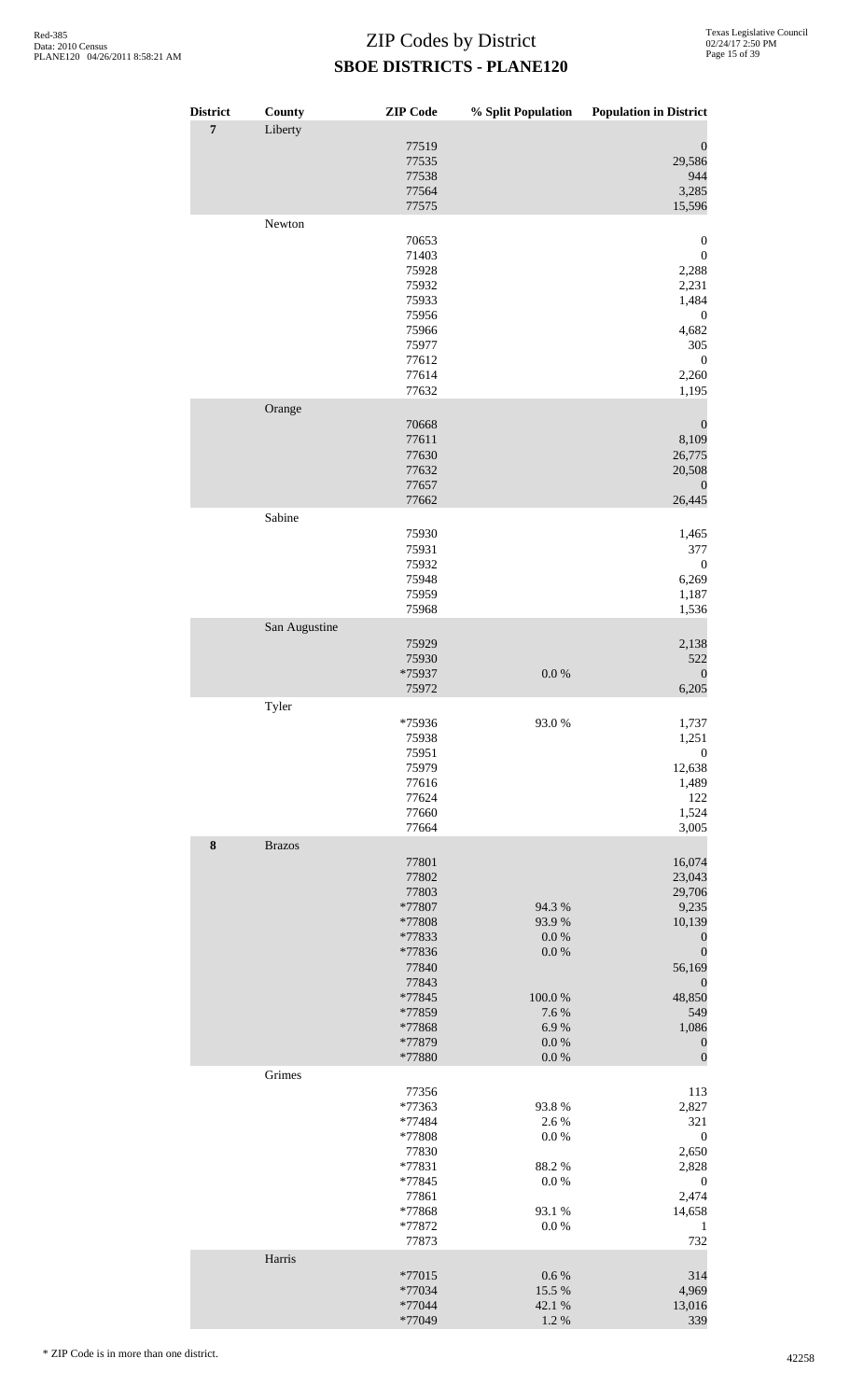# ZIP Codes by District
## SBOE DISTRICTS - PLANE120

| District | County | ZIP Code | % Split Population | Population in District |
|---|---|---|---|---|
| **7** | Liberty | | | |
| | | 77519 | | 0 |
| | | 77535 | | 29,586 |
| | | 77538 | | 944 |
| | | 77564 | | 3,285 |
| | | 77575 | | 15,596 |
| | Newton | | | |
| | | 70653 | | 0 |
| | | 71403 | | 0 |
| | | 75928 | | 2,288 |
| | | 75932 | | 2,231 |
| | | 75933 | | 1,484 |
| | | 75956 | | 0 |
| | | 75966 | | 4,682 |
| | | 75977 | | 305 |
| | | 77612 | | 0 |
| | | 77614 | | 2,260 |
| | | 77632 | | 1,195 |
| | Orange | | | |
| | | 70668 | | 0 |
| | | 77611 | | 8,109 |
| | | 77630 | | 26,775 |
| | | 77632 | | 20,508 |
| | | 77657 | | 0 |
| | | 77662 | | 26,445 |
| | Sabine | | | |
| | | 75930 | | 1,465 |
| | | 75931 | | 377 |
| | | 75932 | | 0 |
| | | 75948 | | 6,269 |
| | | 75959 | | 1,187 |
| | | 75968 | | 1,536 |
| | San Augustine | | | |
| | | 75929 | | 2,138 |
| | | 75930 | | 522 |
| | | *75937 | 0.0 % | 0 |
| | | 75972 | | 6,205 |
| | Tyler | | | |
| | | *75936 | 93.0 % | 1,737 |
| | | 75938 | | 1,251 |
| | | 75951 | | 0 |
| | | 75979 | | 12,638 |
| | | 77616 | | 1,489 |
| | | 77624 | | 122 |
| | | 77660 | | 1,524 |
| | | 77664 | | 3,005 |
| **8** | Brazos | | | |
| | | 77801 | | 16,074 |
| | | 77802 | | 23,043 |
| | | 77803 | | 29,706 |
| | | *77807 | 94.3 % | 9,235 |
| | | *77808 | 93.9 % | 10,139 |
| | | *77833 | 0.0 % | 0 |
| | | *77836 | 0.0 % | 0 |
| | | 77840 | | 56,169 |
| | | 77843 | | 0 |
| | | *77845 | 100.0 % | 48,850 |
| | | *77859 | 7.6 % | 549 |
| | | *77868 | 6.9 % | 1,086 |
| | | *77879 | 0.0 % | 0 |
| | | *77880 | 0.0 % | 0 |
| | Grimes | | | |
| | | 77356 | | 113 |
| | | *77363 | 93.8 % | 2,827 |
| | | *77484 | 2.6 % | 321 |
| | | *77808 | 0.0 % | 0 |
| | | 77830 | | 2,650 |
| | | *77831 | 88.2 % | 2,828 |
| | | *77845 | 0.0 % | 0 |
| | | 77861 | | 2,474 |
| | | *77868 | 93.1 % | 14,658 |
| | | *77872 | 0.0 % | 1 |
| | | 77873 | | 732 |
| | Harris | | | |
| | | *77015 | 0.6 % | 314 |
| | | *77034 | 15.5 % | 4,969 |
| | | *77044 | 42.1 % | 13,016 |
| | | *77049 | 1.2 % | 339 |

\* ZIP Code is in more than one district.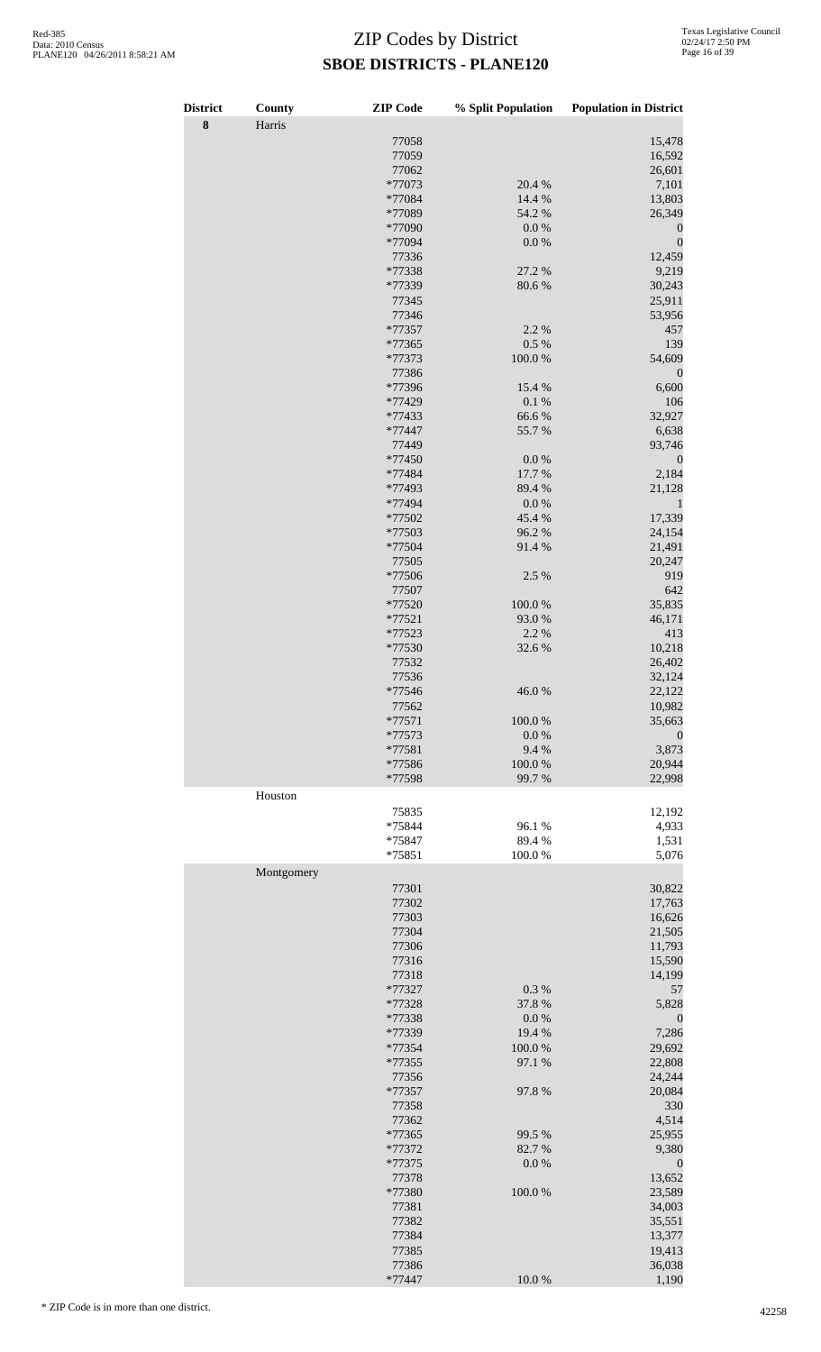# ZIP Codes by District

## SBOE DISTRICTS - PLANE120

| District | County | ZIP Code | % Split Population | Population in District |
|---|---|---|---|---|
| 8 | Harris | | | |
| | | 77058 | | 15,478 |
| | | 77059 | | 16,592 |
| | | 77062 | | 26,601 |
| | | *77073 | 20.4 % | 7,101 |
| | | *77084 | 14.4 % | 13,803 |
| | | *77089 | 54.2 % | 26,349 |
| | | *77090 | 0.0 % | 0 |
| | | *77094 | 0.0 % | 0 |
| | | 77336 | | 12,459 |
| | | *77338 | 27.2 % | 9,219 |
| | | *77339 | 80.6 % | 30,243 |
| | | 77345 | | 25,911 |
| | | 77346 | | 53,956 |
| | | *77357 | 2.2 % | 457 |
| | | *77365 | 0.5 % | 139 |
| | | *77373 | 100.0 % | 54,609 |
| | | 77386 | | 0 |
| | | *77396 | 15.4 % | 6,600 |
| | | *77429 | 0.1 % | 106 |
| | | *77433 | 66.6 % | 32,927 |
| | | *77447 | 55.7 % | 6,638 |
| | | 77449 | | 93,746 |
| | | *77450 | 0.0 % | 0 |
| | | *77484 | 17.7 % | 2,184 |
| | | *77493 | 89.4 % | 21,128 |
| | | *77494 | 0.0 % | 1 |
| | | *77502 | 45.4 % | 17,339 |
| | | *77503 | 96.2 % | 24,154 |
| | | *77504 | 91.4 % | 21,491 |
| | | 77505 | | 20,247 |
| | | *77506 | 2.5 % | 919 |
| | | 77507 | | 642 |
| | | *77520 | 100.0 % | 35,835 |
| | | *77521 | 93.0 % | 46,171 |
| | | *77523 | 2.2 % | 413 |
| | | *77530 | 32.6 % | 10,218 |
| | | 77532 | | 26,402 |
| | | 77536 | | 32,124 |
| | | *77546 | 46.0 % | 22,122 |
| | | 77562 | | 10,982 |
| | | *77571 | 100.0 % | 35,663 |
| | | *77573 | 0.0 % | 0 |
| | | *77581 | 9.4 % | 3,873 |
| | | *77586 | 100.0 % | 20,944 |
| | | *77598 | 99.7 % | 22,998 |
| | Houston | | | |
| | | 75835 | | 12,192 |
| | | *75844 | 96.1 % | 4,933 |
| | | *75847 | 89.4 % | 1,531 |
| | | *75851 | 100.0 % | 5,076 |
| | Montgomery | | | |
| | | 77301 | | 30,822 |
| | | 77302 | | 17,763 |
| | | 77303 | | 16,626 |
| | | 77304 | | 21,505 |
| | | 77306 | | 11,793 |
| | | 77316 | | 15,590 |
| | | 77318 | | 14,199 |
| | | *77327 | 0.3 % | 57 |
| | | *77328 | 37.8 % | 5,828 |
| | | *77338 | 0.0 % | 0 |
| | | *77339 | 19.4 % | 7,286 |
| | | *77354 | 100.0 % | 29,692 |
| | | *77355 | 97.1 % | 22,808 |
| | | 77356 | | 24,244 |
| | | *77357 | 97.8 % | 20,084 |
| | | 77358 | | 330 |
| | | 77362 | | 4,514 |
| | | *77365 | 99.5 % | 25,955 |
| | | *77372 | 82.7 % | 9,380 |
| | | *77375 | 0.0 % | 0 |
| | | 77378 | | 13,652 |
| | | *77380 | 100.0 % | 23,589 |
| | | 77381 | | 34,003 |
| | | 77382 | | 35,551 |
| | | 77384 | | 13,377 |
| | | 77385 | | 19,413 |
| | | 77386 | | 36,038 |
| | | *77447 | 10.0 % | 1,190 |

\* ZIP Code is in more than one district.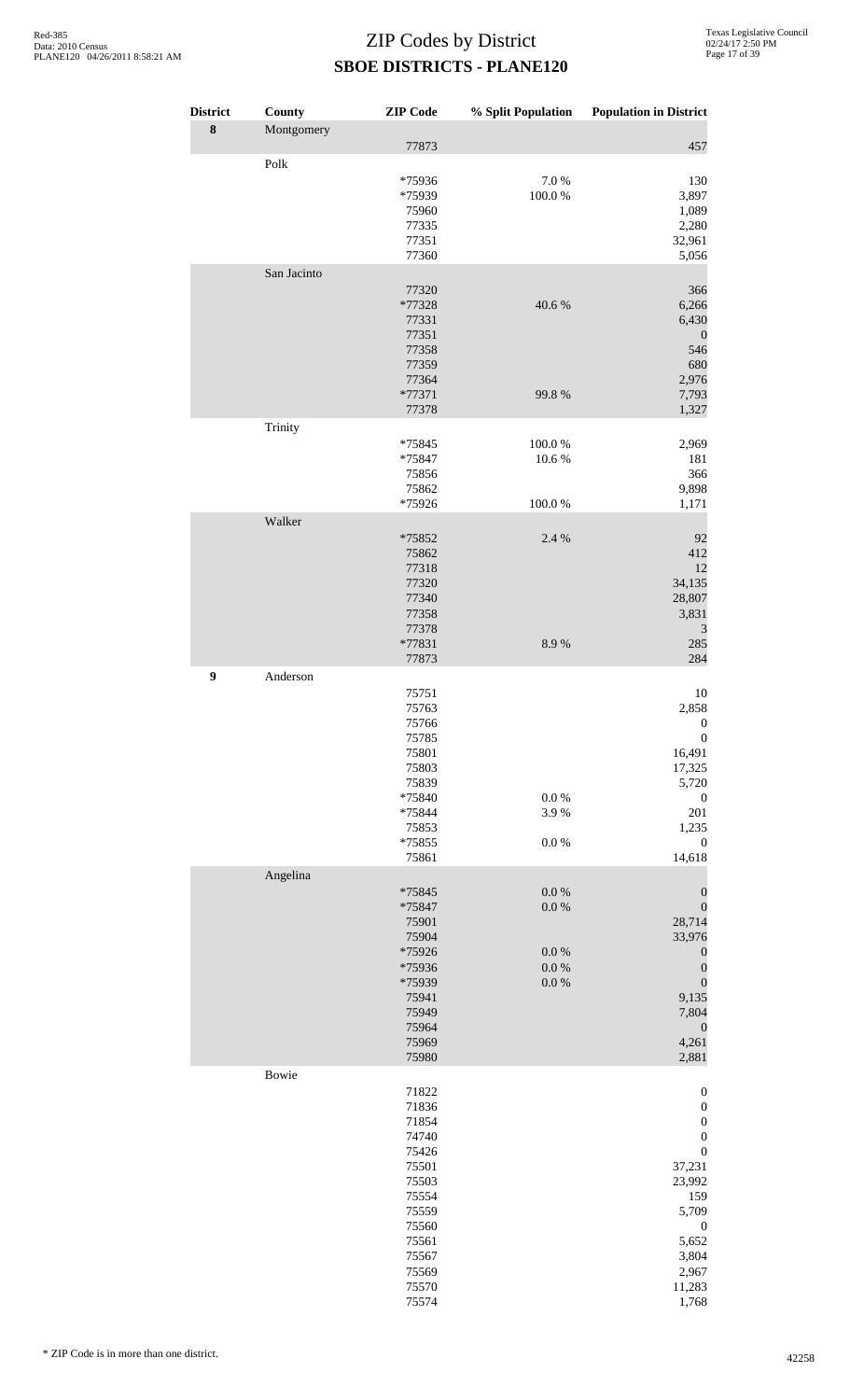# ZIP Codes by District

## SBOE DISTRICTS - PLANE120

| District | County | ZIP Code | % Split Population | Population in District |
|---|---|---|---|---|
| **8** | Montgomery | | | |
| | | 77873 | | 457 |
| | Polk | | | |
| | | *75936 | 7.0 % | 130 |
| | | *75939 | 100.0 % | 3,897 |
| | | 75960 | | 1,089 |
| | | 77335 | | 2,280 |
| | | 77351 | | 32,961 |
| | | 77360 | | 5,056 |
| | San Jacinto | | | |
| | | 77320 | | 366 |
| | | *77328 | 40.6 % | 6,266 |
| | | 77331 | | 6,430 |
| | | 77351 | | 0 |
| | | 77358 | | 546 |
| | | 77359 | | 680 |
| | | 77364 | | 2,976 |
| | | *77371 | 99.8 % | 7,793 |
| | | 77378 | | 1,327 |
| | Trinity | | | |
| | | *75845 | 100.0 % | 2,969 |
| | | *75847 | 10.6 % | 181 |
| | | 75856 | | 366 |
| | | 75862 | | 9,898 |
| | | *75926 | 100.0 % | 1,171 |
| | Walker | | | |
| | | *75852 | 2.4 % | 92 |
| | | 75862 | | 412 |
| | | 77318 | | 12 |
| | | 77320 | | 34,135 |
| | | 77340 | | 28,807 |
| | | 77358 | | 3,831 |
| | | 77378 | | 3 |
| | | *77831 | 8.9 % | 285 |
| | | 77873 | | 284 |
| **9** | Anderson | | | |
| | | 75751 | | 10 |
| | | 75763 | | 2,858 |
| | | 75766 | | 0 |
| | | 75785 | | 0 |
| | | 75801 | | 16,491 |
| | | 75803 | | 17,325 |
| | | 75839 | | 5,720 |
| | | *75840 | 0.0 % | 0 |
| | | *75844 | 3.9 % | 201 |
| | | 75853 | | 1,235 |
| | | *75855 | 0.0 % | 0 |
| | | 75861 | | 14,618 |
| | Angelina | | | |
| | | *75845 | 0.0 % | 0 |
| | | *75847 | 0.0 % | 0 |
| | | 75901 | | 28,714 |
| | | 75904 | | 33,976 |
| | | *75926 | 0.0 % | 0 |
| | | *75936 | 0.0 % | 0 |
| | | *75939 | 0.0 % | 0 |
| | | 75941 | | 9,135 |
| | | 75949 | | 7,804 |
| | | 75964 | | 0 |
| | | 75969 | | 4,261 |
| | | 75980 | | 2,881 |
| | Bowie | | | |
| | | 71822 | | 0 |
| | | 71836 | | 0 |
| | | 71854 | | 0 |
| | | 74740 | | 0 |
| | | 75426 | | 0 |
| | | 75501 | | 37,231 |
| | | 75503 | | 23,992 |
| | | 75554 | | 159 |
| | | 75559 | | 5,709 |
| | | 75560 | | 0 |
| | | 75561 | | 5,652 |
| | | 75567 | | 3,804 |
| | | 75569 | | 2,967 |
| | | 75570 | | 11,283 |
| | | 75574 | | 1,768 |

\* ZIP Code is in more than one district.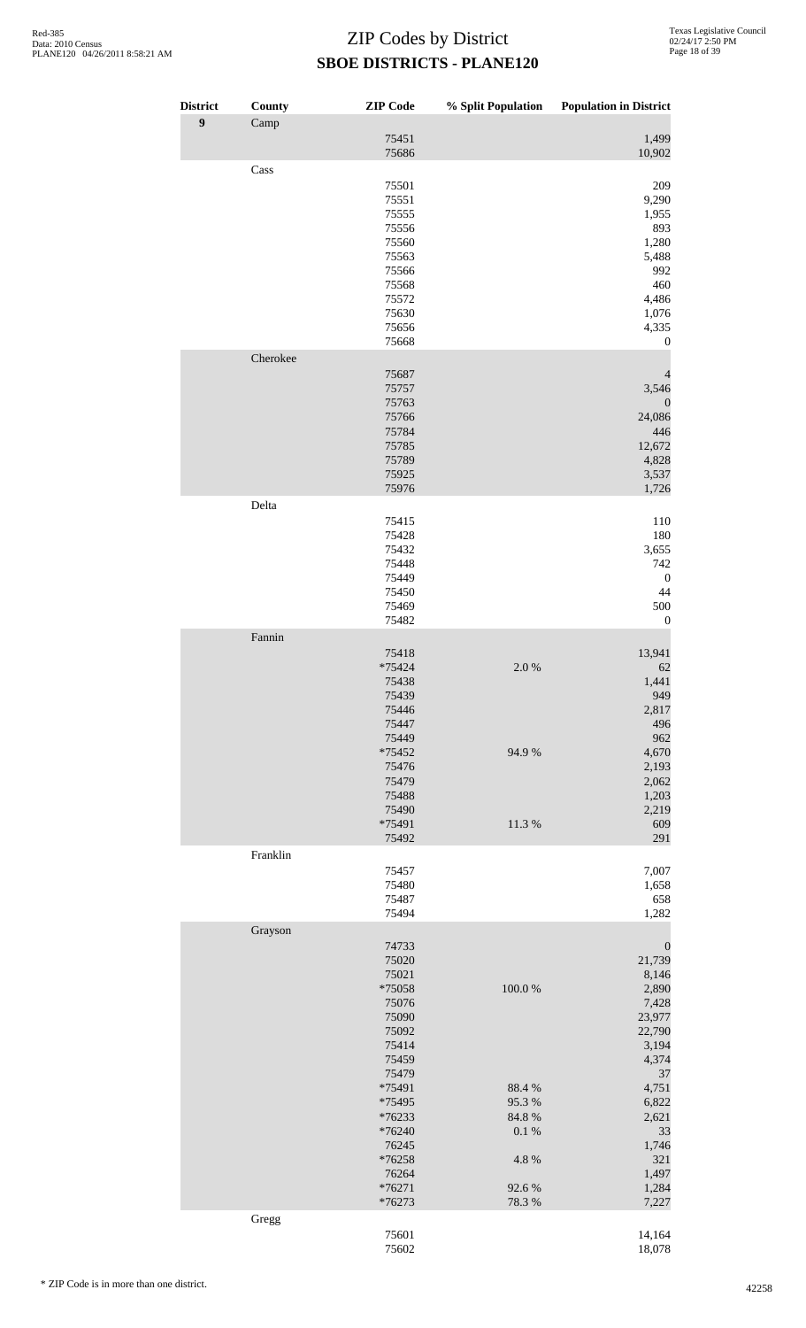# ZIP Codes by District

## SBOE DISTRICTS - PLANE120

| District | County | ZIP Code | % Split Population | Population in District |
|---|---|---|---|---|
| 9 | Camp | | | |
| | | 75451 | | 1,499 |
| | | 75686 | | 10,902 |
| | Cass | | | |
| | | 75501 | | 209 |
| | | 75551 | | 9,290 |
| | | 75555 | | 1,955 |
| | | 75556 | | 893 |
| | | 75560 | | 1,280 |
| | | 75563 | | 5,488 |
| | | 75566 | | 992 |
| | | 75568 | | 460 |
| | | 75572 | | 4,486 |
| | | 75630 | | 1,076 |
| | | 75656 | | 4,335 |
| | | 75668 | | 0 |
| | Cherokee | | | |
| | | 75687 | | 4 |
| | | 75757 | | 3,546 |
| | | 75763 | | 0 |
| | | 75766 | | 24,086 |
| | | 75784 | | 446 |
| | | 75785 | | 12,672 |
| | | 75789 | | 4,828 |
| | | 75925 | | 3,537 |
| | | 75976 | | 1,726 |
| | Delta | | | |
| | | 75415 | | 110 |
| | | 75428 | | 180 |
| | | 75432 | | 3,655 |
| | | 75448 | | 742 |
| | | 75449 | | 0 |
| | | 75450 | | 44 |
| | | 75469 | | 500 |
| | | 75482 | | 0 |
| | Fannin | | | |
| | | 75418 | | 13,941 |
| | | *75424 | 2.0 % | 62 |
| | | 75438 | | 1,441 |
| | | 75439 | | 949 |
| | | 75446 | | 2,817 |
| | | 75447 | | 496 |
| | | 75449 | | 962 |
| | | *75452 | 94.9 % | 4,670 |
| | | 75476 | | 2,193 |
| | | 75479 | | 2,062 |
| | | 75488 | | 1,203 |
| | | 75490 | | 2,219 |
| | | *75491 | 11.3 % | 609 |
| | | 75492 | | 291 |
| | Franklin | | | |
| | | 75457 | | 7,007 |
| | | 75480 | | 1,658 |
| | | 75487 | | 658 |
| | | 75494 | | 1,282 |
| | Grayson | | | |
| | | 74733 | | 0 |
| | | 75020 | | 21,739 |
| | | 75021 | | 8,146 |
| | | *75058 | 100.0 % | 2,890 |
| | | 75076 | | 7,428 |
| | | 75090 | | 23,977 |
| | | 75092 | | 22,790 |
| | | 75414 | | 3,194 |
| | | 75459 | | 4,374 |
| | | 75479 | | 37 |
| | | *75491 | 88.4 % | 4,751 |
| | | *75495 | 95.3 % | 6,822 |
| | | *76233 | 84.8 % | 2,621 |
| | | *76240 | 0.1 % | 33 |
| | | 76245 | | 1,746 |
| | | *76258 | 4.8 % | 321 |
| | | 76264 | | 1,497 |
| | | *76271 | 92.6 % | 1,284 |
| | | *76273 | 78.3 % | 7,227 |
| | Gregg | | | |
| | | 75601 | | 14,164 |
| | | 75602 | | 18,078 |

\* ZIP Code is in more than one district.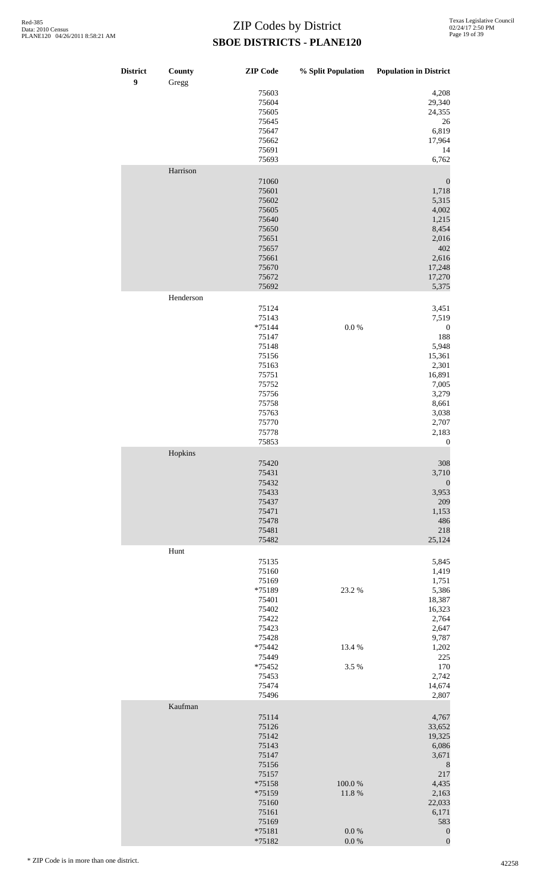# ZIP Codes by District

## SBOE DISTRICTS - PLANE120

| District | County | ZIP Code | % Split Population | Population in District |
|---|---|---|---|---|
| 9 | Gregg | | | |
| | | 75603 | | 4,208 |
| | | 75604 | | 29,340 |
| | | 75605 | | 24,355 |
| | | 75645 | | 26 |
| | | 75647 | | 6,819 |
| | | 75662 | | 17,964 |
| | | 75691 | | 14 |
| | | 75693 | | 6,762 |
| | Harrison | | | |
| | | 71060 | | 0 |
| | | 75601 | | 1,718 |
| | | 75602 | | 5,315 |
| | | 75605 | | 4,002 |
| | | 75640 | | 1,215 |
| | | 75650 | | 8,454 |
| | | 75651 | | 2,016 |
| | | 75657 | | 402 |
| | | 75661 | | 2,616 |
| | | 75670 | | 17,248 |
| | | 75672 | | 17,270 |
| | | 75692 | | 5,375 |
| | Henderson | | | |
| | | 75124 | | 3,451 |
| | | 75143 | | 7,519 |
| | | *75144 | 0.0 % | 0 |
| | | 75147 | | 188 |
| | | 75148 | | 5,948 |
| | | 75156 | | 15,361 |
| | | 75163 | | 2,301 |
| | | 75751 | | 16,891 |
| | | 75752 | | 7,005 |
| | | 75756 | | 3,279 |
| | | 75758 | | 8,661 |
| | | 75763 | | 3,038 |
| | | 75770 | | 2,707 |
| | | 75778 | | 2,183 |
| | | 75853 | | 0 |
| | Hopkins | | | |
| | | 75420 | | 308 |
| | | 75431 | | 3,710 |
| | | 75432 | | 0 |
| | | 75433 | | 3,953 |
| | | 75437 | | 209 |
| | | 75471 | | 1,153 |
| | | 75478 | | 486 |
| | | 75481 | | 218 |
| | | 75482 | | 25,124 |
| | Hunt | | | |
| | | 75135 | | 5,845 |
| | | 75160 | | 1,419 |
| | | 75169 | | 1,751 |
| | | *75189 | 23.2 % | 5,386 |
| | | 75401 | | 18,387 |
| | | 75402 | | 16,323 |
| | | 75422 | | 2,764 |
| | | 75423 | | 2,647 |
| | | 75428 | | 9,787 |
| | | *75442 | 13.4 % | 1,202 |
| | | 75449 | | 225 |
| | | *75452 | 3.5 % | 170 |
| | | 75453 | | 2,742 |
| | | 75474 | | 14,674 |
| | | 75496 | | 2,807 |
| | Kaufman | | | |
| | | 75114 | | 4,767 |
| | | 75126 | | 33,652 |
| | | 75142 | | 19,325 |
| | | 75143 | | 6,086 |
| | | 75147 | | 3,671 |
| | | 75156 | | 8 |
| | | 75157 | | 217 |
| | | *75158 | 100.0 % | 4,435 |
| | | *75159 | 11.8 % | 2,163 |
| | | 75160 | | 22,033 |
| | | 75161 | | 6,171 |
| | | 75169 | | 583 |
| | | *75181 | 0.0 % | 0 |
| | | *75182 | 0.0 % | 0 |

* ZIP Code is in more than one district.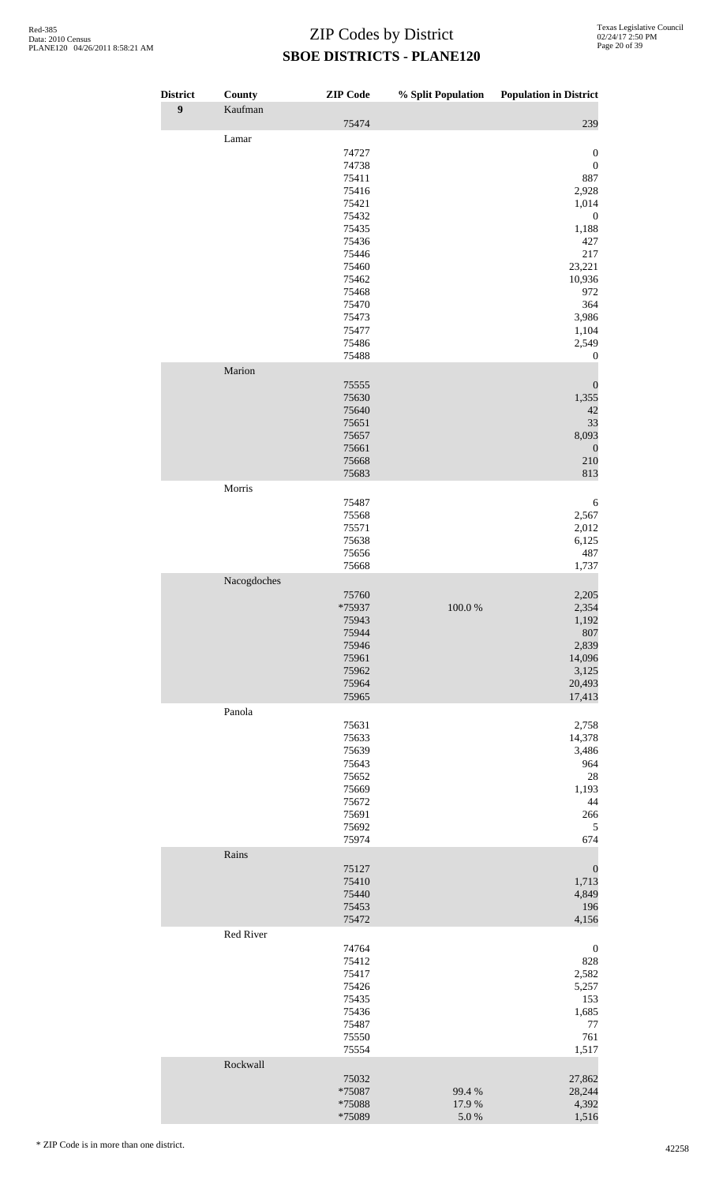# ZIP Codes by District

## SBOE DISTRICTS - PLANE120

| District | County | ZIP Code | % Split Population | Population in District |
|---|---|---|---|---|
| **9** | Kaufman | | | |
| | | 75474 | | 239 |
| | Lamar | | | |
| | | 74727 | | 0 |
| | | 74738 | | 0 |
| | | 75411 | | 887 |
| | | 75416 | | 2,928 |
| | | 75421 | | 1,014 |
| | | 75432 | | 0 |
| | | 75435 | | 1,188 |
| | | 75436 | | 427 |
| | | 75446 | | 217 |
| | | 75460 | | 23,221 |
| | | 75462 | | 10,936 |
| | | 75468 | | 972 |
| | | 75470 | | 364 |
| | | 75473 | | 3,986 |
| | | 75477 | | 1,104 |
| | | 75486 | | 2,549 |
| | | 75488 | | 0 |
| | Marion | | | |
| | | 75555 | | 0 |
| | | 75630 | | 1,355 |
| | | 75640 | | 42 |
| | | 75651 | | 33 |
| | | 75657 | | 8,093 |
| | | 75661 | | 0 |
| | | 75668 | | 210 |
| | | 75683 | | 813 |
| | Morris | | | |
| | | 75487 | | 6 |
| | | 75568 | | 2,567 |
| | | 75571 | | 2,012 |
| | | 75638 | | 6,125 |
| | | 75656 | | 487 |
| | | 75668 | | 1,737 |
| | Nacogdoches | | | |
| | | 75760 | | 2,205 |
| | | *75937 | 100.0 % | 2,354 |
| | | 75943 | | 1,192 |
| | | 75944 | | 807 |
| | | 75946 | | 2,839 |
| | | 75961 | | 14,096 |
| | | 75962 | | 3,125 |
| | | 75964 | | 20,493 |
| | | 75965 | | 17,413 |
| | Panola | | | |
| | | 75631 | | 2,758 |
| | | 75633 | | 14,378 |
| | | 75639 | | 3,486 |
| | | 75643 | | 964 |
| | | 75652 | | 28 |
| | | 75669 | | 1,193 |
| | | 75672 | | 44 |
| | | 75691 | | 266 |
| | | 75692 | | 5 |
| | | 75974 | | 674 |
| | Rains | | | |
| | | 75127 | | 0 |
| | | 75410 | | 1,713 |
| | | 75440 | | 4,849 |
| | | 75453 | | 196 |
| | | 75472 | | 4,156 |
| | Red River | | | |
| | | 74764 | | 0 |
| | | 75412 | | 828 |
| | | 75417 | | 2,582 |
| | | 75426 | | 5,257 |
| | | 75435 | | 153 |
| | | 75436 | | 1,685 |
| | | 75487 | | 77 |
| | | 75550 | | 761 |
| | | 75554 | | 1,517 |
| | Rockwall | | | |
| | | 75032 | | 27,862 |
| | | *75087 | 99.4 % | 28,244 |
| | | *75088 | 17.9 % | 4,392 |
| | | *75089 | 5.0 % | 1,516 |

* ZIP Code is in more than one district.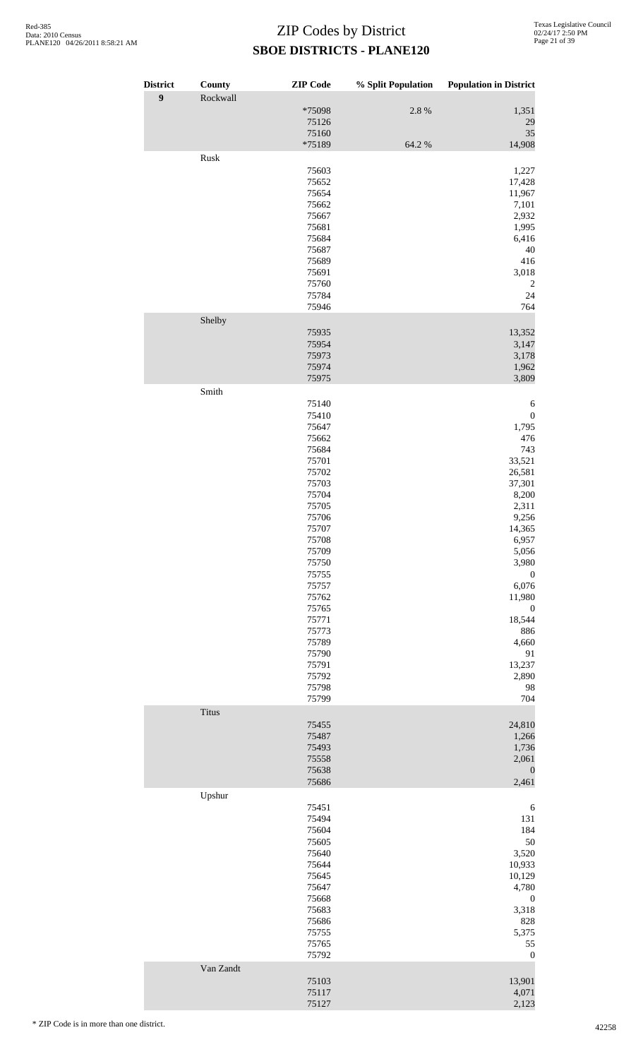# ZIP Codes by District

## SBOE DISTRICTS - PLANE120

| District | County | ZIP Code | % Split Population | Population in District |
|---|---|---|---|---|
| 9 | Rockwall | | | |
| | | *75098 | 2.8 % | 1,351 |
| | | 75126 | | 29 |
| | | 75160 | | 35 |
| | | *75189 | 64.2 % | 14,908 |
| | Rusk | | | |
| | | 75603 | | 1,227 |
| | | 75652 | | 17,428 |
| | | 75654 | | 11,967 |
| | | 75662 | | 7,101 |
| | | 75667 | | 2,932 |
| | | 75681 | | 1,995 |
| | | 75684 | | 6,416 |
| | | 75687 | | 40 |
| | | 75689 | | 416 |
| | | 75691 | | 3,018 |
| | | 75760 | | 2 |
| | | 75784 | | 24 |
| | | 75946 | | 764 |
| | Shelby | | | |
| | | 75935 | | 13,352 |
| | | 75954 | | 3,147 |
| | | 75973 | | 3,178 |
| | | 75974 | | 1,962 |
| | | 75975 | | 3,809 |
| | Smith | | | |
| | | 75140 | | 6 |
| | | 75410 | | 0 |
| | | 75647 | | 1,795 |
| | | 75662 | | 476 |
| | | 75684 | | 743 |
| | | 75701 | | 33,521 |
| | | 75702 | | 26,581 |
| | | 75703 | | 37,301 |
| | | 75704 | | 8,200 |
| | | 75705 | | 2,311 |
| | | 75706 | | 9,256 |
| | | 75707 | | 14,365 |
| | | 75708 | | 6,957 |
| | | 75709 | | 5,056 |
| | | 75750 | | 3,980 |
| | | 75755 | | 0 |
| | | 75757 | | 6,076 |
| | | 75762 | | 11,980 |
| | | 75765 | | 0 |
| | | 75771 | | 18,544 |
| | | 75773 | | 886 |
| | | 75789 | | 4,660 |
| | | 75790 | | 91 |
| | | 75791 | | 13,237 |
| | | 75792 | | 2,890 |
| | | 75798 | | 98 |
| | | 75799 | | 704 |
| | Titus | | | |
| | | 75455 | | 24,810 |
| | | 75487 | | 1,266 |
| | | 75493 | | 1,736 |
| | | 75558 | | 2,061 |
| | | 75638 | | 0 |
| | | 75686 | | 2,461 |
| | Upshur | | | |
| | | 75451 | | 6 |
| | | 75494 | | 131 |
| | | 75604 | | 184 |
| | | 75605 | | 50 |
| | | 75640 | | 3,520 |
| | | 75644 | | 10,933 |
| | | 75645 | | 10,129 |
| | | 75647 | | 4,780 |
| | | 75668 | | 0 |
| | | 75683 | | 3,318 |
| | | 75686 | | 828 |
| | | 75755 | | 5,375 |
| | | 75765 | | 55 |
| | | 75792 | | 0 |
| | Van Zandt | | | |
| | | 75103 | | 13,901 |
| | | 75117 | | 4,071 |
| | | 75127 | | 2,123 |

* ZIP Code is in more than one district.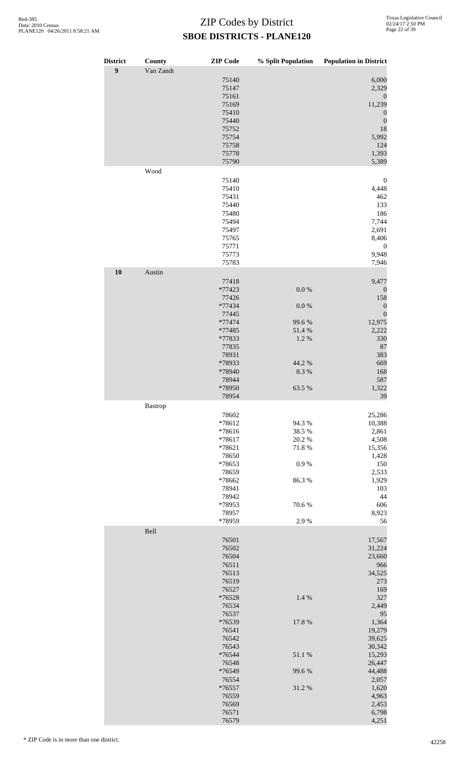# ZIP Codes by District
## SBOE DISTRICTS - PLANE120

| District | County | ZIP Code | % Split Population | Population in District |
|---|---|---|---|---|
| **9** | Van Zandt | | | |
| | | 75140 | | 6,000 |
| | | 75147 | | 2,329 |
| | | 75161 | | 0 |
| | | 75169 | | 11,239 |
| | | 75410 | | 0 |
| | | 75440 | | 0 |
| | | 75752 | | 18 |
| | | 75754 | | 5,992 |
| | | 75758 | | 124 |
| | | 75778 | | 1,393 |
| | | 75790 | | 5,389 |
| | Wood | | | |
| | | 75140 | | 0 |
| | | 75410 | | 4,448 |
| | | 75431 | | 462 |
| | | 75440 | | 133 |
| | | 75480 | | 186 |
| | | 75494 | | 7,744 |
| | | 75497 | | 2,691 |
| | | 75765 | | 8,406 |
| | | 75771 | | 0 |
| | | 75773 | | 9,948 |
| | | 75783 | | 7,946 |
| **10** | Austin | | | |
| | | 77418 | | 9,477 |
| | | *77423 | 0.0 % | 0 |
| | | 77426 | | 158 |
| | | *77434 | 0.0 % | 0 |
| | | 77445 | | 0 |
| | | *77474 | 99.6 % | 12,975 |
| | | *77485 | 51.4 % | 2,222 |
| | | *77833 | 1.2 % | 330 |
| | | 77835 | | 87 |
| | | 78931 | | 383 |
| | | *78933 | 44.2 % | 669 |
| | | *78940 | 8.3 % | 168 |
| | | 78944 | | 587 |
| | | *78950 | 63.5 % | 1,322 |
| | | 78954 | | 39 |
| | Bastrop | | | |
| | | 78602 | | 25,286 |
| | | *78612 | 94.3 % | 10,388 |
| | | *78616 | 38.5 % | 2,861 |
| | | *78617 | 20.2 % | 4,508 |
| | | *78621 | 71.8 % | 15,356 |
| | | 78650 | | 1,428 |
| | | *78653 | 0.9 % | 150 |
| | | 78659 | | 2,533 |
| | | *78662 | 86.3 % | 1,929 |
| | | 78941 | | 103 |
| | | 78942 | | 44 |
| | | *78953 | 70.6 % | 606 |
| | | 78957 | | 8,923 |
| | | *78959 | 2.9 % | 56 |
| | Bell | | | |
| | | 76501 | | 17,567 |
| | | 76502 | | 31,224 |
| | | 76504 | | 23,660 |
| | | 76511 | | 966 |
| | | 76513 | | 34,525 |
| | | 76519 | | 273 |
| | | 76527 | | 169 |
| | | *76528 | 1.4 % | 327 |
| | | 76534 | | 2,449 |
| | | 76537 | | 95 |
| | | *76539 | 17.8 % | 1,364 |
| | | 76541 | | 19,279 |
| | | 76542 | | 39,625 |
| | | 76543 | | 30,342 |
| | | *76544 | 51.1 % | 15,293 |
| | | 76548 | | 26,447 |
| | | *76549 | 99.6 % | 44,488 |
| | | 76554 | | 2,057 |
| | | *76557 | 31.2 % | 1,620 |
| | | 76559 | | 4,963 |
| | | 76569 | | 2,453 |
| | | 76571 | | 6,798 |
| | | 76579 | | 4,251 |

\* ZIP Code is in more than one district.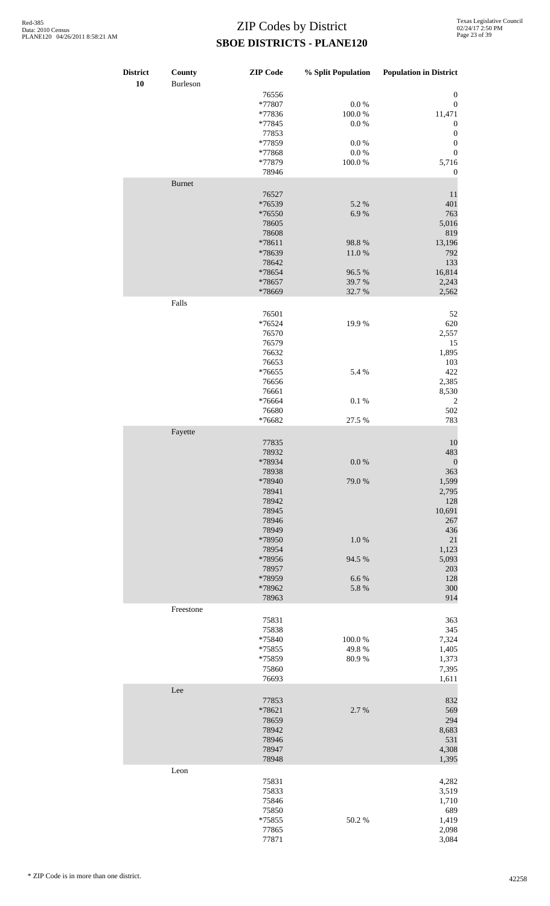# ZIP Codes by District

## SBOE DISTRICTS - PLANE120

| District | County | ZIP Code | % Split Population | Population in District |
|---|---|---|---|---|
| 10 | Burleson | | | |
| | | 76556 | | 0 |
| | | *77807 | 0.0 % | 0 |
| | | *77836 | 100.0 % | 11,471 |
| | | *77845 | 0.0 % | 0 |
| | | 77853 | | 0 |
| | | *77859 | 0.0 % | 0 |
| | | *77868 | 0.0 % | 0 |
| | | *77879 | 100.0 % | 5,716 |
| | | 78946 | | 0 |
| | Burnet | | | |
| | | 76527 | | 11 |
| | | *76539 | 5.2 % | 401 |
| | | *76550 | 6.9 % | 763 |
| | | 78605 | | 5,016 |
| | | 78608 | | 819 |
| | | *78611 | 98.8 % | 13,196 |
| | | *78639 | 11.0 % | 792 |
| | | 78642 | | 133 |
| | | *78654 | 96.5 % | 16,814 |
| | | *78657 | 39.7 % | 2,243 |
| | | *78669 | 32.7 % | 2,562 |
| | Falls | | | |
| | | 76501 | | 52 |
| | | *76524 | 19.9 % | 620 |
| | | 76570 | | 2,557 |
| | | 76579 | | 15 |
| | | 76632 | | 1,895 |
| | | 76653 | | 103 |
| | | *76655 | 5.4 % | 422 |
| | | 76656 | | 2,385 |
| | | 76661 | | 8,530 |
| | | *76664 | 0.1 % | 2 |
| | | 76680 | | 502 |
| | | *76682 | 27.5 % | 783 |
| | Fayette | | | |
| | | 77835 | | 10 |
| | | 78932 | | 483 |
| | | *78934 | 0.0 % | 0 |
| | | 78938 | | 363 |
| | | *78940 | 79.0 % | 1,599 |
| | | 78941 | | 2,795 |
| | | 78942 | | 128 |
| | | 78945 | | 10,691 |
| | | 78946 | | 267 |
| | | 78949 | | 436 |
| | | *78950 | 1.0 % | 21 |
| | | 78954 | | 1,123 |
| | | *78956 | 94.5 % | 5,093 |
| | | 78957 | | 203 |
| | | *78959 | 6.6 % | 128 |
| | | *78962 | 5.8 % | 300 |
| | | 78963 | | 914 |
| | Freestone | | | |
| | | 75831 | | 363 |
| | | 75838 | | 345 |
| | | *75840 | 100.0 % | 7,324 |
| | | *75855 | 49.8 % | 1,405 |
| | | *75859 | 80.9 % | 1,373 |
| | | 75860 | | 7,395 |
| | | 76693 | | 1,611 |
| | Lee | | | |
| | | 77853 | | 832 |
| | | *78621 | 2.7 % | 569 |
| | | 78659 | | 294 |
| | | 78942 | | 8,683 |
| | | 78946 | | 531 |
| | | 78947 | | 4,308 |
| | | 78948 | | 1,395 |
| | Leon | | | |
| | | 75831 | | 4,282 |
| | | 75833 | | 3,519 |
| | | 75846 | | 1,710 |
| | | 75850 | | 689 |
| | | *75855 | 50.2 % | 1,419 |
| | | 77865 | | 2,098 |
| | | 77871 | | 3,084 |

\* ZIP Code is in more than one district.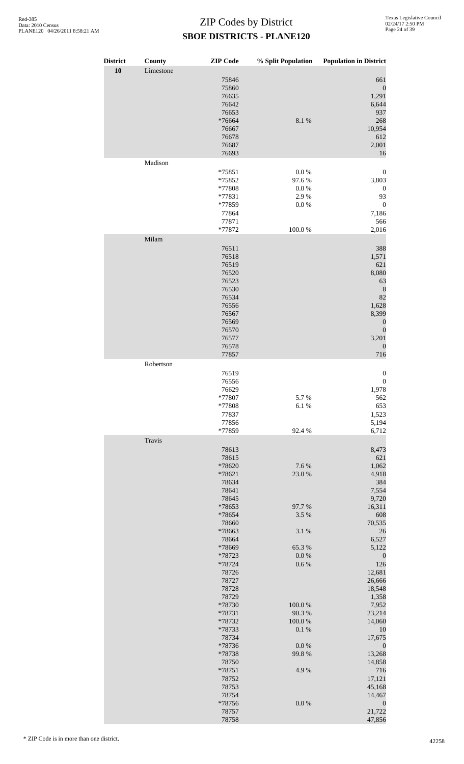# ZIP Codes by District
## SBOE DISTRICTS - PLANE120

| District | County | ZIP Code | % Split Population | Population in District |
|---|---|---|---|---|
| 10 | Limestone | | | |
| | | 75846 | | 661 |
| | | 75860 | | 0 |
| | | 76635 | | 1,291 |
| | | 76642 | | 6,644 |
| | | 76653 | | 937 |
| | | *76664 | 8.1 % | 268 |
| | | 76667 | | 10,954 |
| | | 76678 | | 612 |
| | | 76687 | | 2,001 |
| | | 76693 | | 16 |
| | Madison | | | |
| | | *75851 | 0.0 % | 0 |
| | | *75852 | 97.6 % | 3,803 |
| | | *77808 | 0.0 % | 0 |
| | | *77831 | 2.9 % | 93 |
| | | *77859 | 0.0 % | 0 |
| | | 77864 | | 7,186 |
| | | 77871 | | 566 |
| | | *77872 | 100.0 % | 2,016 |
| | Milam | | | |
| | | 76511 | | 388 |
| | | 76518 | | 1,571 |
| | | 76519 | | 621 |
| | | 76520 | | 8,080 |
| | | 76523 | | 63 |
| | | 76530 | | 8 |
| | | 76534 | | 82 |
| | | 76556 | | 1,628 |
| | | 76567 | | 8,399 |
| | | 76569 | | 0 |
| | | 76570 | | 0 |
| | | 76577 | | 3,201 |
| | | 76578 | | 0 |
| | | 77857 | | 716 |
| | Robertson | | | |
| | | 76519 | | 0 |
| | | 76556 | | 0 |
| | | 76629 | | 1,978 |
| | | *77807 | 5.7 % | 562 |
| | | *77808 | 6.1 % | 653 |
| | | 77837 | | 1,523 |
| | | 77856 | | 5,194 |
| | | *77859 | 92.4 % | 6,712 |
| | Travis | | | |
| | | 78613 | | 8,473 |
| | | 78615 | | 621 |
| | | *78620 | 7.6 % | 1,062 |
| | | *78621 | 23.0 % | 4,918 |
| | | 78634 | | 384 |
| | | 78641 | | 7,554 |
| | | 78645 | | 9,720 |
| | | *78653 | 97.7 % | 16,311 |
| | | *78654 | 3.5 % | 608 |
| | | 78660 | | 70,535 |
| | | *78663 | 3.1 % | 26 |
| | | 78664 | | 6,527 |
| | | *78669 | 65.3 % | 5,122 |
| | | *78723 | 0.0 % | 0 |
| | | *78724 | 0.6 % | 126 |
| | | 78726 | | 12,681 |
| | | 78727 | | 26,666 |
| | | 78728 | | 18,548 |
| | | 78729 | | 1,358 |
| | | *78730 | 100.0 % | 7,952 |
| | | *78731 | 90.3 % | 23,214 |
| | | *78732 | 100.0 % | 14,060 |
| | | *78733 | 0.1 % | 10 |
| | | 78734 | | 17,675 |
| | | *78736 | 0.0 % | 0 |
| | | *78738 | 99.8 % | 13,268 |
| | | 78750 | | 14,858 |
| | | *78751 | 4.9 % | 716 |
| | | 78752 | | 17,121 |
| | | 78753 | | 45,168 |
| | | 78754 | | 14,467 |
| | | *78756 | 0.0 % | 0 |
| | | 78757 | | 21,722 |
| | | 78758 | | 47,856 |

\* ZIP Code is in more than one district.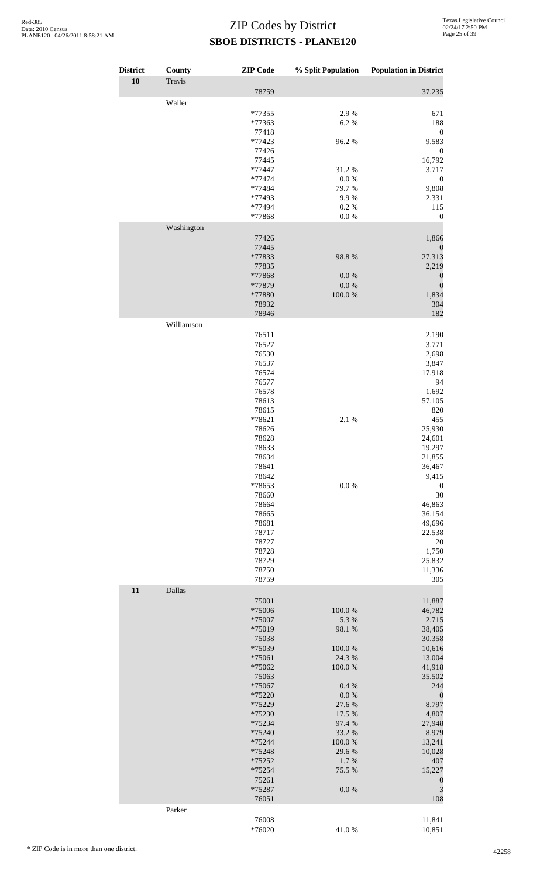# ZIP Codes by District

## SBOE DISTRICTS - PLANE120

| District | County | ZIP Code | % Split Population | Population in District |
|---|---|---|---|---|
| **10** | Travis | | | |
| | | 78759 | | 37,235 |
| | Waller | | | |
| | | *77355 | 2.9 % | 671 |
| | | *77363 | 6.2 % | 188 |
| | | 77418 | | 0 |
| | | *77423 | 96.2 % | 9,583 |
| | | 77426 | | 0 |
| | | 77445 | | 16,792 |
| | | *77447 | 31.2 % | 3,717 |
| | | *77474 | 0.0 % | 0 |
| | | *77484 | 79.7 % | 9,808 |
| | | *77493 | 9.9 % | 2,331 |
| | | *77494 | 0.2 % | 115 |
| | | *77868 | 0.0 % | 0 |
| | Washington | | | |
| | | 77426 | | 1,866 |
| | | 77445 | | 0 |
| | | *77833 | 98.8 % | 27,313 |
| | | 77835 | | 2,219 |
| | | *77868 | 0.0 % | 0 |
| | | *77879 | 0.0 % | 0 |
| | | *77880 | 100.0 % | 1,834 |
| | | 78932 | | 304 |
| | | 78946 | | 182 |
| | Williamson | | | |
| | | 76511 | | 2,190 |
| | | 76527 | | 3,771 |
| | | 76530 | | 2,698 |
| | | 76537 | | 3,847 |
| | | 76574 | | 17,918 |
| | | 76577 | | 94 |
| | | 76578 | | 1,692 |
| | | 78613 | | 57,105 |
| | | 78615 | | 820 |
| | | *78621 | 2.1 % | 455 |
| | | 78626 | | 25,930 |
| | | 78628 | | 24,601 |
| | | 78633 | | 19,297 |
| | | 78634 | | 21,855 |
| | | 78641 | | 36,467 |
| | | 78642 | | 9,415 |
| | | *78653 | 0.0 % | 0 |
| | | 78660 | | 30 |
| | | 78664 | | 46,863 |
| | | 78665 | | 36,154 |
| | | 78681 | | 49,696 |
| | | 78717 | | 22,538 |
| | | 78727 | | 20 |
| | | 78728 | | 1,750 |
| | | 78729 | | 25,832 |
| | | 78750 | | 11,336 |
| | | 78759 | | 305 |
| **11** | Dallas | | | |
| | | 75001 | | 11,887 |
| | | *75006 | 100.0 % | 46,782 |
| | | *75007 | 5.3 % | 2,715 |
| | | *75019 | 98.1 % | 38,405 |
| | | 75038 | | 30,358 |
| | | *75039 | 100.0 % | 10,616 |
| | | *75061 | 24.3 % | 13,004 |
| | | *75062 | 100.0 % | 41,918 |
| | | 75063 | | 35,502 |
| | | *75067 | 0.4 % | 244 |
| | | *75220 | 0.0 % | 0 |
| | | *75229 | 27.6 % | 8,797 |
| | | *75230 | 17.5 % | 4,807 |
| | | *75234 | 97.4 % | 27,948 |
| | | *75240 | 33.2 % | 8,979 |
| | | *75244 | 100.0 % | 13,241 |
| | | *75248 | 29.6 % | 10,028 |
| | | *75252 | 1.7 % | 407 |
| | | *75254 | 75.5 % | 15,227 |
| | | 75261 | | 0 |
| | | *75287 | 0.0 % | 3 |
| | | 76051 | | 108 |
| | Parker | | | |
| | | 76008 | | 11,841 |
| | | *76020 | 41.0 % | 10,851 |

* ZIP Code is in more than one district.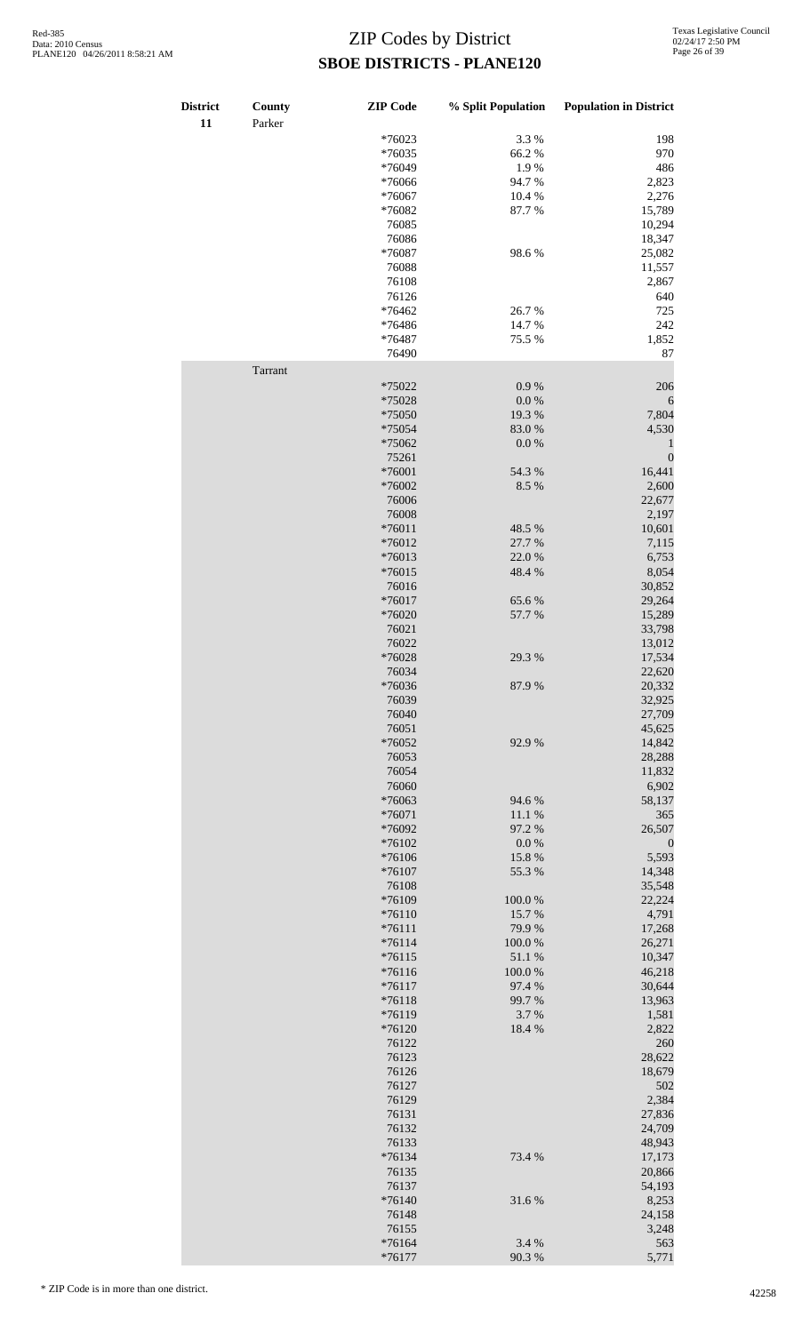# ZIP Codes by District

## SBOE DISTRICTS - PLANE120

| District | County | ZIP Code | % Split Population | Population in District |
|---|---|---|---|---|
| 11 | Parker | | | |
| | | *76023 | 3.3 % | 198 |
| | | *76035 | 66.2 % | 970 |
| | | *76049 | 1.9 % | 486 |
| | | *76066 | 94.7 % | 2,823 |
| | | *76067 | 10.4 % | 2,276 |
| | | *76082 | 87.7 % | 15,789 |
| | | 76085 | | 10,294 |
| | | 76086 | | 18,347 |
| | | *76087 | 98.6 % | 25,082 |
| | | 76088 | | 11,557 |
| | | 76108 | | 2,867 |
| | | 76126 | | 640 |
| | | *76462 | 26.7 % | 725 |
| | | *76486 | 14.7 % | 242 |
| | | *76487 | 75.5 % | 1,852 |
| | | 76490 | | 87 |
| | Tarrant | | | |
| | | *75022 | 0.9 % | 206 |
| | | *75028 | 0.0 % | 6 |
| | | *75050 | 19.3 % | 7,804 |
| | | *75054 | 83.0 % | 4,530 |
| | | *75062 | 0.0 % | 1 |
| | | 75261 | | 0 |
| | | *76001 | 54.3 % | 16,441 |
| | | *76002 | 8.5 % | 2,600 |
| | | 76006 | | 22,677 |
| | | 76008 | | 2,197 |
| | | *76011 | 48.5 % | 10,601 |
| | | *76012 | 27.7 % | 7,115 |
| | | *76013 | 22.0 % | 6,753 |
| | | *76015 | 48.4 % | 8,054 |
| | | 76016 | | 30,852 |
| | | *76017 | 65.6 % | 29,264 |
| | | *76020 | 57.7 % | 15,289 |
| | | 76021 | | 33,798 |
| | | 76022 | | 13,012 |
| | | *76028 | 29.3 % | 17,534 |
| | | 76034 | | 22,620 |
| | | *76036 | 87.9 % | 20,332 |
| | | 76039 | | 32,925 |
| | | 76040 | | 27,709 |
| | | 76051 | | 45,625 |
| | | *76052 | 92.9 % | 14,842 |
| | | 76053 | | 28,288 |
| | | 76054 | | 11,832 |
| | | 76060 | | 6,902 |
| | | *76063 | 94.6 % | 58,137 |
| | | *76071 | 11.1 % | 365 |
| | | *76092 | 97.2 % | 26,507 |
| | | *76102 | 0.0 % | 0 |
| | | *76106 | 15.8 % | 5,593 |
| | | *76107 | 55.3 % | 14,348 |
| | | 76108 | | 35,548 |
| | | *76109 | 100.0 % | 22,224 |
| | | *76110 | 15.7 % | 4,791 |
| | | *76111 | 79.9 % | 17,268 |
| | | *76114 | 100.0 % | 26,271 |
| | | *76115 | 51.1 % | 10,347 |
| | | *76116 | 100.0 % | 46,218 |
| | | *76117 | 97.4 % | 30,644 |
| | | *76118 | 99.7 % | 13,963 |
| | | *76119 | 3.7 % | 1,581 |
| | | *76120 | 18.4 % | 2,822 |
| | | 76122 | | 260 |
| | | 76123 | | 28,622 |
| | | 76126 | | 18,679 |
| | | 76127 | | 502 |
| | | 76129 | | 2,384 |
| | | 76131 | | 27,836 |
| | | 76132 | | 24,709 |
| | | 76133 | | 48,943 |
| | | *76134 | 73.4 % | 17,173 |
| | | 76135 | | 20,866 |
| | | 76137 | | 54,193 |
| | | *76140 | 31.6 % | 8,253 |
| | | 76148 | | 24,158 |
| | | 76155 | | 3,248 |
| | | *76164 | 3.4 % | 563 |
| | | *76177 | 90.3 % | 5,771 |

\* ZIP Code is in more than one district.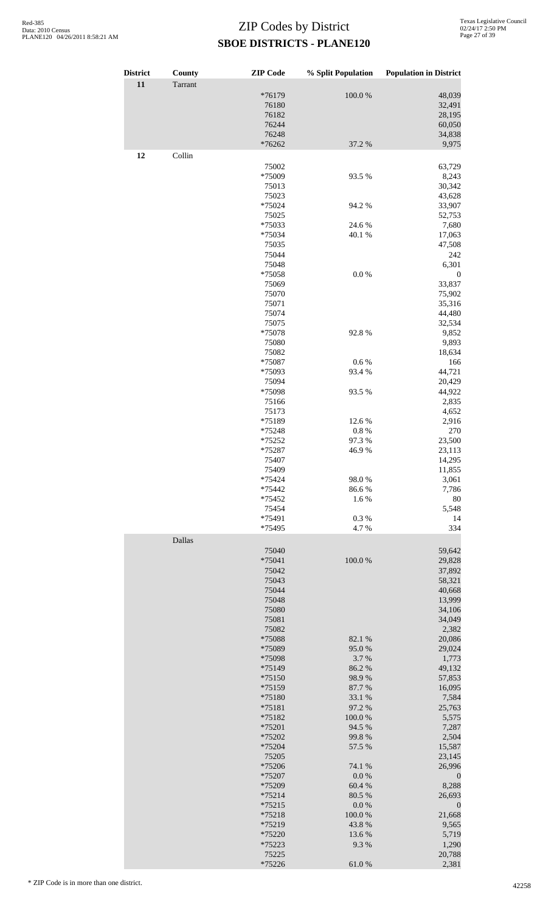# ZIP Codes by District
## SBOE DISTRICTS - PLANE120

| District | County | ZIP Code | % Split Population | Population in District |
|---|---|---|---|---|
| 11 | Tarrant | | | |
| | | *76179 | 100.0 % | 48,039 |
| | | 76180 | | 32,491 |
| | | 76182 | | 28,195 |
| | | 76244 | | 60,050 |
| | | 76248 | | 34,838 |
| | | *76262 | 37.2 % | 9,975 |
| 12 | Collin | | | |
| | | 75002 | | 63,729 |
| | | *75009 | 93.5 % | 8,243 |
| | | 75013 | | 30,342 |
| | | 75023 | | 43,628 |
| | | *75024 | 94.2 % | 33,907 |
| | | 75025 | | 52,753 |
| | | *75033 | 24.6 % | 7,680 |
| | | *75034 | 40.1 % | 17,063 |
| | | 75035 | | 47,508 |
| | | 75044 | | 242 |
| | | 75048 | | 6,301 |
| | | *75058 | 0.0 % | 0 |
| | | 75069 | | 33,837 |
| | | 75070 | | 75,902 |
| | | 75071 | | 35,316 |
| | | 75074 | | 44,480 |
| | | 75075 | | 32,534 |
| | | *75078 | 92.8 % | 9,852 |
| | | 75080 | | 9,893 |
| | | 75082 | | 18,634 |
| | | *75087 | 0.6 % | 166 |
| | | *75093 | 93.4 % | 44,721 |
| | | 75094 | | 20,429 |
| | | *75098 | 93.5 % | 44,922 |
| | | 75166 | | 2,835 |
| | | 75173 | | 4,652 |
| | | *75189 | 12.6 % | 2,916 |
| | | *75248 | 0.8 % | 270 |
| | | *75252 | 97.3 % | 23,500 |
| | | *75287 | 46.9 % | 23,113 |
| | | 75407 | | 14,295 |
| | | 75409 | | 11,855 |
| | | *75424 | 98.0 % | 3,061 |
| | | *75442 | 86.6 % | 7,786 |
| | | *75452 | 1.6 % | 80 |
| | | 75454 | | 5,548 |
| | | *75491 | 0.3 % | 14 |
| | | *75495 | 4.7 % | 334 |
| | Dallas | | | |
| | | 75040 | | 59,642 |
| | | *75041 | 100.0 % | 29,828 |
| | | 75042 | | 37,892 |
| | | 75043 | | 58,321 |
| | | 75044 | | 40,668 |
| | | 75048 | | 13,999 |
| | | 75080 | | 34,106 |
| | | 75081 | | 34,049 |
| | | 75082 | | 2,382 |
| | | *75088 | 82.1 % | 20,086 |
| | | *75089 | 95.0 % | 29,024 |
| | | *75098 | 3.7 % | 1,773 |
| | | *75149 | 86.2 % | 49,132 |
| | | *75150 | 98.9 % | 57,853 |
| | | *75159 | 87.7 % | 16,095 |
| | | *75180 | 33.1 % | 7,584 |
| | | *75181 | 97.2 % | 25,763 |
| | | *75182 | 100.0 % | 5,575 |
| | | *75201 | 94.5 % | 7,287 |
| | | *75202 | 99.8 % | 2,504 |
| | | *75204 | 57.5 % | 15,587 |
| | | 75205 | | 23,145 |
| | | *75206 | 74.1 % | 26,996 |
| | | *75207 | 0.0 % | 0 |
| | | *75209 | 60.4 % | 8,288 |
| | | *75214 | 80.5 % | 26,693 |
| | | *75215 | 0.0 % | 0 |
| | | *75218 | 100.0 % | 21,668 |
| | | *75219 | 43.8 % | 9,565 |
| | | *75220 | 13.6 % | 5,719 |
| | | *75223 | 9.3 % | 1,290 |
| | | 75225 | | 20,788 |
| | | *75226 | 61.0 % | 2,381 |

\* ZIP Code is in more than one district.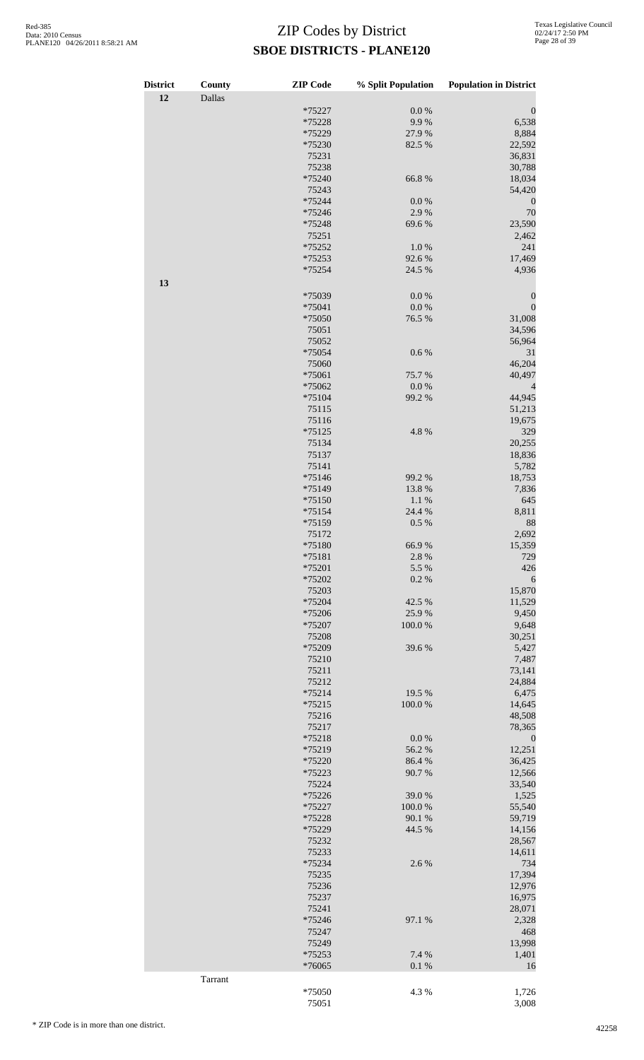# ZIP Codes by District

## SBOE DISTRICTS - PLANE120

| District | County | ZIP Code | % Split Population | Population in District |
|---|---|---|---|---|
| 12 | Dallas | | | |
| | | *75227 | 0.0 % | 0 |
| | | *75228 | 9.9 % | 6,538 |
| | | *75229 | 27.9 % | 8,884 |
| | | *75230 | 82.5 % | 22,592 |
| | | 75231 | | 36,831 |
| | | 75238 | | 30,788 |
| | | *75240 | 66.8 % | 18,034 |
| | | 75243 | | 54,420 |
| | | *75244 | 0.0 % | 0 |
| | | *75246 | 2.9 % | 70 |
| | | *75248 | 69.6 % | 23,590 |
| | | 75251 | | 2,462 |
| | | *75252 | 1.0 % | 241 |
| | | *75253 | 92.6 % | 17,469 |
| | | *75254 | 24.5 % | 4,936 |
| 13 | | | | |
| | | *75039 | 0.0 % | 0 |
| | | *75041 | 0.0 % | 0 |
| | | *75050 | 76.5 % | 31,008 |
| | | 75051 | | 34,596 |
| | | 75052 | | 56,964 |
| | | *75054 | 0.6 % | 31 |
| | | 75060 | | 46,204 |
| | | *75061 | 75.7 % | 40,497 |
| | | *75062 | 0.0 % | 4 |
| | | *75104 | 99.2 % | 44,945 |
| | | 75115 | | 51,213 |
| | | 75116 | | 19,675 |
| | | *75125 | 4.8 % | 329 |
| | | 75134 | | 20,255 |
| | | 75137 | | 18,836 |
| | | 75141 | | 5,782 |
| | | *75146 | 99.2 % | 18,753 |
| | | *75149 | 13.8 % | 7,836 |
| | | *75150 | 1.1 % | 645 |
| | | *75154 | 24.4 % | 8,811 |
| | | *75159 | 0.5 % | 88 |
| | | 75172 | | 2,692 |
| | | *75180 | 66.9 % | 15,359 |
| | | *75181 | 2.8 % | 729 |
| | | *75201 | 5.5 % | 426 |
| | | *75202 | 0.2 % | 6 |
| | | 75203 | | 15,870 |
| | | *75204 | 42.5 % | 11,529 |
| | | *75206 | 25.9 % | 9,450 |
| | | *75207 | 100.0 % | 9,648 |
| | | 75208 | | 30,251 |
| | | *75209 | 39.6 % | 5,427 |
| | | 75210 | | 7,487 |
| | | 75211 | | 73,141 |
| | | 75212 | | 24,884 |
| | | *75214 | 19.5 % | 6,475 |
| | | *75215 | 100.0 % | 14,645 |
| | | 75216 | | 48,508 |
| | | 75217 | | 78,365 |
| | | *75218 | 0.0 % | 0 |
| | | *75219 | 56.2 % | 12,251 |
| | | *75220 | 86.4 % | 36,425 |
| | | *75223 | 90.7 % | 12,566 |
| | | 75224 | | 33,540 |
| | | *75226 | 39.0 % | 1,525 |
| | | *75227 | 100.0 % | 55,540 |
| | | *75228 | 90.1 % | 59,719 |
| | | *75229 | 44.5 % | 14,156 |
| | | 75232 | | 28,567 |
| | | 75233 | | 14,611 |
| | | *75234 | 2.6 % | 734 |
| | | 75235 | | 17,394 |
| | | 75236 | | 12,976 |
| | | 75237 | | 16,975 |
| | | 75241 | | 28,071 |
| | | *75246 | 97.1 % | 2,328 |
| | | 75247 | | 468 |
| | | 75249 | | 13,998 |
| | | *75253 | 7.4 % | 1,401 |
| | | *76065 | 0.1 % | 16 |
| | Tarrant | | | |
| | | *75050 | 4.3 % | 1,726 |
| | | 75051 | | 3,008 |

* ZIP Code is in more than one district.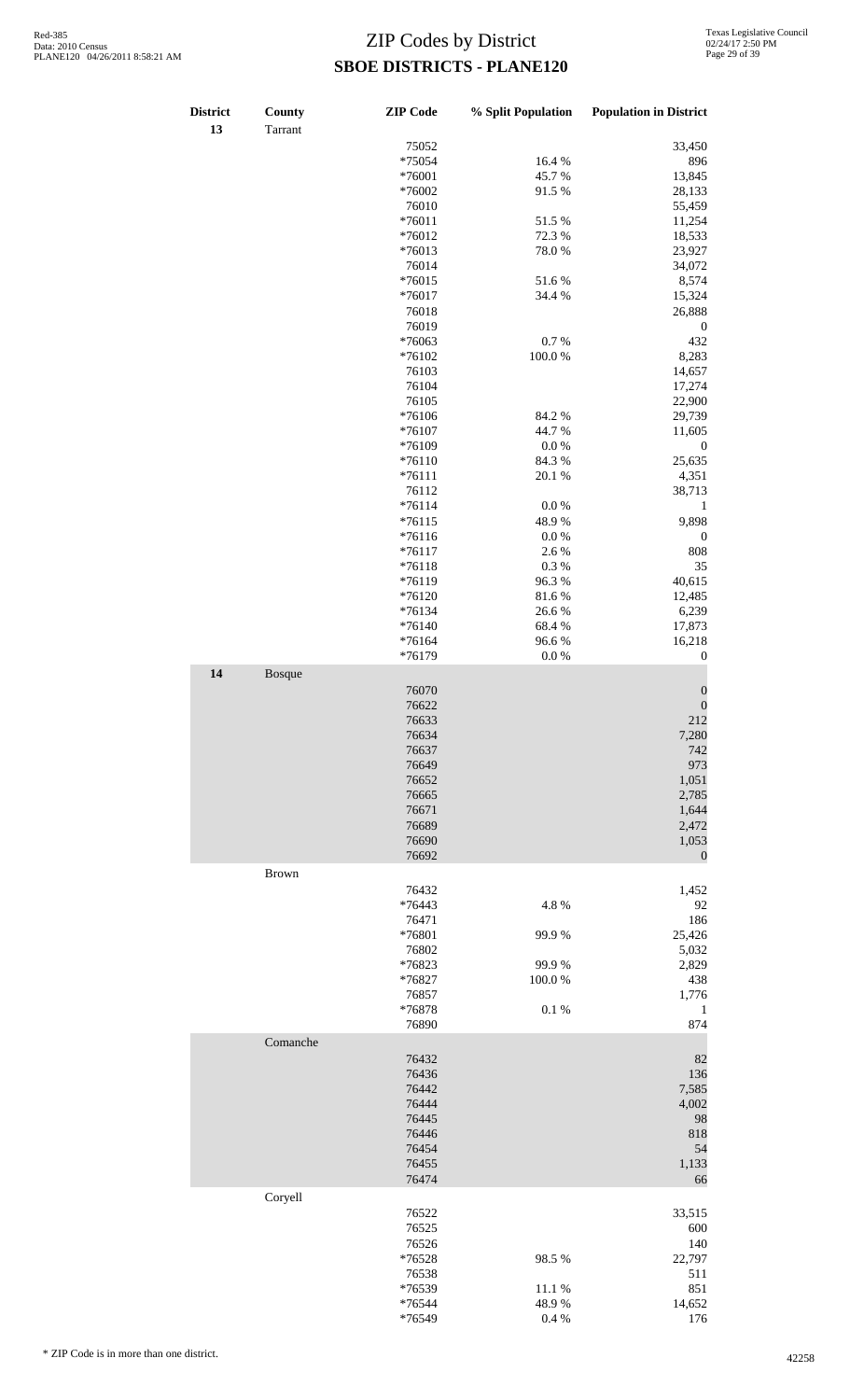# ZIP Codes by District
## SBOE DISTRICTS - PLANE120

| District | County | ZIP Code | % Split Population | Population in District |
|---|---|---|---|---|
| 13 | Tarrant | | | |
| | | 75052 | | 33,450 |
| | | *75054 | 16.4 % | 896 |
| | | *76001 | 45.7 % | 13,845 |
| | | *76002 | 91.5 % | 28,133 |
| | | 76010 | | 55,459 |
| | | *76011 | 51.5 % | 11,254 |
| | | *76012 | 72.3 % | 18,533 |
| | | *76013 | 78.0 % | 23,927 |
| | | 76014 | | 34,072 |
| | | *76015 | 51.6 % | 8,574 |
| | | *76017 | 34.4 % | 15,324 |
| | | 76018 | | 26,888 |
| | | 76019 | | 0 |
| | | *76063 | 0.7 % | 432 |
| | | *76102 | 100.0 % | 8,283 |
| | | 76103 | | 14,657 |
| | | 76104 | | 17,274 |
| | | 76105 | | 22,900 |
| | | *76106 | 84.2 % | 29,739 |
| | | *76107 | 44.7 % | 11,605 |
| | | *76109 | 0.0 % | 0 |
| | | *76110 | 84.3 % | 25,635 |
| | | *76111 | 20.1 % | 4,351 |
| | | 76112 | | 38,713 |
| | | *76114 | 0.0 % | 1 |
| | | *76115 | 48.9 % | 9,898 |
| | | *76116 | 0.0 % | 0 |
| | | *76117 | 2.6 % | 808 |
| | | *76118 | 0.3 % | 35 |
| | | *76119 | 96.3 % | 40,615 |
| | | *76120 | 81.6 % | 12,485 |
| | | *76134 | 26.6 % | 6,239 |
| | | *76140 | 68.4 % | 17,873 |
| | | *76164 | 96.6 % | 16,218 |
| | | *76179 | 0.0 % | 0 |
| 14 | Bosque | | | |
| | | 76070 | | 0 |
| | | 76622 | | 0 |
| | | 76633 | | 212 |
| | | 76634 | | 7,280 |
| | | 76637 | | 742 |
| | | 76649 | | 973 |
| | | 76652 | | 1,051 |
| | | 76665 | | 2,785 |
| | | 76671 | | 1,644 |
| | | 76689 | | 2,472 |
| | | 76690 | | 1,053 |
| | | 76692 | | 0 |
| | Brown | | | |
| | | 76432 | | 1,452 |
| | | *76443 | 4.8 % | 92 |
| | | 76471 | | 186 |
| | | *76801 | 99.9 % | 25,426 |
| | | 76802 | | 5,032 |
| | | *76823 | 99.9 % | 2,829 |
| | | *76827 | 100.0 % | 438 |
| | | 76857 | | 1,776 |
| | | *76878 | 0.1 % | 1 |
| | | 76890 | | 874 |
| | Comanche | | | |
| | | 76432 | | 82 |
| | | 76436 | | 136 |
| | | 76442 | | 7,585 |
| | | 76444 | | 4,002 |
| | | 76445 | | 98 |
| | | 76446 | | 818 |
| | | 76454 | | 54 |
| | | 76455 | | 1,133 |
| | | 76474 | | 66 |
| | Coryell | | | |
| | | 76522 | | 33,515 |
| | | 76525 | | 600 |
| | | 76526 | | 140 |
| | | *76528 | 98.5 % | 22,797 |
| | | 76538 | | 511 |
| | | *76539 | 11.1 % | 851 |
| | | *76544 | 48.9 % | 14,652 |
| | | *76549 | 0.4 % | 176 |

* ZIP Code is in more than one district.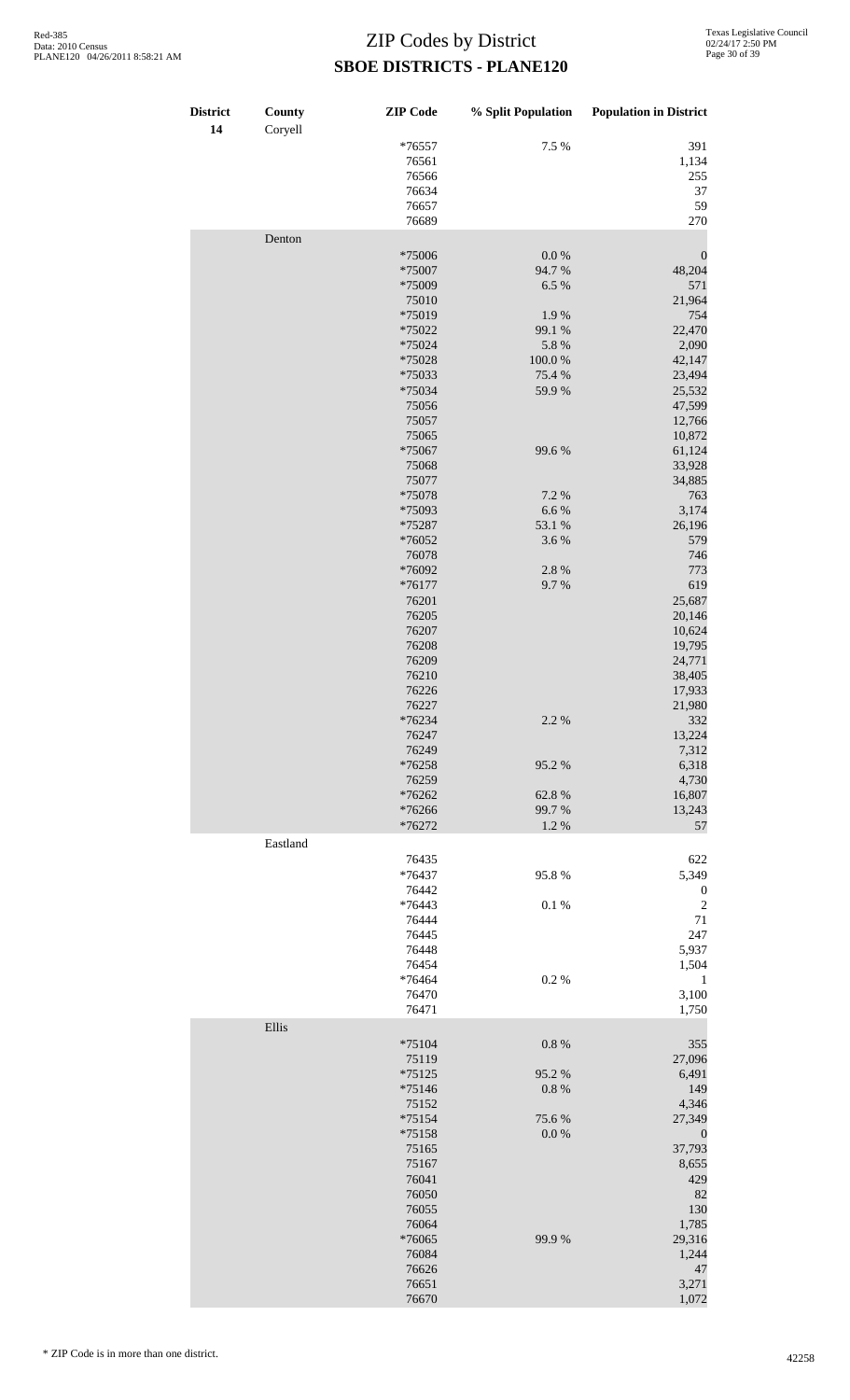# ZIP Codes by District
## SBOE DISTRICTS - PLANE120

| District | County | ZIP Code | % Split Population | Population in District |
|---|---|---|---|---|
| 14 | Coryell | | | |
| | | *76557 | 7.5 % | 391 |
| | | 76561 | | 1,134 |
| | | 76566 | | 255 |
| | | 76634 | | 37 |
| | | 76657 | | 59 |
| | | 76689 | | 270 |
| | Denton | | | |
| | | *75006 | 0.0 % | 0 |
| | | *75007 | 94.7 % | 48,204 |
| | | *75009 | 6.5 % | 571 |
| | | 75010 | | 21,964 |
| | | *75019 | 1.9 % | 754 |
| | | *75022 | 99.1 % | 22,470 |
| | | *75024 | 5.8 % | 2,090 |
| | | *75028 | 100.0 % | 42,147 |
| | | *75033 | 75.4 % | 23,494 |
| | | *75034 | 59.9 % | 25,532 |
| | | 75056 | | 47,599 |
| | | 75057 | | 12,766 |
| | | 75065 | | 10,872 |
| | | *75067 | 99.6 % | 61,124 |
| | | 75068 | | 33,928 |
| | | 75077 | | 34,885 |
| | | *75078 | 7.2 % | 763 |
| | | *75093 | 6.6 % | 3,174 |
| | | *75287 | 53.1 % | 26,196 |
| | | *76052 | 3.6 % | 579 |
| | | 76078 | | 746 |
| | | *76092 | 2.8 % | 773 |
| | | *76177 | 9.7 % | 619 |
| | | 76201 | | 25,687 |
| | | 76205 | | 20,146 |
| | | 76207 | | 10,624 |
| | | 76208 | | 19,795 |
| | | 76209 | | 24,771 |
| | | 76210 | | 38,405 |
| | | 76226 | | 17,933 |
| | | 76227 | | 21,980 |
| | | *76234 | 2.2 % | 332 |
| | | 76247 | | 13,224 |
| | | 76249 | | 7,312 |
| | | *76258 | 95.2 % | 6,318 |
| | | 76259 | | 4,730 |
| | | *76262 | 62.8 % | 16,807 |
| | | *76266 | 99.7 % | 13,243 |
| | | *76272 | 1.2 % | 57 |
| | Eastland | | | |
| | | 76435 | | 622 |
| | | *76437 | 95.8 % | 5,349 |
| | | 76442 | | 0 |
| | | *76443 | 0.1 % | 2 |
| | | 76444 | | 71 |
| | | 76445 | | 247 |
| | | 76448 | | 5,937 |
| | | 76454 | | 1,504 |
| | | *76464 | 0.2 % | 1 |
| | | 76470 | | 3,100 |
| | | 76471 | | 1,750 |
| | Ellis | | | |
| | | *75104 | 0.8 % | 355 |
| | | 75119 | | 27,096 |
| | | *75125 | 95.2 % | 6,491 |
| | | *75146 | 0.8 % | 149 |
| | | 75152 | | 4,346 |
| | | *75154 | 75.6 % | 27,349 |
| | | *75158 | 0.0 % | 0 |
| | | 75165 | | 37,793 |
| | | 75167 | | 8,655 |
| | | 76041 | | 429 |
| | | 76050 | | 82 |
| | | 76055 | | 130 |
| | | 76064 | | 1,785 |
| | | *76065 | 99.9 % | 29,316 |
| | | 76084 | | 1,244 |
| | | 76626 | | 47 |
| | | 76651 | | 3,271 |
| | | 76670 | | 1,072 |

\* ZIP Code is in more than one district.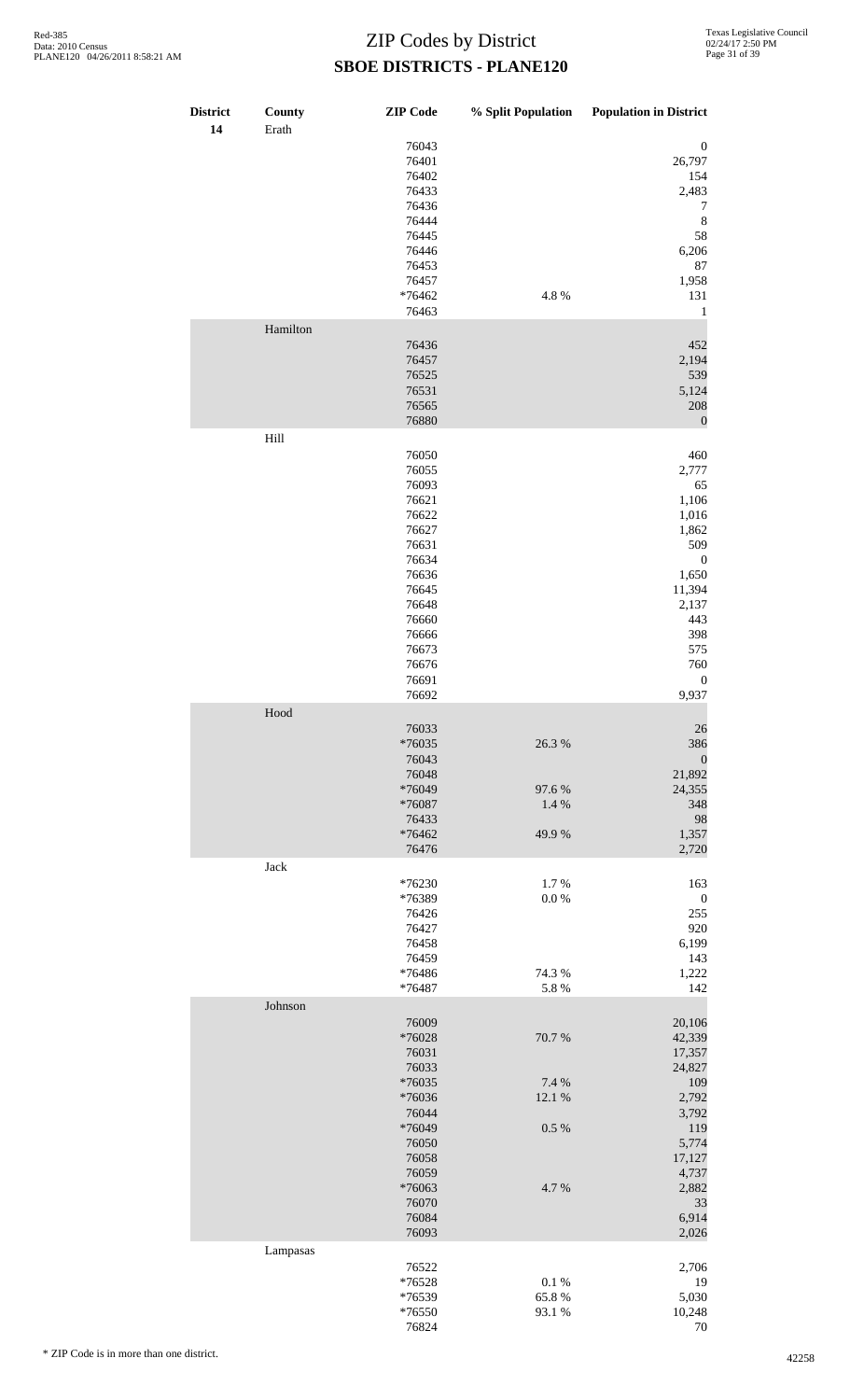# ZIP Codes by District

**SBOE DISTRICTS - PLANE120**

| District | County | ZIP Code | % Split Population | Population in District |
|---|---|---|---|---|
| 14 | Erath | | | |
| | | 76043 | | 0 |
| | | 76401 | | 26,797 |
| | | 76402 | | 154 |
| | | 76433 | | 2,483 |
| | | 76436 | | 7 |
| | | 76444 | | 8 |
| | | 76445 | | 58 |
| | | 76446 | | 6,206 |
| | | 76453 | | 87 |
| | | 76457 | | 1,958 |
| | | *76462 | 4.8 % | 131 |
| | | 76463 | | 1 |
| | Hamilton | | | |
| | | 76436 | | 452 |
| | | 76457 | | 2,194 |
| | | 76525 | | 539 |
| | | 76531 | | 5,124 |
| | | 76565 | | 208 |
| | | 76880 | | 0 |
| | Hill | | | |
| | | 76050 | | 460 |
| | | 76055 | | 2,777 |
| | | 76093 | | 65 |
| | | 76621 | | 1,106 |
| | | 76622 | | 1,016 |
| | | 76627 | | 1,862 |
| | | 76631 | | 509 |
| | | 76634 | | 0 |
| | | 76636 | | 1,650 |
| | | 76645 | | 11,394 |
| | | 76648 | | 2,137 |
| | | 76660 | | 443 |
| | | 76666 | | 398 |
| | | 76673 | | 575 |
| | | 76676 | | 760 |
| | | 76691 | | 0 |
| | | 76692 | | 9,937 |
| | Hood | | | |
| | | 76033 | | 26 |
| | | *76035 | 26.3 % | 386 |
| | | 76043 | | 0 |
| | | 76048 | | 21,892 |
| | | *76049 | 97.6 % | 24,355 |
| | | *76087 | 1.4 % | 348 |
| | | 76433 | | 98 |
| | | *76462 | 49.9 % | 1,357 |
| | | 76476 | | 2,720 |
| | Jack | | | |
| | | *76230 | 1.7 % | 163 |
| | | *76389 | 0.0 % | 0 |
| | | 76426 | | 255 |
| | | 76427 | | 920 |
| | | 76458 | | 6,199 |
| | | 76459 | | 143 |
| | | *76486 | 74.3 % | 1,222 |
| | | *76487 | 5.8 % | 142 |
| | Johnson | | | |
| | | 76009 | | 20,106 |
| | | *76028 | 70.7 % | 42,339 |
| | | 76031 | | 17,357 |
| | | 76033 | | 24,827 |
| | | *76035 | 7.4 % | 109 |
| | | *76036 | 12.1 % | 2,792 |
| | | 76044 | | 3,792 |
| | | *76049 | 0.5 % | 119 |
| | | 76050 | | 5,774 |
| | | 76058 | | 17,127 |
| | | 76059 | | 4,737 |
| | | *76063 | 4.7 % | 2,882 |
| | | 76070 | | 33 |
| | | 76084 | | 6,914 |
| | | 76093 | | 2,026 |
| | Lampasas | | | |
| | | 76522 | | 2,706 |
| | | *76528 | 0.1 % | 19 |
| | | *76539 | 65.8 % | 5,030 |
| | | *76550 | 93.1 % | 10,248 |
| | | 76824 | | 70 |

* ZIP Code is in more than one district.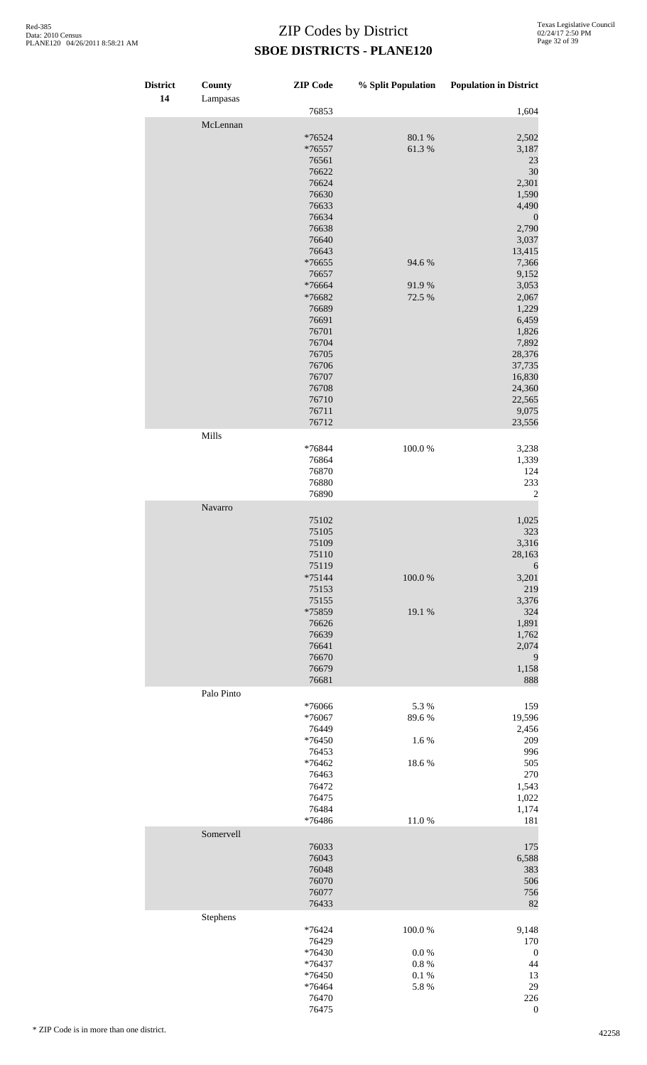# ZIP Codes by District

## SBOE DISTRICTS - PLANE120

| District | County | ZIP Code | % Split Population | Population in District |
|---|---|---|---|---|
| 14 | Lampasas | | | |
| | | 76853 | | 1,604 |
| | McLennan | | | |
| | | *76524 | 80.1 % | 2,502 |
| | | *76557 | 61.3 % | 3,187 |
| | | 76561 | | 23 |
| | | 76622 | | 30 |
| | | 76624 | | 2,301 |
| | | 76630 | | 1,590 |
| | | 76633 | | 4,490 |
| | | 76634 | | 0 |
| | | 76638 | | 2,790 |
| | | 76640 | | 3,037 |
| | | 76643 | | 13,415 |
| | | *76655 | 94.6 % | 7,366 |
| | | 76657 | | 9,152 |
| | | *76664 | 91.9 % | 3,053 |
| | | *76682 | 72.5 % | 2,067 |
| | | 76689 | | 1,229 |
| | | 76691 | | 6,459 |
| | | 76701 | | 1,826 |
| | | 76704 | | 7,892 |
| | | 76705 | | 28,376 |
| | | 76706 | | 37,735 |
| | | 76707 | | 16,830 |
| | | 76708 | | 24,360 |
| | | 76710 | | 22,565 |
| | | 76711 | | 9,075 |
| | | 76712 | | 23,556 |
| | Mills | | | |
| | | *76844 | 100.0 % | 3,238 |
| | | 76864 | | 1,339 |
| | | 76870 | | 124 |
| | | 76880 | | 233 |
| | | 76890 | | 2 |
| | Navarro | | | |
| | | 75102 | | 1,025 |
| | | 75105 | | 323 |
| | | 75109 | | 3,316 |
| | | 75110 | | 28,163 |
| | | 75119 | | 6 |
| | | *75144 | 100.0 % | 3,201 |
| | | 75153 | | 219 |
| | | 75155 | | 3,376 |
| | | *75859 | 19.1 % | 324 |
| | | 76626 | | 1,891 |
| | | 76639 | | 1,762 |
| | | 76641 | | 2,074 |
| | | 76670 | | 9 |
| | | 76679 | | 1,158 |
| | | 76681 | | 888 |
| | Palo Pinto | | | |
| | | *76066 | 5.3 % | 159 |
| | | *76067 | 89.6 % | 19,596 |
| | | 76449 | | 2,456 |
| | | *76450 | 1.6 % | 209 |
| | | 76453 | | 996 |
| | | *76462 | 18.6 % | 505 |
| | | 76463 | | 270 |
| | | 76472 | | 1,543 |
| | | 76475 | | 1,022 |
| | | 76484 | | 1,174 |
| | | *76486 | 11.0 % | 181 |
| | Somervell | | | |
| | | 76033 | | 175 |
| | | 76043 | | 6,588 |
| | | 76048 | | 383 |
| | | 76070 | | 506 |
| | | 76077 | | 756 |
| | | 76433 | | 82 |
| | Stephens | | | |
| | | *76424 | 100.0 % | 9,148 |
| | | 76429 | | 170 |
| | | *76430 | 0.0 % | 0 |
| | | *76437 | 0.8 % | 44 |
| | | *76450 | 0.1 % | 13 |
| | | *76464 | 5.8 % | 29 |
| | | 76470 | | 226 |
| | | 76475 | | 0 |

* ZIP Code is in more than one district.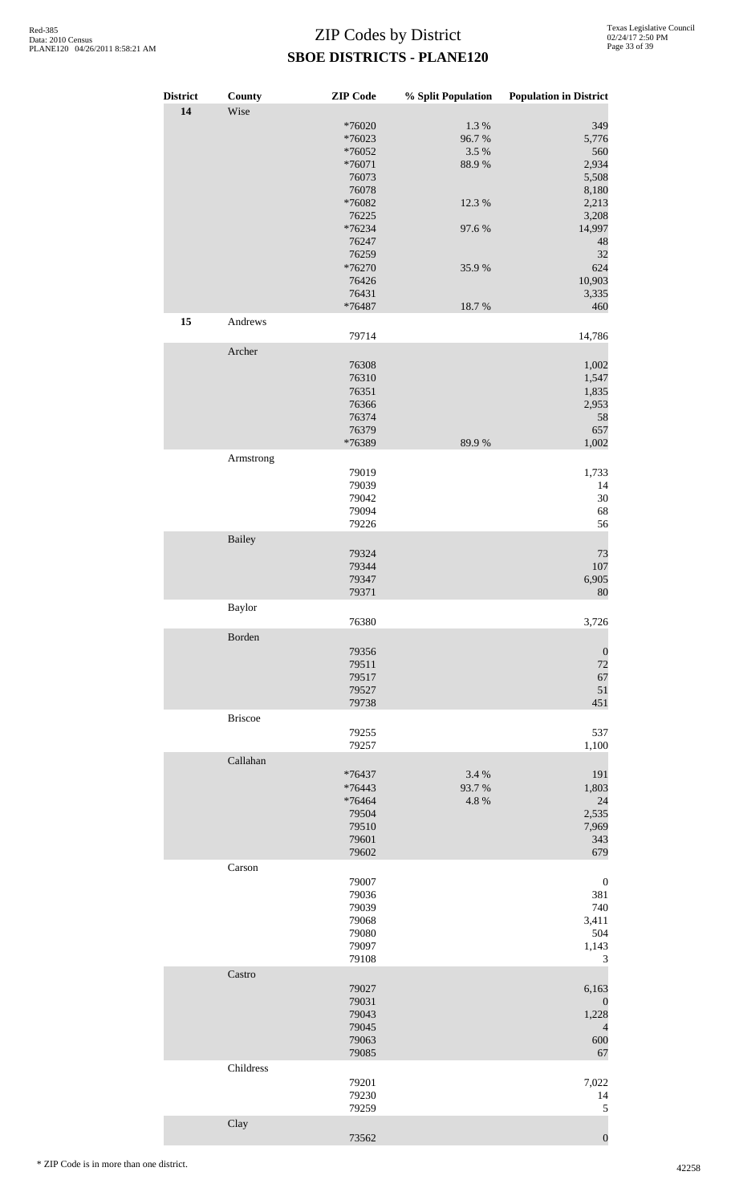# ZIP Codes by District

## SBOE DISTRICTS - PLANE120

| District | County | ZIP Code | % Split Population | Population in District |
|---|---|---|---|---|
| 14 | Wise | | | |
| | | *76020 | 1.3 % | 349 |
| | | *76023 | 96.7 % | 5,776 |
| | | *76052 | 3.5 % | 560 |
| | | *76071 | 88.9 % | 2,934 |
| | | 76073 | | 5,508 |
| | | 76078 | | 8,180 |
| | | *76082 | 12.3 % | 2,213 |
| | | 76225 | | 3,208 |
| | | *76234 | 97.6 % | 14,997 |
| | | 76247 | | 48 |
| | | 76259 | | 32 |
| | | *76270 | 35.9 % | 624 |
| | | 76426 | | 10,903 |
| | | 76431 | | 3,335 |
| | | *76487 | 18.7 % | 460 |
| 15 | Andrews | | | |
| | | 79714 | | 14,786 |
| | Archer | | | |
| | | 76308 | | 1,002 |
| | | 76310 | | 1,547 |
| | | 76351 | | 1,835 |
| | | 76366 | | 2,953 |
| | | 76374 | | 58 |
| | | 76379 | | 657 |
| | | *76389 | 89.9 % | 1,002 |
| | Armstrong | | | |
| | | 79019 | | 1,733 |
| | | 79039 | | 14 |
| | | 79042 | | 30 |
| | | 79094 | | 68 |
| | | 79226 | | 56 |
| | Bailey | | | |
| | | 79324 | | 73 |
| | | 79344 | | 107 |
| | | 79347 | | 6,905 |
| | | 79371 | | 80 |
| | Baylor | | | |
| | | 76380 | | 3,726 |
| | Borden | | | |
| | | 79356 | | 0 |
| | | 79511 | | 72 |
| | | 79517 | | 67 |
| | | 79527 | | 51 |
| | | 79738 | | 451 |
| | Briscoe | | | |
| | | 79255 | | 537 |
| | | 79257 | | 1,100 |
| | Callahan | | | |
| | | *76437 | 3.4 % | 191 |
| | | *76443 | 93.7 % | 1,803 |
| | | *76464 | 4.8 % | 24 |
| | | 79504 | | 2,535 |
| | | 79510 | | 7,969 |
| | | 79601 | | 343 |
| | | 79602 | | 679 |
| | Carson | | | |
| | | 79007 | | 0 |
| | | 79036 | | 381 |
| | | 79039 | | 740 |
| | | 79068 | | 3,411 |
| | | 79080 | | 504 |
| | | 79097 | | 1,143 |
| | | 79108 | | 3 |
| | Castro | | | |
| | | 79027 | | 6,163 |
| | | 79031 | | 0 |
| | | 79043 | | 1,228 |
| | | 79045 | | 4 |
| | | 79063 | | 600 |
| | | 79085 | | 67 |
| | Childress | | | |
| | | 79201 | | 7,022 |
| | | 79230 | | 14 |
| | | 79259 | | 5 |
| | Clay | | | |
| | | 73562 | | 0 |

\* ZIP Code is in more than one district.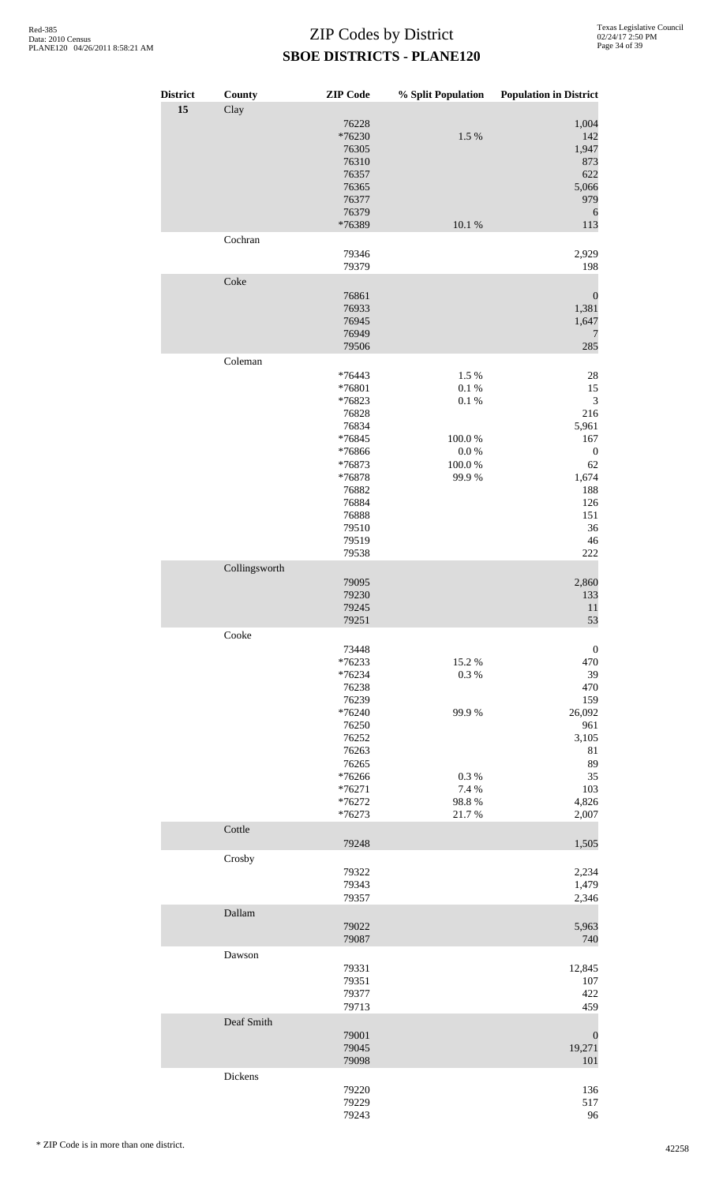# ZIP Codes by District
## SBOE DISTRICTS - PLANE120

| District | County | ZIP Code | % Split Population | Population in District |
|---|---|---|---|---|
| 15 | Clay | | | |
| | | 76228 | | 1,004 |
| | | *76230 | 1.5 % | 142 |
| | | 76305 | | 1,947 |
| | | 76310 | | 873 |
| | | 76357 | | 622 |
| | | 76365 | | 5,066 |
| | | 76377 | | 979 |
| | | 76379 | | 6 |
| | | *76389 | 10.1 % | 113 |
| | Cochran | | | |
| | | 79346 | | 2,929 |
| | | 79379 | | 198 |
| | Coke | | | |
| | | 76861 | | 0 |
| | | 76933 | | 1,381 |
| | | 76945 | | 1,647 |
| | | 76949 | | 7 |
| | | 79506 | | 285 |
| | Coleman | | | |
| | | *76443 | 1.5 % | 28 |
| | | *76801 | 0.1 % | 15 |
| | | *76823 | 0.1 % | 3 |
| | | 76828 | | 216 |
| | | 76834 | | 5,961 |
| | | *76845 | 100.0 % | 167 |
| | | *76866 | 0.0 % | 0 |
| | | *76873 | 100.0 % | 62 |
| | | *76878 | 99.9 % | 1,674 |
| | | 76882 | | 188 |
| | | 76884 | | 126 |
| | | 76888 | | 151 |
| | | 79510 | | 36 |
| | | 79519 | | 46 |
| | | 79538 | | 222 |
| | Collingsworth | | | |
| | | 79095 | | 2,860 |
| | | 79230 | | 133 |
| | | 79245 | | 11 |
| | | 79251 | | 53 |
| | Cooke | | | |
| | | 73448 | | 0 |
| | | *76233 | 15.2 % | 470 |
| | | *76234 | 0.3 % | 39 |
| | | 76238 | | 470 |
| | | 76239 | | 159 |
| | | *76240 | 99.9 % | 26,092 |
| | | 76250 | | 961 |
| | | 76252 | | 3,105 |
| | | 76263 | | 81 |
| | | 76265 | | 89 |
| | | *76266 | 0.3 % | 35 |
| | | *76271 | 7.4 % | 103 |
| | | *76272 | 98.8 % | 4,826 |
| | | *76273 | 21.7 % | 2,007 |
| | Cottle | | | |
| | | 79248 | | 1,505 |
| | Crosby | | | |
| | | 79322 | | 2,234 |
| | | 79343 | | 1,479 |
| | | 79357 | | 2,346 |
| | Dallam | | | |
| | | 79022 | | 5,963 |
| | | 79087 | | 740 |
| | Dawson | | | |
| | | 79331 | | 12,845 |
| | | 79351 | | 107 |
| | | 79377 | | 422 |
| | | 79713 | | 459 |
| | Deaf Smith | | | |
| | | 79001 | | 0 |
| | | 79045 | | 19,271 |
| | | 79098 | | 101 |
| | Dickens | | | |
| | | 79220 | | 136 |
| | | 79229 | | 517 |
| | | 79243 | | 96 |

\* ZIP Code is in more than one district.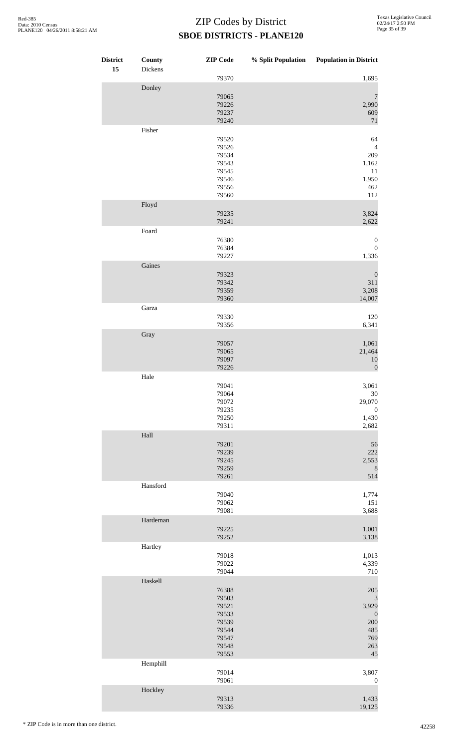# ZIP Codes by District

## SBOE DISTRICTS - PLANE120

| District | County | ZIP Code | % Split Population | Population in District |
|---|---|---|---|---|
| 15 | Dickens | | | |
| | | 79370 | | 1,695 |
| | Donley | | | |
| | | 79065 | | 7 |
| | | 79226 | | 2,990 |
| | | 79237 | | 609 |
| | | 79240 | | 71 |
| | Fisher | | | |
| | | 79520 | | 64 |
| | | 79526 | | 4 |
| | | 79534 | | 209 |
| | | 79543 | | 1,162 |
| | | 79545 | | 11 |
| | | 79546 | | 1,950 |
| | | 79556 | | 462 |
| | | 79560 | | 112 |
| | Floyd | | | |
| | | 79235 | | 3,824 |
| | | 79241 | | 2,622 |
| | Foard | | | |
| | | 76380 | | 0 |
| | | 76384 | | 0 |
| | | 79227 | | 1,336 |
| | Gaines | | | |
| | | 79323 | | 0 |
| | | 79342 | | 311 |
| | | 79359 | | 3,208 |
| | | 79360 | | 14,007 |
| | Garza | | | |
| | | 79330 | | 120 |
| | | 79356 | | 6,341 |
| | Gray | | | |
| | | 79057 | | 1,061 |
| | | 79065 | | 21,464 |
| | | 79097 | | 10 |
| | | 79226 | | 0 |
| | Hale | | | |
| | | 79041 | | 3,061 |
| | | 79064 | | 30 |
| | | 79072 | | 29,070 |
| | | 79235 | | 0 |
| | | 79250 | | 1,430 |
| | | 79311 | | 2,682 |
| | Hall | | | |
| | | 79201 | | 56 |
| | | 79239 | | 222 |
| | | 79245 | | 2,553 |
| | | 79259 | | 8 |
| | | 79261 | | 514 |
| | Hansford | | | |
| | | 79040 | | 1,774 |
| | | 79062 | | 151 |
| | | 79081 | | 3,688 |
| | Hardeman | | | |
| | | 79225 | | 1,001 |
| | | 79252 | | 3,138 |
| | Hartley | | | |
| | | 79018 | | 1,013 |
| | | 79022 | | 4,339 |
| | | 79044 | | 710 |
| | Haskell | | | |
| | | 76388 | | 205 |
| | | 79503 | | 3 |
| | | 79521 | | 3,929 |
| | | 79533 | | 0 |
| | | 79539 | | 200 |
| | | 79544 | | 485 |
| | | 79547 | | 769 |
| | | 79548 | | 263 |
| | | 79553 | | 45 |
| | Hemphill | | | |
| | | 79014 | | 3,807 |
| | | 79061 | | 0 |
| | Hockley | | | |
| | | 79313 | | 1,433 |
| | | 79336 | | 19,125 |

* ZIP Code is in more than one district.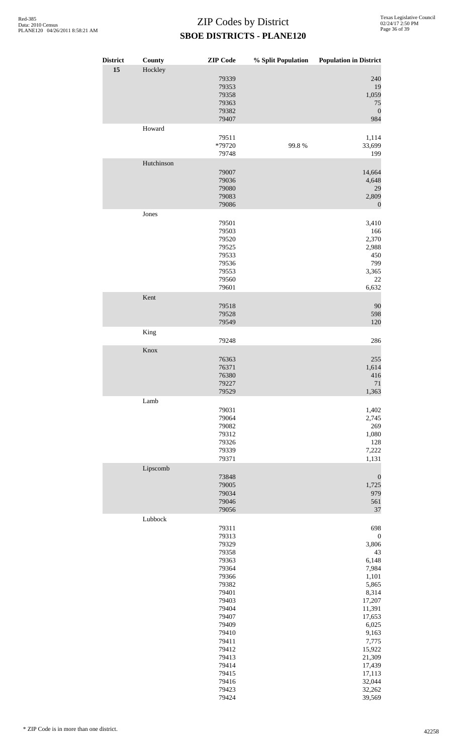# ZIP Codes by District

## SBOE DISTRICTS - PLANE120

| District | County | ZIP Code | % Split Population | Population in District |
|---|---|---|---|---|
| 15 | Hockley | | | |
| | | 79339 | | 240 |
| | | 79353 | | 19 |
| | | 79358 | | 1,059 |
| | | 79363 | | 75 |
| | | 79382 | | 0 |
| | | 79407 | | 984 |
| | Howard | | | |
| | | 79511 | | 1,114 |
| | | *79720 | 99.8 % | 33,699 |
| | | 79748 | | 199 |
| | Hutchinson | | | |
| | | 79007 | | 14,664 |
| | | 79036 | | 4,648 |
| | | 79080 | | 29 |
| | | 79083 | | 2,809 |
| | | 79086 | | 0 |
| | Jones | | | |
| | | 79501 | | 3,410 |
| | | 79503 | | 166 |
| | | 79520 | | 2,370 |
| | | 79525 | | 2,988 |
| | | 79533 | | 450 |
| | | 79536 | | 799 |
| | | 79553 | | 3,365 |
| | | 79560 | | 22 |
| | | 79601 | | 6,632 |
| | Kent | | | |
| | | 79518 | | 90 |
| | | 79528 | | 598 |
| | | 79549 | | 120 |
| | King | | | |
| | | 79248 | | 286 |
| | Knox | | | |
| | | 76363 | | 255 |
| | | 76371 | | 1,614 |
| | | 76380 | | 416 |
| | | 79227 | | 71 |
| | | 79529 | | 1,363 |
| | Lamb | | | |
| | | 79031 | | 1,402 |
| | | 79064 | | 2,745 |
| | | 79082 | | 269 |
| | | 79312 | | 1,080 |
| | | 79326 | | 128 |
| | | 79339 | | 7,222 |
| | | 79371 | | 1,131 |
| | Lipscomb | | | |
| | | 73848 | | 0 |
| | | 79005 | | 1,725 |
| | | 79034 | | 979 |
| | | 79046 | | 561 |
| | | 79056 | | 37 |
| | Lubbock | | | |
| | | 79311 | | 698 |
| | | 79313 | | 0 |
| | | 79329 | | 3,806 |
| | | 79358 | | 43 |
| | | 79363 | | 6,148 |
| | | 79364 | | 7,984 |
| | | 79366 | | 1,101 |
| | | 79382 | | 5,865 |
| | | 79401 | | 8,314 |
| | | 79403 | | 17,207 |
| | | 79404 | | 11,391 |
| | | 79407 | | 17,653 |
| | | 79409 | | 6,025 |
| | | 79410 | | 9,163 |
| | | 79411 | | 7,775 |
| | | 79412 | | 15,922 |
| | | 79413 | | 21,309 |
| | | 79414 | | 17,439 |
| | | 79415 | | 17,113 |
| | | 79416 | | 32,044 |
| | | 79423 | | 32,262 |
| | | 79424 | | 39,569 |

\* ZIP Code is in more than one district.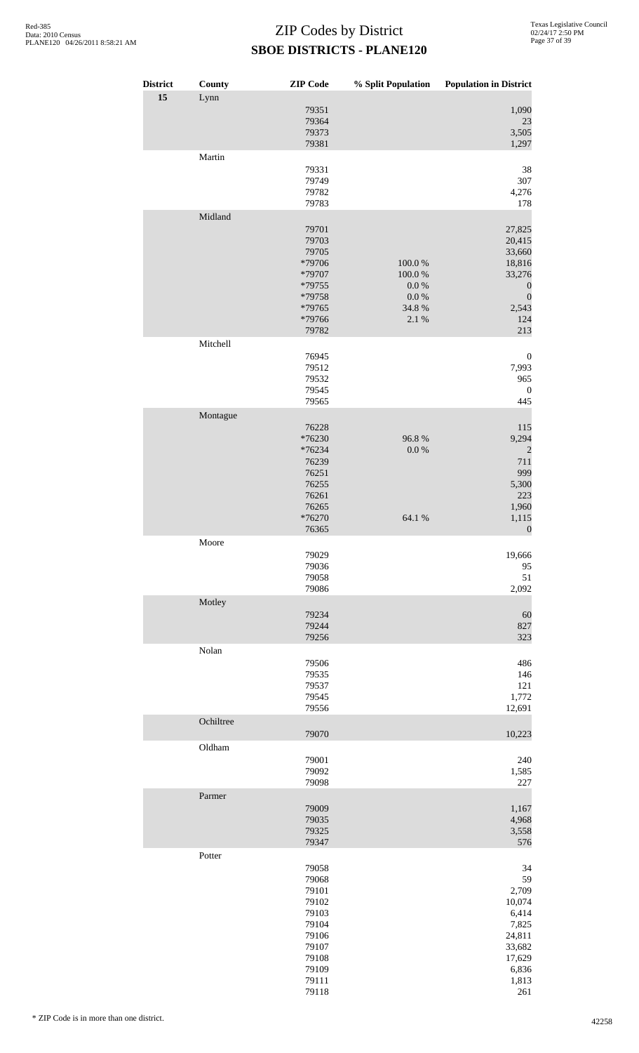# ZIP Codes by District

## SBOE DISTRICTS - PLANE120

| District | County | ZIP Code | % Split Population | Population in District |
|---|---|---|---|---|
| 15 | Lynn | | | |
| | | 79351 | | 1,090 |
| | | 79364 | | 23 |
| | | 79373 | | 3,505 |
| | | 79381 | | 1,297 |
| | Martin | | | |
| | | 79331 | | 38 |
| | | 79749 | | 307 |
| | | 79782 | | 4,276 |
| | | 79783 | | 178 |
| | Midland | | | |
| | | 79701 | | 27,825 |
| | | 79703 | | 20,415 |
| | | 79705 | | 33,660 |
| | | *79706 | 100.0 % | 18,816 |
| | | *79707 | 100.0 % | 33,276 |
| | | *79755 | 0.0 % | 0 |
| | | *79758 | 0.0 % | 0 |
| | | *79765 | 34.8 % | 2,543 |
| | | *79766 | 2.1 % | 124 |
| | | 79782 | | 213 |
| | Mitchell | | | |
| | | 76945 | | 0 |
| | | 79512 | | 7,993 |
| | | 79532 | | 965 |
| | | 79545 | | 0 |
| | | 79565 | | 445 |
| | Montague | | | |
| | | 76228 | | 115 |
| | | *76230 | 96.8 % | 9,294 |
| | | *76234 | 0.0 % | 2 |
| | | 76239 | | 711 |
| | | 76251 | | 999 |
| | | 76255 | | 5,300 |
| | | 76261 | | 223 |
| | | 76265 | | 1,960 |
| | | *76270 | 64.1 % | 1,115 |
| | | 76365 | | 0 |
| | Moore | | | |
| | | 79029 | | 19,666 |
| | | 79036 | | 95 |
| | | 79058 | | 51 |
| | | 79086 | | 2,092 |
| | Motley | | | |
| | | 79234 | | 60 |
| | | 79244 | | 827 |
| | | 79256 | | 323 |
| | Nolan | | | |
| | | 79506 | | 486 |
| | | 79535 | | 146 |
| | | 79537 | | 121 |
| | | 79545 | | 1,772 |
| | | 79556 | | 12,691 |
| | Ochiltree | | | |
| | | 79070 | | 10,223 |
| | Oldham | | | |
| | | 79001 | | 240 |
| | | 79092 | | 1,585 |
| | | 79098 | | 227 |
| | Parmer | | | |
| | | 79009 | | 1,167 |
| | | 79035 | | 4,968 |
| | | 79325 | | 3,558 |
| | | 79347 | | 576 |
| | Potter | | | |
| | | 79058 | | 34 |
| | | 79068 | | 59 |
| | | 79101 | | 2,709 |
| | | 79102 | | 10,074 |
| | | 79103 | | 6,414 |
| | | 79104 | | 7,825 |
| | | 79106 | | 24,811 |
| | | 79107 | | 33,682 |
| | | 79108 | | 17,629 |
| | | 79109 | | 6,836 |
| | | 79111 | | 1,813 |
| | | 79118 | | 261 |

\* ZIP Code is in more than one district.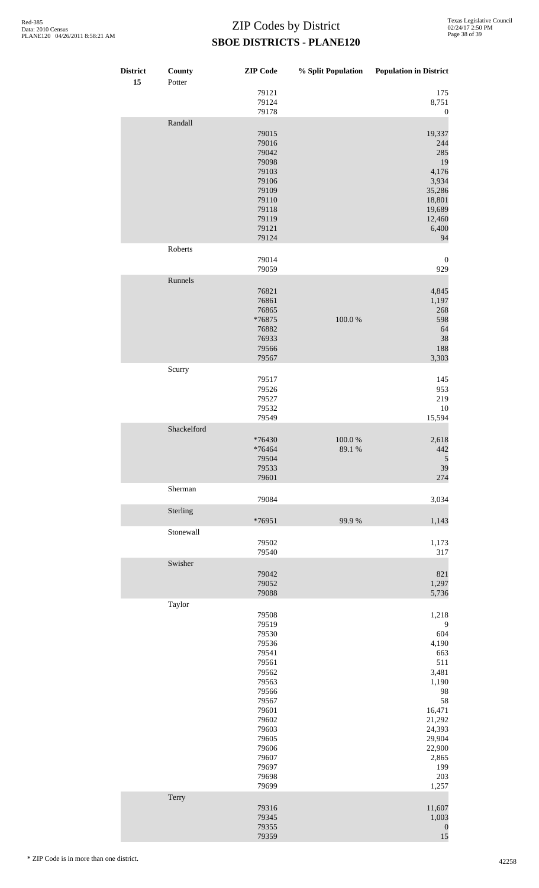# ZIP Codes by District

## SBOE DISTRICTS - PLANE120

| District | County | ZIP Code | % Split Population | Population in District |
|---|---|---|---|---|
| 15 | Potter | | | |
| | | 79121 | | 175 |
| | | 79124 | | 8,751 |
| | | 79178 | | 0 |
| | Randall | | | |
| | | 79015 | | 19,337 |
| | | 79016 | | 244 |
| | | 79042 | | 285 |
| | | 79098 | | 19 |
| | | 79103 | | 4,176 |
| | | 79106 | | 3,934 |
| | | 79109 | | 35,286 |
| | | 79110 | | 18,801 |
| | | 79118 | | 19,689 |
| | | 79119 | | 12,460 |
| | | 79121 | | 6,400 |
| | | 79124 | | 94 |
| | Roberts | | | |
| | | 79014 | | 0 |
| | | 79059 | | 929 |
| | Runnels | | | |
| | | 76821 | | 4,845 |
| | | 76861 | | 1,197 |
| | | 76865 | | 268 |
| | | *76875 | 100.0 % | 598 |
| | | 76882 | | 64 |
| | | 76933 | | 38 |
| | | 79566 | | 188 |
| | | 79567 | | 3,303 |
| | Scurry | | | |
| | | 79517 | | 145 |
| | | 79526 | | 953 |
| | | 79527 | | 219 |
| | | 79532 | | 10 |
| | | 79549 | | 15,594 |
| | Shackelford | | | |
| | | *76430 | 100.0 % | 2,618 |
| | | *76464 | 89.1 % | 442 |
| | | 79504 | | 5 |
| | | 79533 | | 39 |
| | | 79601 | | 274 |
| | Sherman | | | |
| | | 79084 | | 3,034 |
| | Sterling | | | |
| | | *76951 | 99.9 % | 1,143 |
| | Stonewall | | | |
| | | 79502 | | 1,173 |
| | | 79540 | | 317 |
| | Swisher | | | |
| | | 79042 | | 821 |
| | | 79052 | | 1,297 |
| | | 79088 | | 5,736 |
| | Taylor | | | |
| | | 79508 | | 1,218 |
| | | 79519 | | 9 |
| | | 79530 | | 604 |
| | | 79536 | | 4,190 |
| | | 79541 | | 663 |
| | | 79561 | | 511 |
| | | 79562 | | 3,481 |
| | | 79563 | | 1,190 |
| | | 79566 | | 98 |
| | | 79567 | | 58 |
| | | 79601 | | 16,471 |
| | | 79602 | | 21,292 |
| | | 79603 | | 24,393 |
| | | 79605 | | 29,904 |
| | | 79606 | | 22,900 |
| | | 79607 | | 2,865 |
| | | 79697 | | 199 |
| | | 79698 | | 203 |
| | | 79699 | | 1,257 |
| | Terry | | | |
| | | 79316 | | 11,607 |
| | | 79345 | | 1,003 |
| | | 79355 | | 0 |
| | | 79359 | | 15 |

\* ZIP Code is in more than one district.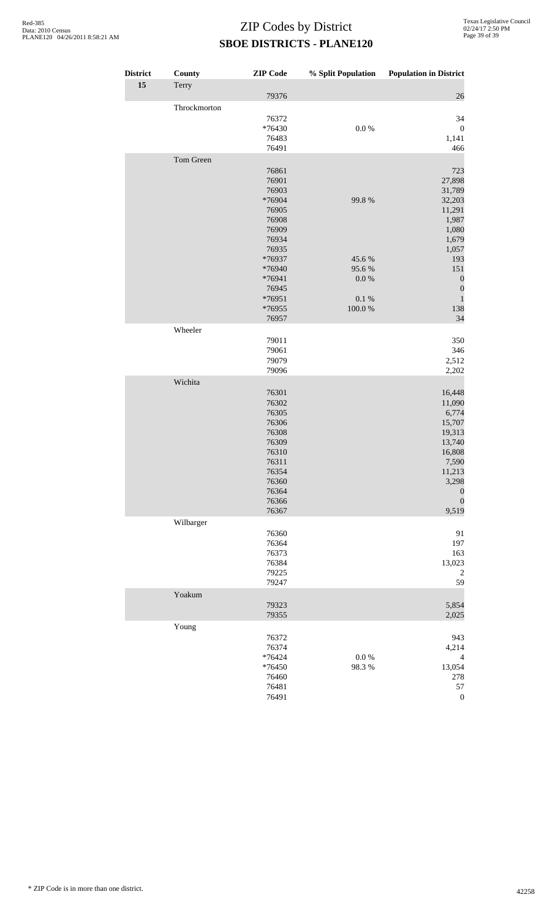# ZIP Codes by District

## SBOE DISTRICTS - PLANE120

| District | County | ZIP Code | % Split Population | Population in District |
|---|---|---|---|---|
| 15 | Terry | | | |
| | | 79376 | | 26 |
| | Throckmorton | | | |
| | | 76372 | | 34 |
| | | *76430 | 0.0 % | 0 |
| | | 76483 | | 1,141 |
| | | 76491 | | 466 |
| | Tom Green | | | |
| | | 76861 | | 723 |
| | | 76901 | | 27,898 |
| | | 76903 | | 31,789 |
| | | *76904 | 99.8 % | 32,203 |
| | | 76905 | | 11,291 |
| | | 76908 | | 1,987 |
| | | 76909 | | 1,080 |
| | | 76934 | | 1,679 |
| | | 76935 | | 1,057 |
| | | *76937 | 45.6 % | 193 |
| | | *76940 | 95.6 % | 151 |
| | | *76941 | 0.0 % | 0 |
| | | 76945 | | 0 |
| | | *76951 | 0.1 % | 1 |
| | | *76955 | 100.0 % | 138 |
| | | 76957 | | 34 |
| | Wheeler | | | |
| | | 79011 | | 350 |
| | | 79061 | | 346 |
| | | 79079 | | 2,512 |
| | | 79096 | | 2,202 |
| | Wichita | | | |
| | | 76301 | | 16,448 |
| | | 76302 | | 11,090 |
| | | 76305 | | 6,774 |
| | | 76306 | | 15,707 |
| | | 76308 | | 19,313 |
| | | 76309 | | 13,740 |
| | | 76310 | | 16,808 |
| | | 76311 | | 7,590 |
| | | 76354 | | 11,213 |
| | | 76360 | | 3,298 |
| | | 76364 | | 0 |
| | | 76366 | | 0 |
| | | 76367 | | 9,519 |
| | Wilbarger | | | |
| | | 76360 | | 91 |
| | | 76364 | | 197 |
| | | 76373 | | 163 |
| | | 76384 | | 13,023 |
| | | 79225 | | 2 |
| | | 79247 | | 59 |
| | Yoakum | | | |
| | | 79323 | | 5,854 |
| | | 79355 | | 2,025 |
| | Young | | | |
| | | 76372 | | 943 |
| | | 76374 | | 4,214 |
| | | *76424 | 0.0 % | 4 |
| | | *76450 | 98.3 % | 13,054 |
| | | 76460 | | 278 |
| | | 76481 | | 57 |
| | | 76491 | | 0 |

* ZIP Code is in more than one district.